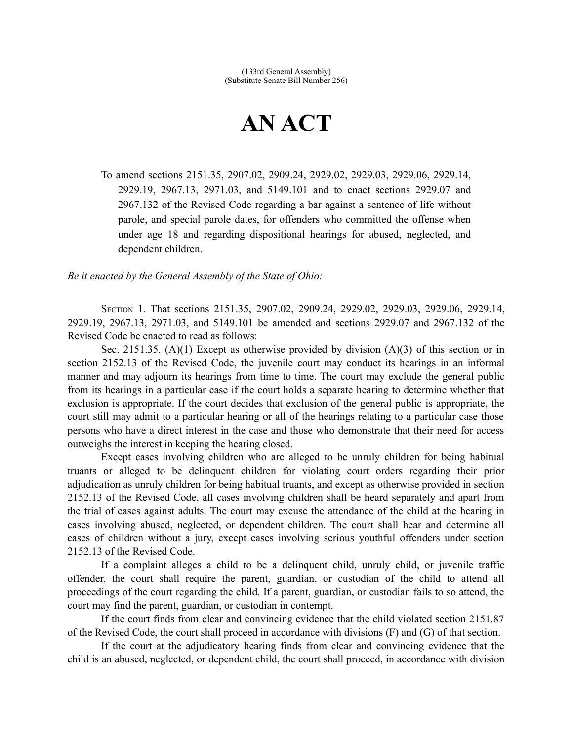(133rd General Assembly)
(Substitute Senate Bill Number 256)

# AN ACT

To amend sections 2151.35, 2907.02, 2909.24, 2929.02, 2929.03, 2929.06, 2929.14, 2929.19, 2967.13, 2971.03, and 5149.101 and to enact sections 2929.07 and 2967.132 of the Revised Code regarding a bar against a sentence of life without parole, and special parole dates, for offenders who committed the offense when under age 18 and regarding dispositional hearings for abused, neglected, and dependent children.

*Be it enacted by the General Assembly of the State of Ohio:*

SECTION 1. That sections 2151.35, 2907.02, 2909.24, 2929.02, 2929.03, 2929.06, 2929.14, 2929.19, 2967.13, 2971.03, and 5149.101 be amended and sections 2929.07 and 2967.132 of the Revised Code be enacted to read as follows:

Sec. 2151.35. (A)(1) Except as otherwise provided by division (A)(3) of this section or in section 2152.13 of the Revised Code, the juvenile court may conduct its hearings in an informal manner and may adjourn its hearings from time to time. The court may exclude the general public from its hearings in a particular case if the court holds a separate hearing to determine whether that exclusion is appropriate. If the court decides that exclusion of the general public is appropriate, the court still may admit to a particular hearing or all of the hearings relating to a particular case those persons who have a direct interest in the case and those who demonstrate that their need for access outweighs the interest in keeping the hearing closed.

Except cases involving children who are alleged to be unruly children for being habitual truants or alleged to be delinquent children for violating court orders regarding their prior adjudication as unruly children for being habitual truants, and except as otherwise provided in section 2152.13 of the Revised Code, all cases involving children shall be heard separately and apart from the trial of cases against adults. The court may excuse the attendance of the child at the hearing in cases involving abused, neglected, or dependent children. The court shall hear and determine all cases of children without a jury, except cases involving serious youthful offenders under section 2152.13 of the Revised Code.

If a complaint alleges a child to be a delinquent child, unruly child, or juvenile traffic offender, the court shall require the parent, guardian, or custodian of the child to attend all proceedings of the court regarding the child. If a parent, guardian, or custodian fails to so attend, the court may find the parent, guardian, or custodian in contempt.

If the court finds from clear and convincing evidence that the child violated section 2151.87 of the Revised Code, the court shall proceed in accordance with divisions (F) and (G) of that section.

If the court at the adjudicatory hearing finds from clear and convincing evidence that the child is an abused, neglected, or dependent child, the court shall proceed, in accordance with division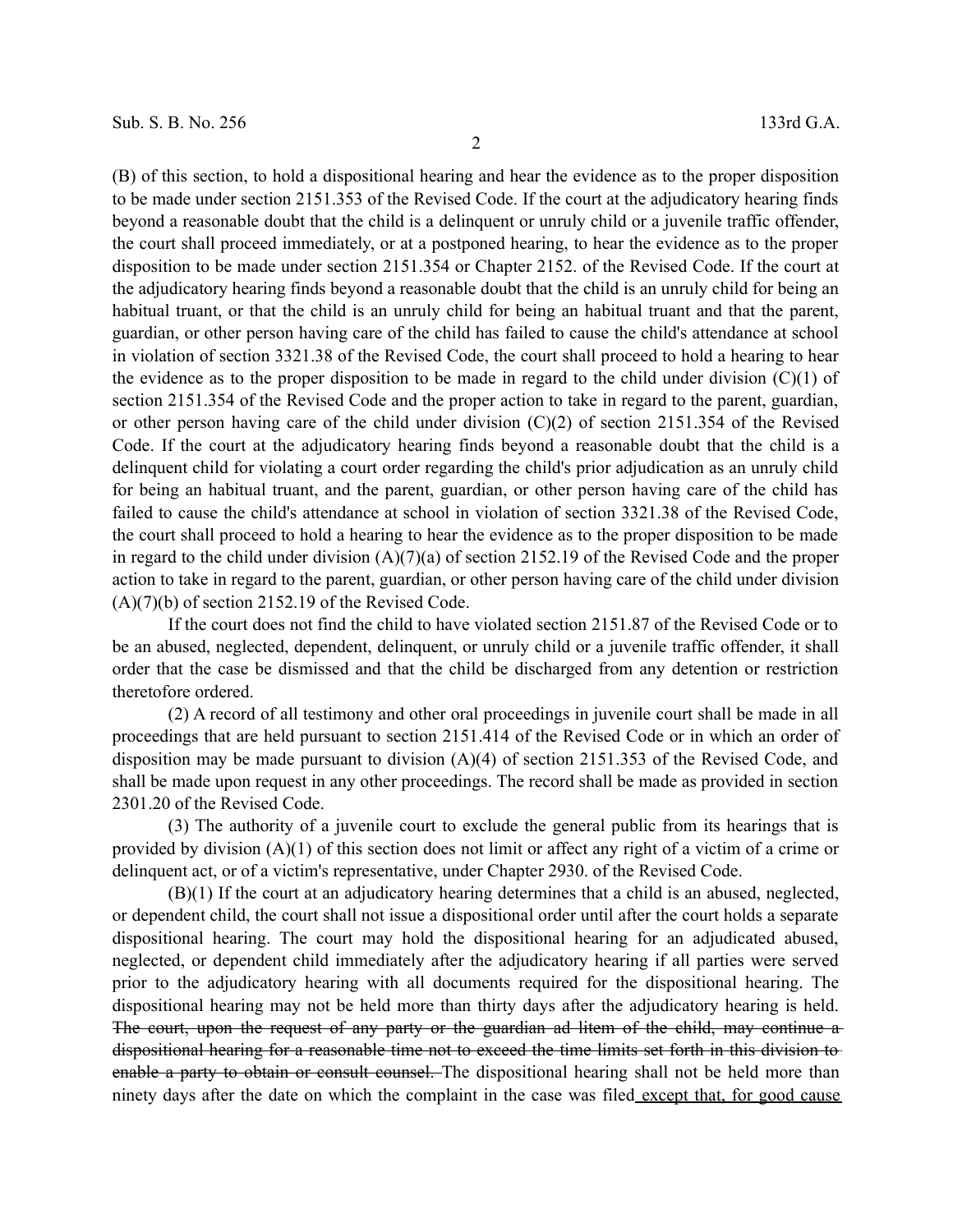(B) of this section, to hold a dispositional hearing and hear the evidence as to the proper disposition to be made under section 2151.353 of the Revised Code. If the court at the adjudicatory hearing finds beyond a reasonable doubt that the child is a delinquent or unruly child or a juvenile traffic offender, the court shall proceed immediately, or at a postponed hearing, to hear the evidence as to the proper disposition to be made under section 2151.354 or Chapter 2152. of the Revised Code. If the court at the adjudicatory hearing finds beyond a reasonable doubt that the child is an unruly child for being an habitual truant, or that the child is an unruly child for being an habitual truant and that the parent, guardian, or other person having care of the child has failed to cause the child's attendance at school in violation of section 3321.38 of the Revised Code, the court shall proceed to hold a hearing to hear the evidence as to the proper disposition to be made in regard to the child under division (C)(1) of section 2151.354 of the Revised Code and the proper action to take in regard to the parent, guardian, or other person having care of the child under division (C)(2) of section 2151.354 of the Revised Code. If the court at the adjudicatory hearing finds beyond a reasonable doubt that the child is a delinquent child for violating a court order regarding the child's prior adjudication as an unruly child for being an habitual truant, and the parent, guardian, or other person having care of the child has failed to cause the child's attendance at school in violation of section 3321.38 of the Revised Code, the court shall proceed to hold a hearing to hear the evidence as to the proper disposition to be made in regard to the child under division (A)(7)(a) of section 2152.19 of the Revised Code and the proper action to take in regard to the parent, guardian, or other person having care of the child under division (A)(7)(b) of section 2152.19 of the Revised Code.

If the court does not find the child to have violated section 2151.87 of the Revised Code or to be an abused, neglected, dependent, delinquent, or unruly child or a juvenile traffic offender, it shall order that the case be dismissed and that the child be discharged from any detention or restriction theretofore ordered.

(2) A record of all testimony and other oral proceedings in juvenile court shall be made in all proceedings that are held pursuant to section 2151.414 of the Revised Code or in which an order of disposition may be made pursuant to division (A)(4) of section 2151.353 of the Revised Code, and shall be made upon request in any other proceedings. The record shall be made as provided in section 2301.20 of the Revised Code.

(3) The authority of a juvenile court to exclude the general public from its hearings that is provided by division (A)(1) of this section does not limit or affect any right of a victim of a crime or delinquent act, or of a victim's representative, under Chapter 2930. of the Revised Code.

(B)(1) If the court at an adjudicatory hearing determines that a child is an abused, neglected, or dependent child, the court shall not issue a dispositional order until after the court holds a separate dispositional hearing. The court may hold the dispositional hearing for an adjudicated abused, neglected, or dependent child immediately after the adjudicatory hearing if all parties were served prior to the adjudicatory hearing with all documents required for the dispositional hearing. The dispositional hearing may not be held more than thirty days after the adjudicatory hearing is held. ~~The court, upon the request of any party or the guardian ad litem of the child, may continue a dispositional hearing for a reasonable time not to exceed the time limits set forth in this division to enable a party to obtain or consult counsel.~~ The dispositional hearing shall not be held more than ninety days after the date on which the complaint in the case was filed<u> except that, for good cause</u>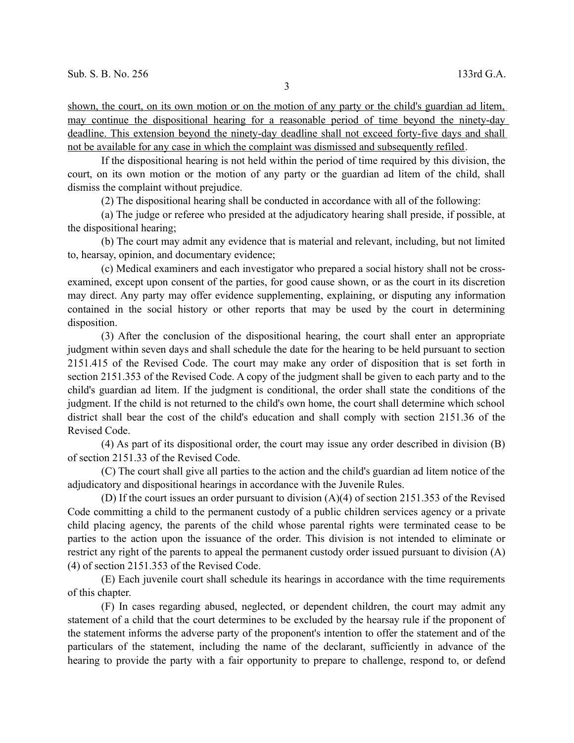shown, the court, on its own motion or on the motion of any party or the child's guardian ad litem, may continue the dispositional hearing for a reasonable period of time beyond the ninety-day deadline. This extension beyond the ninety-day deadline shall not exceed forty-five days and shall not be available for any case in which the complaint was dismissed and subsequently refiled.

If the dispositional hearing is not held within the period of time required by this division, the court, on its own motion or the motion of any party or the guardian ad litem of the child, shall dismiss the complaint without prejudice.

(2) The dispositional hearing shall be conducted in accordance with all of the following:

(a) The judge or referee who presided at the adjudicatory hearing shall preside, if possible, at the dispositional hearing;

(b) The court may admit any evidence that is material and relevant, including, but not limited to, hearsay, opinion, and documentary evidence;

(c) Medical examiners and each investigator who prepared a social history shall not be cross-examined, except upon consent of the parties, for good cause shown, or as the court in its discretion may direct. Any party may offer evidence supplementing, explaining, or disputing any information contained in the social history or other reports that may be used by the court in determining disposition.

(3) After the conclusion of the dispositional hearing, the court shall enter an appropriate judgment within seven days and shall schedule the date for the hearing to be held pursuant to section 2151.415 of the Revised Code. The court may make any order of disposition that is set forth in section 2151.353 of the Revised Code. A copy of the judgment shall be given to each party and to the child's guardian ad litem. If the judgment is conditional, the order shall state the conditions of the judgment. If the child is not returned to the child's own home, the court shall determine which school district shall bear the cost of the child's education and shall comply with section 2151.36 of the Revised Code.

(4) As part of its dispositional order, the court may issue any order described in division (B) of section 2151.33 of the Revised Code.

(C) The court shall give all parties to the action and the child's guardian ad litem notice of the adjudicatory and dispositional hearings in accordance with the Juvenile Rules.

(D) If the court issues an order pursuant to division (A)(4) of section 2151.353 of the Revised Code committing a child to the permanent custody of a public children services agency or a private child placing agency, the parents of the child whose parental rights were terminated cease to be parties to the action upon the issuance of the order. This division is not intended to eliminate or restrict any right of the parents to appeal the permanent custody order issued pursuant to division (A)(4) of section 2151.353 of the Revised Code.

(E) Each juvenile court shall schedule its hearings in accordance with the time requirements of this chapter.

(F) In cases regarding abused, neglected, or dependent children, the court may admit any statement of a child that the court determines to be excluded by the hearsay rule if the proponent of the statement informs the adverse party of the proponent's intention to offer the statement and of the particulars of the statement, including the name of the declarant, sufficiently in advance of the hearing to provide the party with a fair opportunity to prepare to challenge, respond to, or defend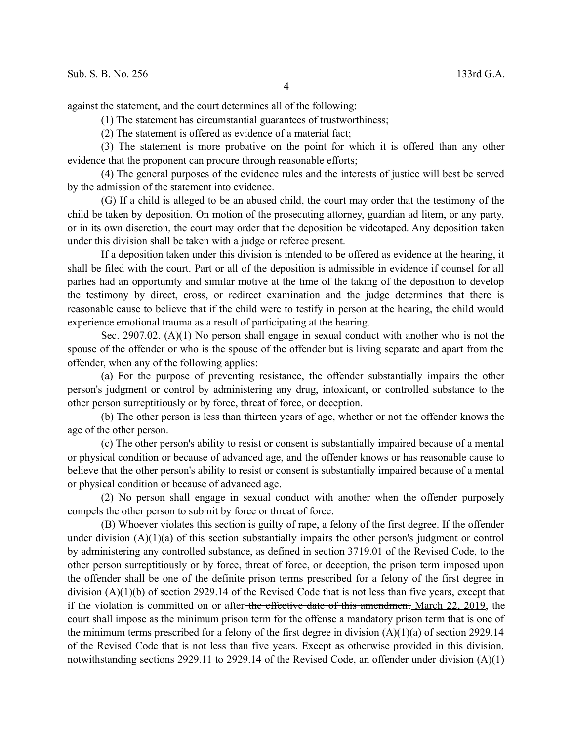against the statement, and the court determines all of the following:

(1) The statement has circumstantial guarantees of trustworthiness;

(2) The statement is offered as evidence of a material fact;

(3) The statement is more probative on the point for which it is offered than any other evidence that the proponent can procure through reasonable efforts;

(4) The general purposes of the evidence rules and the interests of justice will best be served by the admission of the statement into evidence.

(G) If a child is alleged to be an abused child, the court may order that the testimony of the child be taken by deposition. On motion of the prosecuting attorney, guardian ad litem, or any party, or in its own discretion, the court may order that the deposition be videotaped. Any deposition taken under this division shall be taken with a judge or referee present.

If a deposition taken under this division is intended to be offered as evidence at the hearing, it shall be filed with the court. Part or all of the deposition is admissible in evidence if counsel for all parties had an opportunity and similar motive at the time of the taking of the deposition to develop the testimony by direct, cross, or redirect examination and the judge determines that there is reasonable cause to believe that if the child were to testify in person at the hearing, the child would experience emotional trauma as a result of participating at the hearing.

Sec. 2907.02. (A)(1) No person shall engage in sexual conduct with another who is not the spouse of the offender or who is the spouse of the offender but is living separate and apart from the offender, when any of the following applies:

(a) For the purpose of preventing resistance, the offender substantially impairs the other person's judgment or control by administering any drug, intoxicant, or controlled substance to the other person surreptitiously or by force, threat of force, or deception.

(b) The other person is less than thirteen years of age, whether or not the offender knows the age of the other person.

(c) The other person's ability to resist or consent is substantially impaired because of a mental or physical condition or because of advanced age, and the offender knows or has reasonable cause to believe that the other person's ability to resist or consent is substantially impaired because of a mental or physical condition or because of advanced age.

(2) No person shall engage in sexual conduct with another when the offender purposely compels the other person to submit by force or threat of force.

(B) Whoever violates this section is guilty of rape, a felony of the first degree. If the offender under division (A)(1)(a) of this section substantially impairs the other person's judgment or control by administering any controlled substance, as defined in section 3719.01 of the Revised Code, to the other person surreptitiously or by force, threat of force, or deception, the prison term imposed upon the offender shall be one of the definite prison terms prescribed for a felony of the first degree in division (A)(1)(b) of section 2929.14 of the Revised Code that is not less than five years, except that if the violation is committed on or after ~~the effective date of this amendment~~ March 22, 2019, the court shall impose as the minimum prison term for the offense a mandatory prison term that is one of the minimum terms prescribed for a felony of the first degree in division (A)(1)(a) of section 2929.14 of the Revised Code that is not less than five years. Except as otherwise provided in this division, notwithstanding sections 2929.11 to 2929.14 of the Revised Code, an offender under division (A)(1)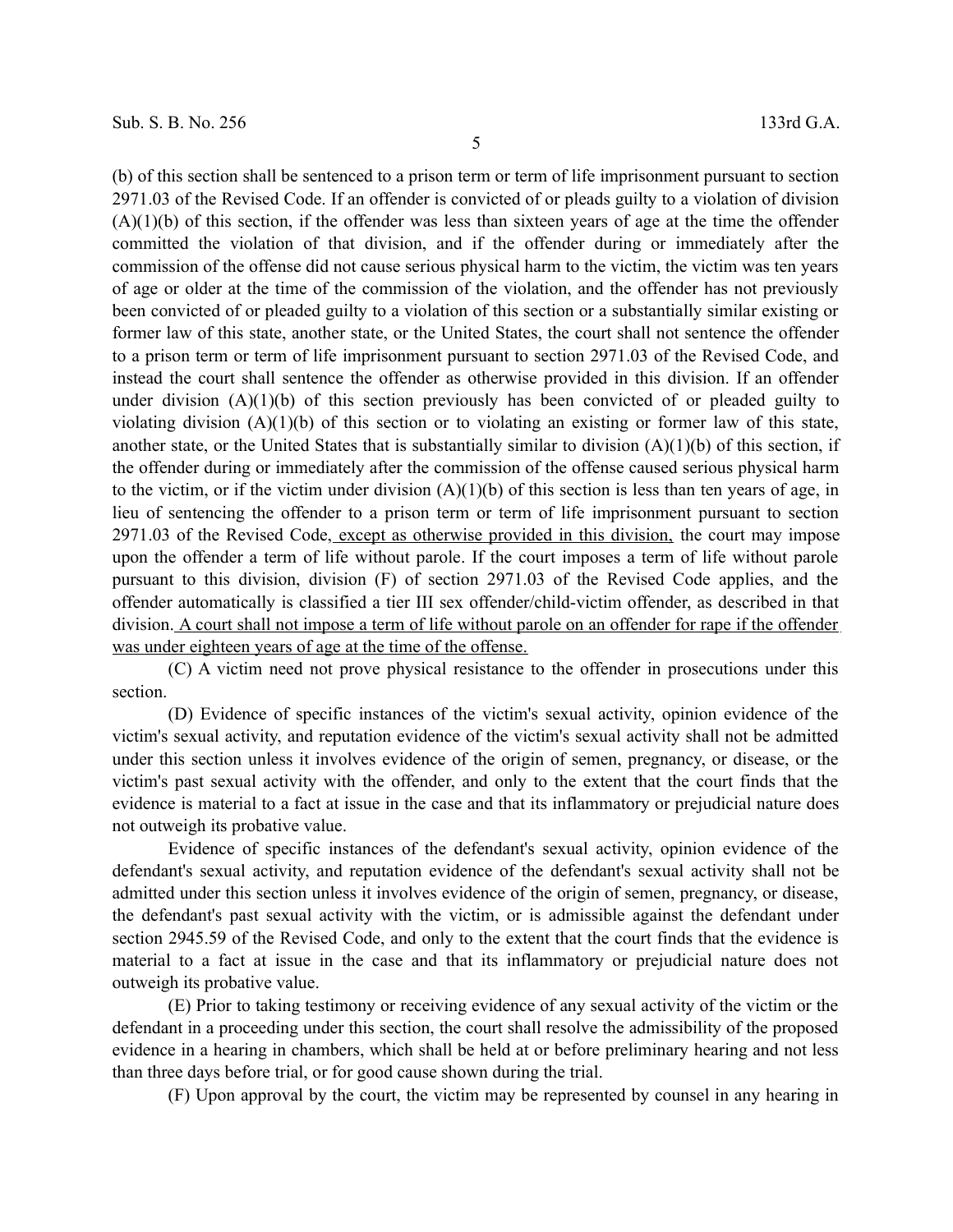(b) of this section shall be sentenced to a prison term or term of life imprisonment pursuant to section 2971.03 of the Revised Code. If an offender is convicted of or pleads guilty to a violation of division (A)(1)(b) of this section, if the offender was less than sixteen years of age at the time the offender committed the violation of that division, and if the offender during or immediately after the commission of the offense did not cause serious physical harm to the victim, the victim was ten years of age or older at the time of the commission of the violation, and the offender has not previously been convicted of or pleaded guilty to a violation of this section or a substantially similar existing or former law of this state, another state, or the United States, the court shall not sentence the offender to a prison term or term of life imprisonment pursuant to section 2971.03 of the Revised Code, and instead the court shall sentence the offender as otherwise provided in this division. If an offender under division (A)(1)(b) of this section previously has been convicted of or pleaded guilty to violating division (A)(1)(b) of this section or to violating an existing or former law of this state, another state, or the United States that is substantially similar to division (A)(1)(b) of this section, if the offender during or immediately after the commission of the offense caused serious physical harm to the victim, or if the victim under division (A)(1)(b) of this section is less than ten years of age, in lieu of sentencing the offender to a prison term or term of life imprisonment pursuant to section 2971.03 of the Revised Code, <u>except as otherwise provided in this division,</u> the court may impose upon the offender a term of life without parole. If the court imposes a term of life without parole pursuant to this division, division (F) of section 2971.03 of the Revised Code applies, and the offender automatically is classified a tier III sex offender/child-victim offender, as described in that division. <u>A court shall not impose a term of life without parole on an offender for rape if the offender was under eighteen years of age at the time of the offense.</u>

(C) A victim need not prove physical resistance to the offender in prosecutions under this section.

(D) Evidence of specific instances of the victim's sexual activity, opinion evidence of the victim's sexual activity, and reputation evidence of the victim's sexual activity shall not be admitted under this section unless it involves evidence of the origin of semen, pregnancy, or disease, or the victim's past sexual activity with the offender, and only to the extent that the court finds that the evidence is material to a fact at issue in the case and that its inflammatory or prejudicial nature does not outweigh its probative value.

Evidence of specific instances of the defendant's sexual activity, opinion evidence of the defendant's sexual activity, and reputation evidence of the defendant's sexual activity shall not be admitted under this section unless it involves evidence of the origin of semen, pregnancy, or disease, the defendant's past sexual activity with the victim, or is admissible against the defendant under section 2945.59 of the Revised Code, and only to the extent that the court finds that the evidence is material to a fact at issue in the case and that its inflammatory or prejudicial nature does not outweigh its probative value.

(E) Prior to taking testimony or receiving evidence of any sexual activity of the victim or the defendant in a proceeding under this section, the court shall resolve the admissibility of the proposed evidence in a hearing in chambers, which shall be held at or before preliminary hearing and not less than three days before trial, or for good cause shown during the trial.

(F) Upon approval by the court, the victim may be represented by counsel in any hearing in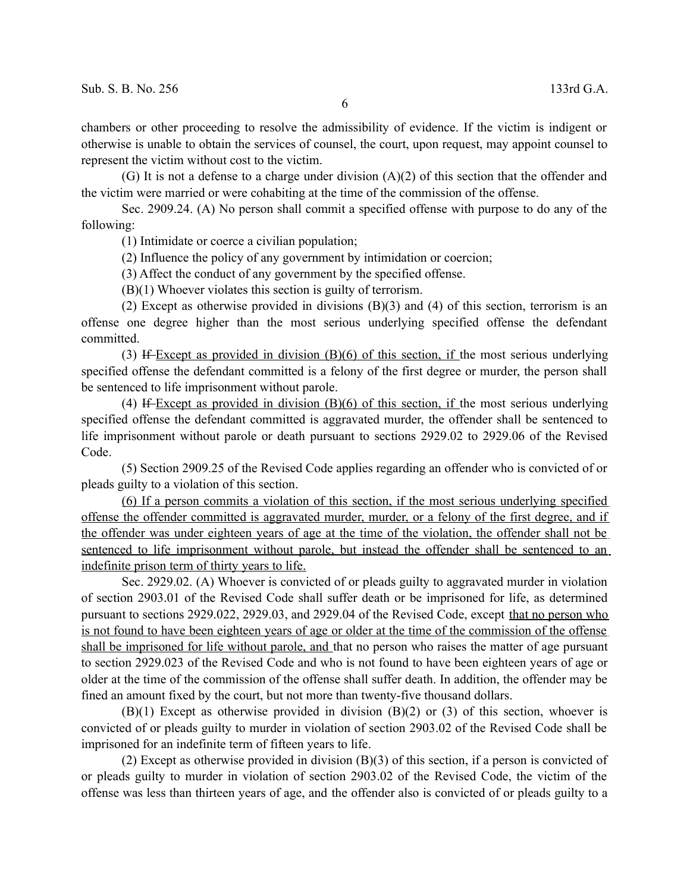chambers or other proceeding to resolve the admissibility of evidence. If the victim is indigent or otherwise is unable to obtain the services of counsel, the court, upon request, may appoint counsel to represent the victim without cost to the victim.

(G) It is not a defense to a charge under division (A)(2) of this section that the offender and the victim were married or were cohabiting at the time of the commission of the offense.

Sec. 2909.24. (A) No person shall commit a specified offense with purpose to do any of the following:

(1) Intimidate or coerce a civilian population;

(2) Influence the policy of any government by intimidation or coercion;

(3) Affect the conduct of any government by the specified offense.

(B)(1) Whoever violates this section is guilty of terrorism.

(2) Except as otherwise provided in divisions (B)(3) and (4) of this section, terrorism is an offense one degree higher than the most serious underlying specified offense the defendant committed.

(3) ~~If~~ <u>Except as provided in division (B)(6) of this section, if</u> the most serious underlying specified offense the defendant committed is a felony of the first degree or murder, the person shall be sentenced to life imprisonment without parole.

(4) ~~If~~ <u>Except as provided in division (B)(6) of this section, if</u> the most serious underlying specified offense the defendant committed is aggravated murder, the offender shall be sentenced to life imprisonment without parole or death pursuant to sections 2929.02 to 2929.06 of the Revised Code.

(5) Section 2909.25 of the Revised Code applies regarding an offender who is convicted of or pleads guilty to a violation of this section.

<u>(6) If a person commits a violation of this section, if the most serious underlying specified offense the offender committed is aggravated murder, murder, or a felony of the first degree, and if the offender was under eighteen years of age at the time of the violation, the offender shall not be sentenced to life imprisonment without parole, but instead the offender shall be sentenced to an indefinite prison term of thirty years to life.</u>

Sec. 2929.02. (A) Whoever is convicted of or pleads guilty to aggravated murder in violation of section 2903.01 of the Revised Code shall suffer death or be imprisoned for life, as determined pursuant to sections 2929.022, 2929.03, and 2929.04 of the Revised Code, except <u>that no person who is not found to have been eighteen years of age or older at the time of the commission of the offense shall be imprisoned for life without parole, and</u> that no person who raises the matter of age pursuant to section 2929.023 of the Revised Code and who is not found to have been eighteen years of age or older at the time of the commission of the offense shall suffer death. In addition, the offender may be fined an amount fixed by the court, but not more than twenty-five thousand dollars.

(B)(1) Except as otherwise provided in division (B)(2) or (3) of this section, whoever is convicted of or pleads guilty to murder in violation of section 2903.02 of the Revised Code shall be imprisoned for an indefinite term of fifteen years to life.

(2) Except as otherwise provided in division (B)(3) of this section, if a person is convicted of or pleads guilty to murder in violation of section 2903.02 of the Revised Code, the victim of the offense was less than thirteen years of age, and the offender also is convicted of or pleads guilty to a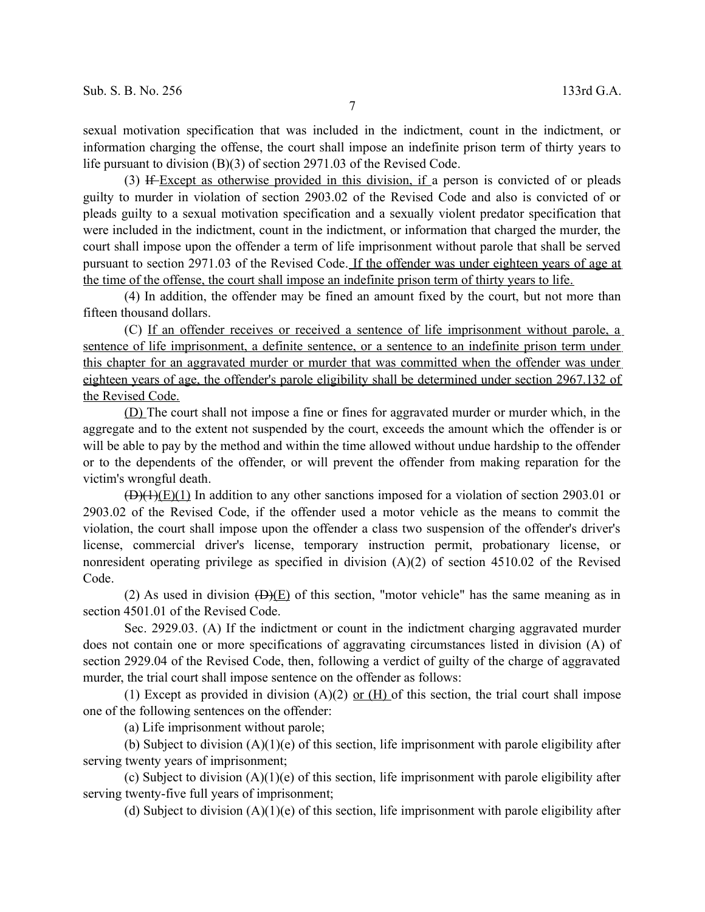sexual motivation specification that was included in the indictment, count in the indictment, or information charging the offense, the court shall impose an indefinite prison term of thirty years to life pursuant to division (B)(3) of section 2971.03 of the Revised Code.

(3) ~~If~~ Except as otherwise provided in this division, if a person is convicted of or pleads guilty to murder in violation of section 2903.02 of the Revised Code and also is convicted of or pleads guilty to a sexual motivation specification and a sexually violent predator specification that were included in the indictment, count in the indictment, or information that charged the murder, the court shall impose upon the offender a term of life imprisonment without parole that shall be served pursuant to section 2971.03 of the Revised Code. If the offender was under eighteen years of age at the time of the offense, the court shall impose an indefinite prison term of thirty years to life.

(4) In addition, the offender may be fined an amount fixed by the court, but not more than fifteen thousand dollars.

(C) If an offender receives or received a sentence of life imprisonment without parole, a sentence of life imprisonment, a definite sentence, or a sentence to an indefinite prison term under this chapter for an aggravated murder or murder that was committed when the offender was under eighteen years of age, the offender's parole eligibility shall be determined under section 2967.132 of the Revised Code.

(D) The court shall not impose a fine or fines for aggravated murder or murder which, in the aggregate and to the extent not suspended by the court, exceeds the amount which the offender is or will be able to pay by the method and within the time allowed without undue hardship to the offender or to the dependents of the offender, or will prevent the offender from making reparation for the victim's wrongful death.

~~(D)(1)~~(E)(1) In addition to any other sanctions imposed for a violation of section 2903.01 or 2903.02 of the Revised Code, if the offender used a motor vehicle as the means to commit the violation, the court shall impose upon the offender a class two suspension of the offender's driver's license, commercial driver's license, temporary instruction permit, probationary license, or nonresident operating privilege as specified in division (A)(2) of section 4510.02 of the Revised Code.

(2) As used in division ~~(D)~~(E) of this section, "motor vehicle" has the same meaning as in section 4501.01 of the Revised Code.

Sec. 2929.03. (A) If the indictment or count in the indictment charging aggravated murder does not contain one or more specifications of aggravating circumstances listed in division (A) of section 2929.04 of the Revised Code, then, following a verdict of guilty of the charge of aggravated murder, the trial court shall impose sentence on the offender as follows:

(1) Except as provided in division (A)(2) or (H) of this section, the trial court shall impose one of the following sentences on the offender:

(a) Life imprisonment without parole;

(b) Subject to division (A)(1)(e) of this section, life imprisonment with parole eligibility after serving twenty years of imprisonment;

(c) Subject to division (A)(1)(e) of this section, life imprisonment with parole eligibility after serving twenty-five full years of imprisonment;

(d) Subject to division (A)(1)(e) of this section, life imprisonment with parole eligibility after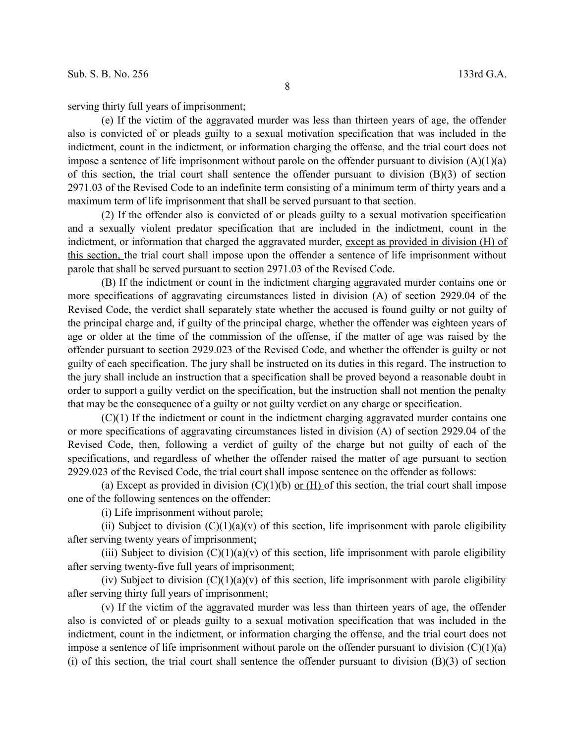serving thirty full years of imprisonment;

(e) If the victim of the aggravated murder was less than thirteen years of age, the offender also is convicted of or pleads guilty to a sexual motivation specification that was included in the indictment, count in the indictment, or information charging the offense, and the trial court does not impose a sentence of life imprisonment without parole on the offender pursuant to division (A)(1)(a) of this section, the trial court shall sentence the offender pursuant to division (B)(3) of section 2971.03 of the Revised Code to an indefinite term consisting of a minimum term of thirty years and a maximum term of life imprisonment that shall be served pursuant to that section.

(2) If the offender also is convicted of or pleads guilty to a sexual motivation specification and a sexually violent predator specification that are included in the indictment, count in the indictment, or information that charged the aggravated murder, <u>except as provided in division (H) of this section,</u> the trial court shall impose upon the offender a sentence of life imprisonment without parole that shall be served pursuant to section 2971.03 of the Revised Code.

(B) If the indictment or count in the indictment charging aggravated murder contains one or more specifications of aggravating circumstances listed in division (A) of section 2929.04 of the Revised Code, the verdict shall separately state whether the accused is found guilty or not guilty of the principal charge and, if guilty of the principal charge, whether the offender was eighteen years of age or older at the time of the commission of the offense, if the matter of age was raised by the offender pursuant to section 2929.023 of the Revised Code, and whether the offender is guilty or not guilty of each specification. The jury shall be instructed on its duties in this regard. The instruction to the jury shall include an instruction that a specification shall be proved beyond a reasonable doubt in order to support a guilty verdict on the specification, but the instruction shall not mention the penalty that may be the consequence of a guilty or not guilty verdict on any charge or specification.

(C)(1) If the indictment or count in the indictment charging aggravated murder contains one or more specifications of aggravating circumstances listed in division (A) of section 2929.04 of the Revised Code, then, following a verdict of guilty of the charge but not guilty of each of the specifications, and regardless of whether the offender raised the matter of age pursuant to section 2929.023 of the Revised Code, the trial court shall impose sentence on the offender as follows:

(a) Except as provided in division (C)(1)(b) <u>or (H)</u> of this section, the trial court shall impose one of the following sentences on the offender:

(i) Life imprisonment without parole;

(ii) Subject to division (C)(1)(a)(v) of this section, life imprisonment with parole eligibility after serving twenty years of imprisonment;

(iii) Subject to division (C)(1)(a)(v) of this section, life imprisonment with parole eligibility after serving twenty-five full years of imprisonment;

(iv) Subject to division (C)(1)(a)(v) of this section, life imprisonment with parole eligibility after serving thirty full years of imprisonment;

(v) If the victim of the aggravated murder was less than thirteen years of age, the offender also is convicted of or pleads guilty to a sexual motivation specification that was included in the indictment, count in the indictment, or information charging the offense, and the trial court does not impose a sentence of life imprisonment without parole on the offender pursuant to division (C)(1)(a)(i) of this section, the trial court shall sentence the offender pursuant to division (B)(3) of section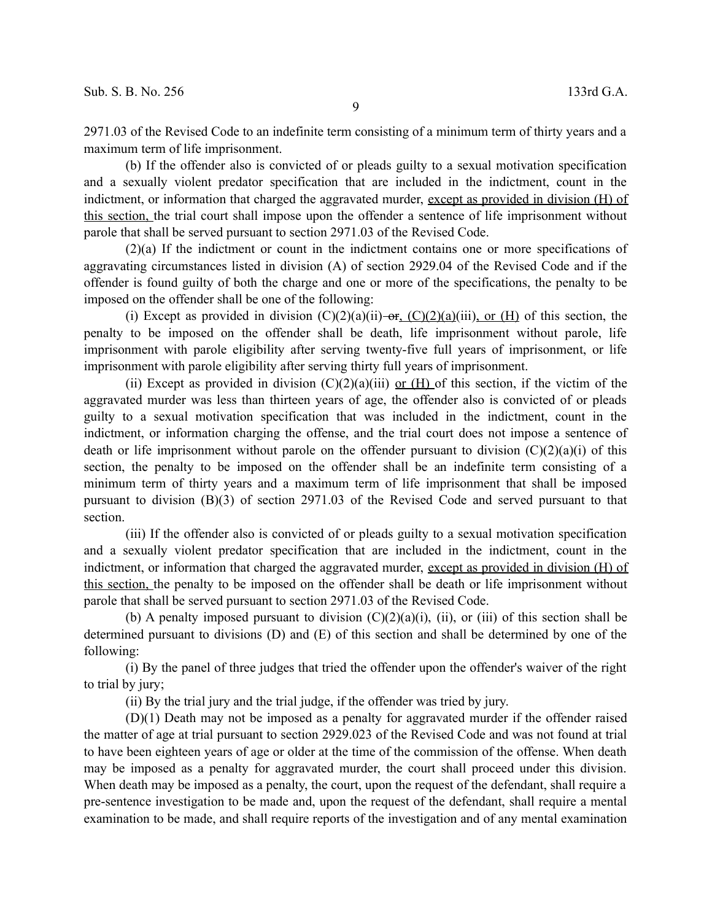2971.03 of the Revised Code to an indefinite term consisting of a minimum term of thirty years and a maximum term of life imprisonment.

(b) If the offender also is convicted of or pleads guilty to a sexual motivation specification and a sexually violent predator specification that are included in the indictment, count in the indictment, or information that charged the aggravated murder, <u>except as provided in division (H) of this section,</u> the trial court shall impose upon the offender a sentence of life imprisonment without parole that shall be served pursuant to section 2971.03 of the Revised Code.

(2)(a) If the indictment or count in the indictment contains one or more specifications of aggravating circumstances listed in division (A) of section 2929.04 of the Revised Code and if the offender is found guilty of both the charge and one or more of the specifications, the penalty to be imposed on the offender shall be one of the following:

(i) Except as provided in division (C)(2)(a)(ii) ~~or~~<u>, (C)(2)(a)</u>(iii)<u>, or (H)</u> of this section, the penalty to be imposed on the offender shall be death, life imprisonment without parole, life imprisonment with parole eligibility after serving twenty-five full years of imprisonment, or life imprisonment with parole eligibility after serving thirty full years of imprisonment.

(ii) Except as provided in division (C)(2)(a)(iii) <u>or (H)</u> of this section, if the victim of the aggravated murder was less than thirteen years of age, the offender also is convicted of or pleads guilty to a sexual motivation specification that was included in the indictment, count in the indictment, or information charging the offense, and the trial court does not impose a sentence of death or life imprisonment without parole on the offender pursuant to division (C)(2)(a)(i) of this section, the penalty to be imposed on the offender shall be an indefinite term consisting of a minimum term of thirty years and a maximum term of life imprisonment that shall be imposed pursuant to division (B)(3) of section 2971.03 of the Revised Code and served pursuant to that section.

(iii) If the offender also is convicted of or pleads guilty to a sexual motivation specification and a sexually violent predator specification that are included in the indictment, count in the indictment, or information that charged the aggravated murder, <u>except as provided in division (H) of this section,</u> the penalty to be imposed on the offender shall be death or life imprisonment without parole that shall be served pursuant to section 2971.03 of the Revised Code.

(b) A penalty imposed pursuant to division (C)(2)(a)(i), (ii), or (iii) of this section shall be determined pursuant to divisions (D) and (E) of this section and shall be determined by one of the following:

(i) By the panel of three judges that tried the offender upon the offender's waiver of the right to trial by jury;

(ii) By the trial jury and the trial judge, if the offender was tried by jury.

(D)(1) Death may not be imposed as a penalty for aggravated murder if the offender raised the matter of age at trial pursuant to section 2929.023 of the Revised Code and was not found at trial to have been eighteen years of age or older at the time of the commission of the offense. When death may be imposed as a penalty for aggravated murder, the court shall proceed under this division. When death may be imposed as a penalty, the court, upon the request of the defendant, shall require a pre-sentence investigation to be made and, upon the request of the defendant, shall require a mental examination to be made, and shall require reports of the investigation and of any mental examination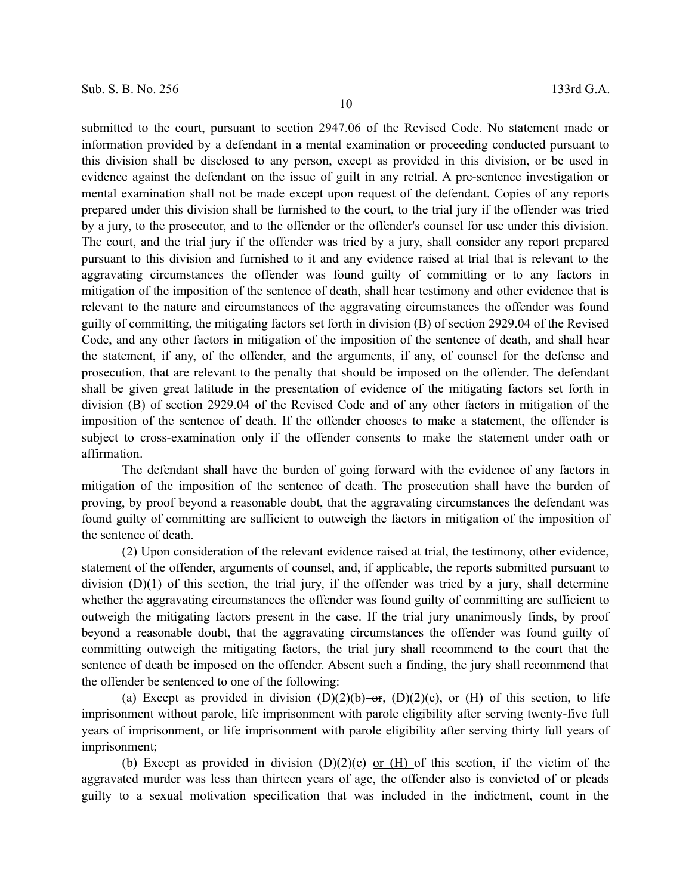submitted to the court, pursuant to section 2947.06 of the Revised Code. No statement made or information provided by a defendant in a mental examination or proceeding conducted pursuant to this division shall be disclosed to any person, except as provided in this division, or be used in evidence against the defendant on the issue of guilt in any retrial. A pre-sentence investigation or mental examination shall not be made except upon request of the defendant. Copies of any reports prepared under this division shall be furnished to the court, to the trial jury if the offender was tried by a jury, to the prosecutor, and to the offender or the offender's counsel for use under this division. The court, and the trial jury if the offender was tried by a jury, shall consider any report prepared pursuant to this division and furnished to it and any evidence raised at trial that is relevant to the aggravating circumstances the offender was found guilty of committing or to any factors in mitigation of the imposition of the sentence of death, shall hear testimony and other evidence that is relevant to the nature and circumstances of the aggravating circumstances the offender was found guilty of committing, the mitigating factors set forth in division (B) of section 2929.04 of the Revised Code, and any other factors in mitigation of the imposition of the sentence of death, and shall hear the statement, if any, of the offender, and the arguments, if any, of counsel for the defense and prosecution, that are relevant to the penalty that should be imposed on the offender. The defendant shall be given great latitude in the presentation of evidence of the mitigating factors set forth in division (B) of section 2929.04 of the Revised Code and of any other factors in mitigation of the imposition of the sentence of death. If the offender chooses to make a statement, the offender is subject to cross-examination only if the offender consents to make the statement under oath or affirmation.

The defendant shall have the burden of going forward with the evidence of any factors in mitigation of the imposition of the sentence of death. The prosecution shall have the burden of proving, by proof beyond a reasonable doubt, that the aggravating circumstances the defendant was found guilty of committing are sufficient to outweigh the factors in mitigation of the imposition of the sentence of death.

(2) Upon consideration of the relevant evidence raised at trial, the testimony, other evidence, statement of the offender, arguments of counsel, and, if applicable, the reports submitted pursuant to division (D)(1) of this section, the trial jury, if the offender was tried by a jury, shall determine whether the aggravating circumstances the offender was found guilty of committing are sufficient to outweigh the mitigating factors present in the case. If the trial jury unanimously finds, by proof beyond a reasonable doubt, that the aggravating circumstances the offender was found guilty of committing outweigh the mitigating factors, the trial jury shall recommend to the court that the sentence of death be imposed on the offender. Absent such a finding, the jury shall recommend that the offender be sentenced to one of the following:

(a) Except as provided in division (D)(2)(b) ~~or~~<u>, (D)(2)(c), or (H)</u> of this section, to life imprisonment without parole, life imprisonment with parole eligibility after serving twenty-five full years of imprisonment, or life imprisonment with parole eligibility after serving thirty full years of imprisonment;

(b) Except as provided in division (D)(2)(c) <u>or (H)</u> of this section, if the victim of the aggravated murder was less than thirteen years of age, the offender also is convicted of or pleads guilty to a sexual motivation specification that was included in the indictment, count in the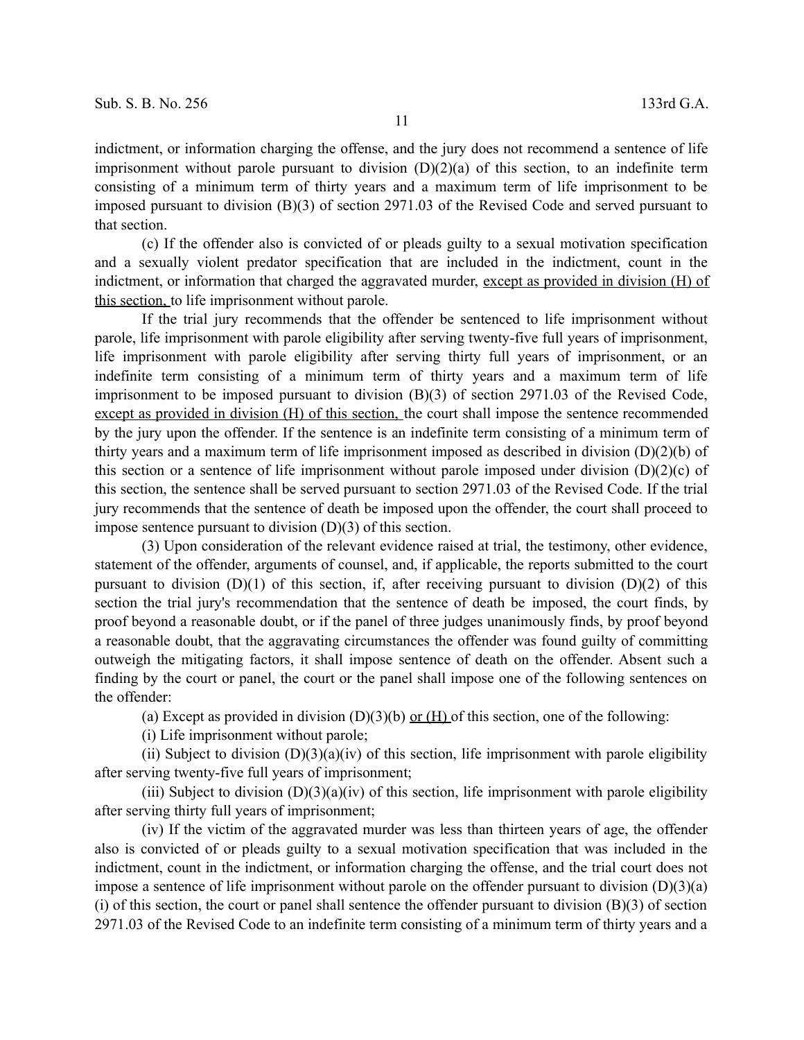indictment, or information charging the offense, and the jury does not recommend a sentence of life imprisonment without parole pursuant to division (D)(2)(a) of this section, to an indefinite term consisting of a minimum term of thirty years and a maximum term of life imprisonment to be imposed pursuant to division (B)(3) of section 2971.03 of the Revised Code and served pursuant to that section.

(c) If the offender also is convicted of or pleads guilty to a sexual motivation specification and a sexually violent predator specification that are included in the indictment, count in the indictment, or information that charged the aggravated murder, except as provided in division (H) of this section, to life imprisonment without parole.

If the trial jury recommends that the offender be sentenced to life imprisonment without parole, life imprisonment with parole eligibility after serving twenty-five full years of imprisonment, life imprisonment with parole eligibility after serving thirty full years of imprisonment, or an indefinite term consisting of a minimum term of thirty years and a maximum term of life imprisonment to be imposed pursuant to division (B)(3) of section 2971.03 of the Revised Code, except as provided in division (H) of this section, the court shall impose the sentence recommended by the jury upon the offender. If the sentence is an indefinite term consisting of a minimum term of thirty years and a maximum term of life imprisonment imposed as described in division (D)(2)(b) of this section or a sentence of life imprisonment without parole imposed under division (D)(2)(c) of this section, the sentence shall be served pursuant to section 2971.03 of the Revised Code. If the trial jury recommends that the sentence of death be imposed upon the offender, the court shall proceed to impose sentence pursuant to division (D)(3) of this section.

(3) Upon consideration of the relevant evidence raised at trial, the testimony, other evidence, statement of the offender, arguments of counsel, and, if applicable, the reports submitted to the court pursuant to division (D)(1) of this section, if, after receiving pursuant to division (D)(2) of this section the trial jury's recommendation that the sentence of death be imposed, the court finds, by proof beyond a reasonable doubt, or if the panel of three judges unanimously finds, by proof beyond a reasonable doubt, that the aggravating circumstances the offender was found guilty of committing outweigh the mitigating factors, it shall impose sentence of death on the offender. Absent such a finding by the court or panel, the court or the panel shall impose one of the following sentences on the offender:

(a) Except as provided in division (D)(3)(b) or (H) of this section, one of the following:

(i) Life imprisonment without parole;

(ii) Subject to division (D)(3)(a)(iv) of this section, life imprisonment with parole eligibility after serving twenty-five full years of imprisonment;

(iii) Subject to division (D)(3)(a)(iv) of this section, life imprisonment with parole eligibility after serving thirty full years of imprisonment;

(iv) If the victim of the aggravated murder was less than thirteen years of age, the offender also is convicted of or pleads guilty to a sexual motivation specification that was included in the indictment, count in the indictment, or information charging the offense, and the trial court does not impose a sentence of life imprisonment without parole on the offender pursuant to division (D)(3)(a)(i) of this section, the court or panel shall sentence the offender pursuant to division (B)(3) of section 2971.03 of the Revised Code to an indefinite term consisting of a minimum term of thirty years and a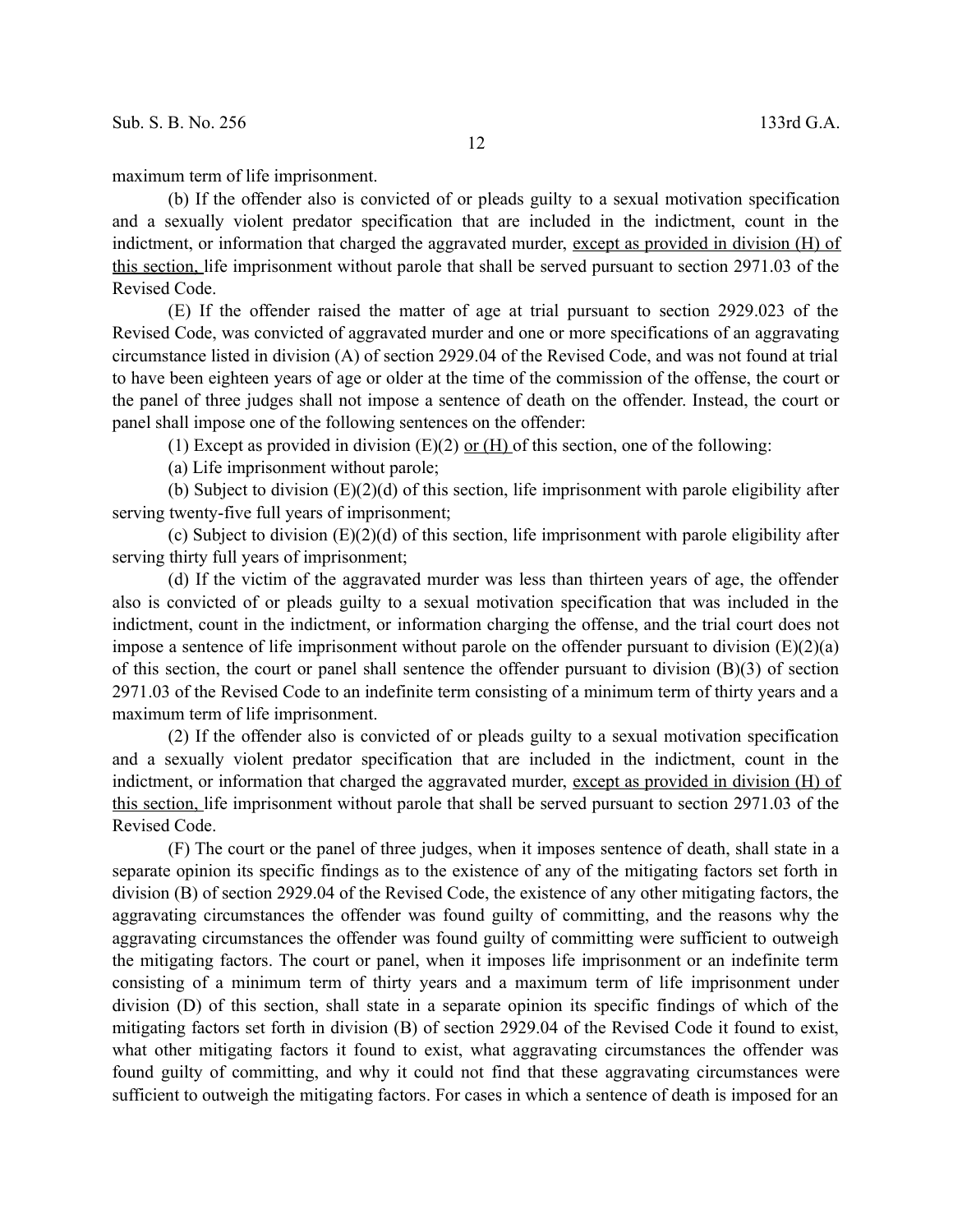maximum term of life imprisonment.

(b) If the offender also is convicted of or pleads guilty to a sexual motivation specification and a sexually violent predator specification that are included in the indictment, count in the indictment, or information that charged the aggravated murder, <u>except as provided in division (H) of this section,</u> life imprisonment without parole that shall be served pursuant to section 2971.03 of the Revised Code.

(E) If the offender raised the matter of age at trial pursuant to section 2929.023 of the Revised Code, was convicted of aggravated murder and one or more specifications of an aggravating circumstance listed in division (A) of section 2929.04 of the Revised Code, and was not found at trial to have been eighteen years of age or older at the time of the commission of the offense, the court or the panel of three judges shall not impose a sentence of death on the offender. Instead, the court or panel shall impose one of the following sentences on the offender:

(1) Except as provided in division (E)(2) <u>or (H)</u> of this section, one of the following:

(a) Life imprisonment without parole;

(b) Subject to division (E)(2)(d) of this section, life imprisonment with parole eligibility after serving twenty-five full years of imprisonment;

(c) Subject to division (E)(2)(d) of this section, life imprisonment with parole eligibility after serving thirty full years of imprisonment;

(d) If the victim of the aggravated murder was less than thirteen years of age, the offender also is convicted of or pleads guilty to a sexual motivation specification that was included in the indictment, count in the indictment, or information charging the offense, and the trial court does not impose a sentence of life imprisonment without parole on the offender pursuant to division (E)(2)(a) of this section, the court or panel shall sentence the offender pursuant to division (B)(3) of section 2971.03 of the Revised Code to an indefinite term consisting of a minimum term of thirty years and a maximum term of life imprisonment.

(2) If the offender also is convicted of or pleads guilty to a sexual motivation specification and a sexually violent predator specification that are included in the indictment, count in the indictment, or information that charged the aggravated murder, <u>except as provided in division (H) of this section,</u> life imprisonment without parole that shall be served pursuant to section 2971.03 of the Revised Code.

(F) The court or the panel of three judges, when it imposes sentence of death, shall state in a separate opinion its specific findings as to the existence of any of the mitigating factors set forth in division (B) of section 2929.04 of the Revised Code, the existence of any other mitigating factors, the aggravating circumstances the offender was found guilty of committing, and the reasons why the aggravating circumstances the offender was found guilty of committing were sufficient to outweigh the mitigating factors. The court or panel, when it imposes life imprisonment or an indefinite term consisting of a minimum term of thirty years and a maximum term of life imprisonment under division (D) of this section, shall state in a separate opinion its specific findings of which of the mitigating factors set forth in division (B) of section 2929.04 of the Revised Code it found to exist, what other mitigating factors it found to exist, what aggravating circumstances the offender was found guilty of committing, and why it could not find that these aggravating circumstances were sufficient to outweigh the mitigating factors. For cases in which a sentence of death is imposed for an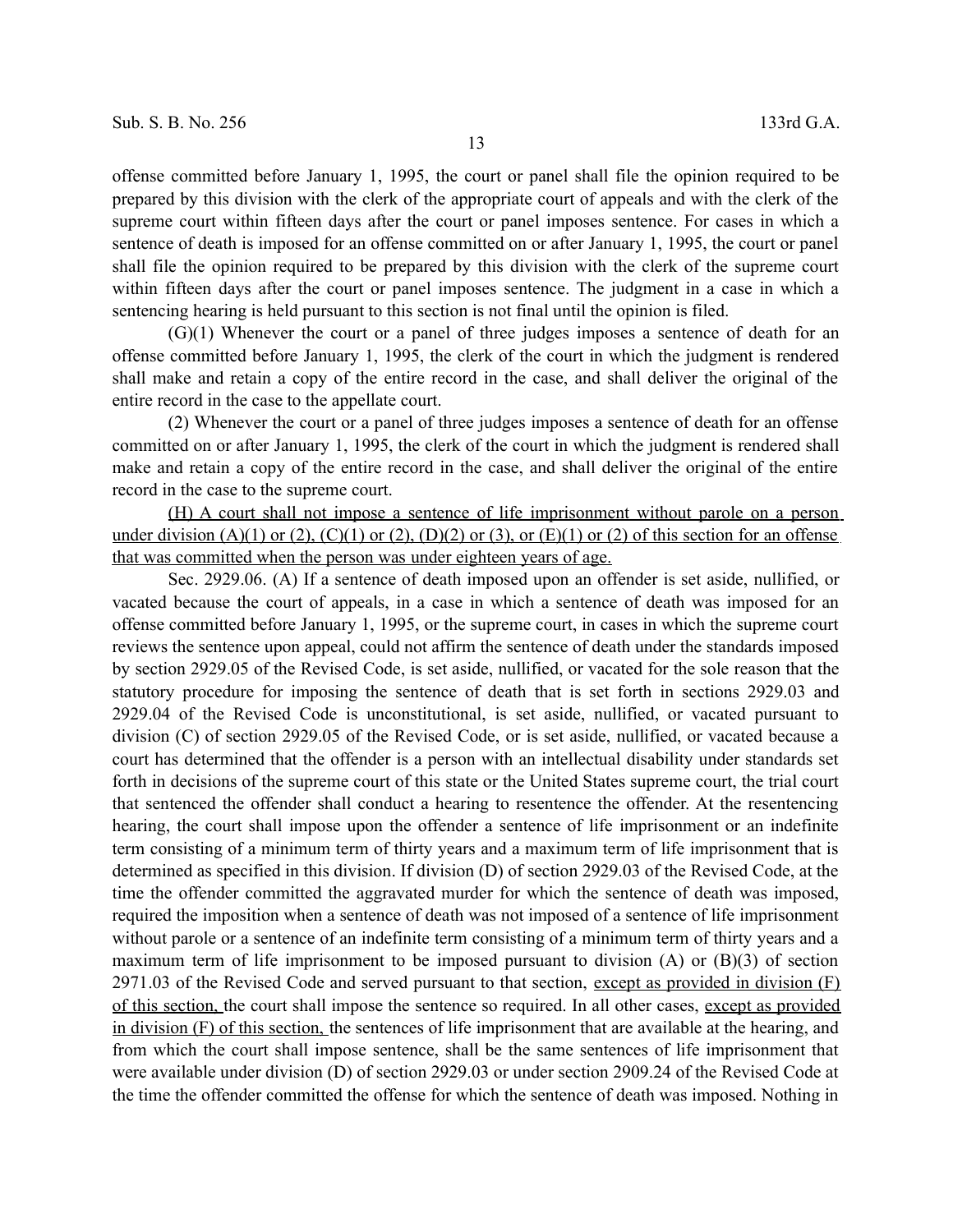offense committed before January 1, 1995, the court or panel shall file the opinion required to be prepared by this division with the clerk of the appropriate court of appeals and with the clerk of the supreme court within fifteen days after the court or panel imposes sentence. For cases in which a sentence of death is imposed for an offense committed on or after January 1, 1995, the court or panel shall file the opinion required to be prepared by this division with the clerk of the supreme court within fifteen days after the court or panel imposes sentence. The judgment in a case in which a sentencing hearing is held pursuant to this section is not final until the opinion is filed.

(G)(1) Whenever the court or a panel of three judges imposes a sentence of death for an offense committed before January 1, 1995, the clerk of the court in which the judgment is rendered shall make and retain a copy of the entire record in the case, and shall deliver the original of the entire record in the case to the appellate court.

(2) Whenever the court or a panel of three judges imposes a sentence of death for an offense committed on or after January 1, 1995, the clerk of the court in which the judgment is rendered shall make and retain a copy of the entire record in the case, and shall deliver the original of the entire record in the case to the supreme court.

<u>(H) A court shall not impose a sentence of life imprisonment without parole on a person under division (A)(1) or (2), (C)(1) or (2), (D)(2) or (3), or (E)(1) or (2) of this section for an offense that was committed when the person was under eighteen years of age.</u>

Sec. 2929.06. (A) If a sentence of death imposed upon an offender is set aside, nullified, or vacated because the court of appeals, in a case in which a sentence of death was imposed for an offense committed before January 1, 1995, or the supreme court, in cases in which the supreme court reviews the sentence upon appeal, could not affirm the sentence of death under the standards imposed by section 2929.05 of the Revised Code, is set aside, nullified, or vacated for the sole reason that the statutory procedure for imposing the sentence of death that is set forth in sections 2929.03 and 2929.04 of the Revised Code is unconstitutional, is set aside, nullified, or vacated pursuant to division (C) of section 2929.05 of the Revised Code, or is set aside, nullified, or vacated because a court has determined that the offender is a person with an intellectual disability under standards set forth in decisions of the supreme court of this state or the United States supreme court, the trial court that sentenced the offender shall conduct a hearing to resentence the offender. At the resentencing hearing, the court shall impose upon the offender a sentence of life imprisonment or an indefinite term consisting of a minimum term of thirty years and a maximum term of life imprisonment that is determined as specified in this division. If division (D) of section 2929.03 of the Revised Code, at the time the offender committed the aggravated murder for which the sentence of death was imposed, required the imposition when a sentence of death was not imposed of a sentence of life imprisonment without parole or a sentence of an indefinite term consisting of a minimum term of thirty years and a maximum term of life imprisonment to be imposed pursuant to division (A) or (B)(3) of section 2971.03 of the Revised Code and served pursuant to that section, <u>except as provided in division (F) of this section,</u> the court shall impose the sentence so required. In all other cases, <u>except as provided in division (F) of this section,</u> the sentences of life imprisonment that are available at the hearing, and from which the court shall impose sentence, shall be the same sentences of life imprisonment that were available under division (D) of section 2929.03 or under section 2909.24 of the Revised Code at the time the offender committed the offense for which the sentence of death was imposed. Nothing in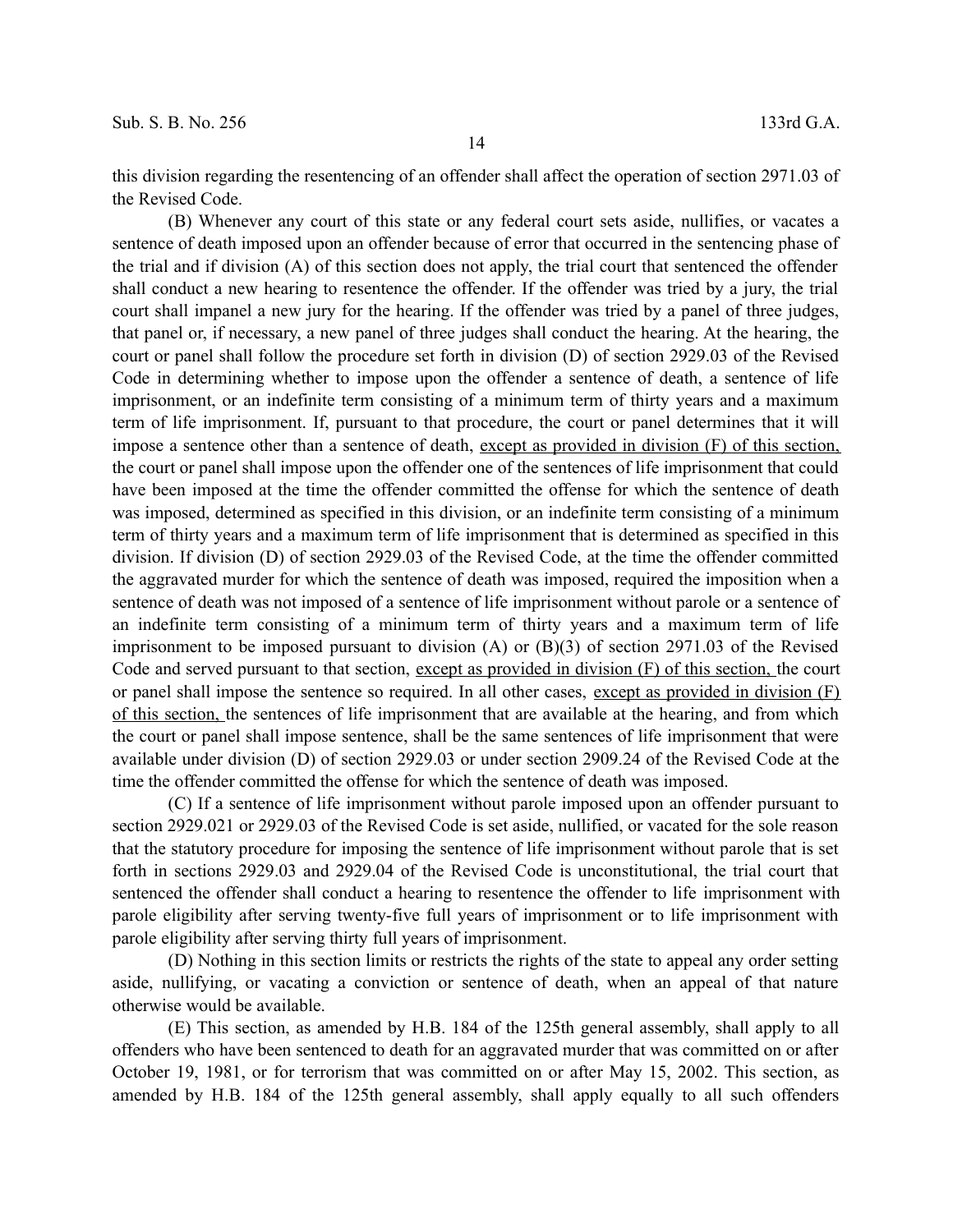this division regarding the resentencing of an offender shall affect the operation of section 2971.03 of the Revised Code.

(B) Whenever any court of this state or any federal court sets aside, nullifies, or vacates a sentence of death imposed upon an offender because of error that occurred in the sentencing phase of the trial and if division (A) of this section does not apply, the trial court that sentenced the offender shall conduct a new hearing to resentence the offender. If the offender was tried by a jury, the trial court shall impanel a new jury for the hearing. If the offender was tried by a panel of three judges, that panel or, if necessary, a new panel of three judges shall conduct the hearing. At the hearing, the court or panel shall follow the procedure set forth in division (D) of section 2929.03 of the Revised Code in determining whether to impose upon the offender a sentence of death, a sentence of life imprisonment, or an indefinite term consisting of a minimum term of thirty years and a maximum term of life imprisonment. If, pursuant to that procedure, the court or panel determines that it will impose a sentence other than a sentence of death, <u>except as provided in division (F) of this section,</u> the court or panel shall impose upon the offender one of the sentences of life imprisonment that could have been imposed at the time the offender committed the offense for which the sentence of death was imposed, determined as specified in this division, or an indefinite term consisting of a minimum term of thirty years and a maximum term of life imprisonment that is determined as specified in this division. If division (D) of section 2929.03 of the Revised Code, at the time the offender committed the aggravated murder for which the sentence of death was imposed, required the imposition when a sentence of death was not imposed of a sentence of life imprisonment without parole or a sentence of an indefinite term consisting of a minimum term of thirty years and a maximum term of life imprisonment to be imposed pursuant to division (A) or (B)(3) of section 2971.03 of the Revised Code and served pursuant to that section, <u>except as provided in division (F) of this section,</u> the court or panel shall impose the sentence so required. In all other cases, <u>except as provided in division (F) of this section,</u> the sentences of life imprisonment that are available at the hearing, and from which the court or panel shall impose sentence, shall be the same sentences of life imprisonment that were available under division (D) of section 2929.03 or under section 2909.24 of the Revised Code at the time the offender committed the offense for which the sentence of death was imposed.

(C) If a sentence of life imprisonment without parole imposed upon an offender pursuant to section 2929.021 or 2929.03 of the Revised Code is set aside, nullified, or vacated for the sole reason that the statutory procedure for imposing the sentence of life imprisonment without parole that is set forth in sections 2929.03 and 2929.04 of the Revised Code is unconstitutional, the trial court that sentenced the offender shall conduct a hearing to resentence the offender to life imprisonment with parole eligibility after serving twenty-five full years of imprisonment or to life imprisonment with parole eligibility after serving thirty full years of imprisonment.

(D) Nothing in this section limits or restricts the rights of the state to appeal any order setting aside, nullifying, or vacating a conviction or sentence of death, when an appeal of that nature otherwise would be available.

(E) This section, as amended by H.B. 184 of the 125th general assembly, shall apply to all offenders who have been sentenced to death for an aggravated murder that was committed on or after October 19, 1981, or for terrorism that was committed on or after May 15, 2002. This section, as amended by H.B. 184 of the 125th general assembly, shall apply equally to all such offenders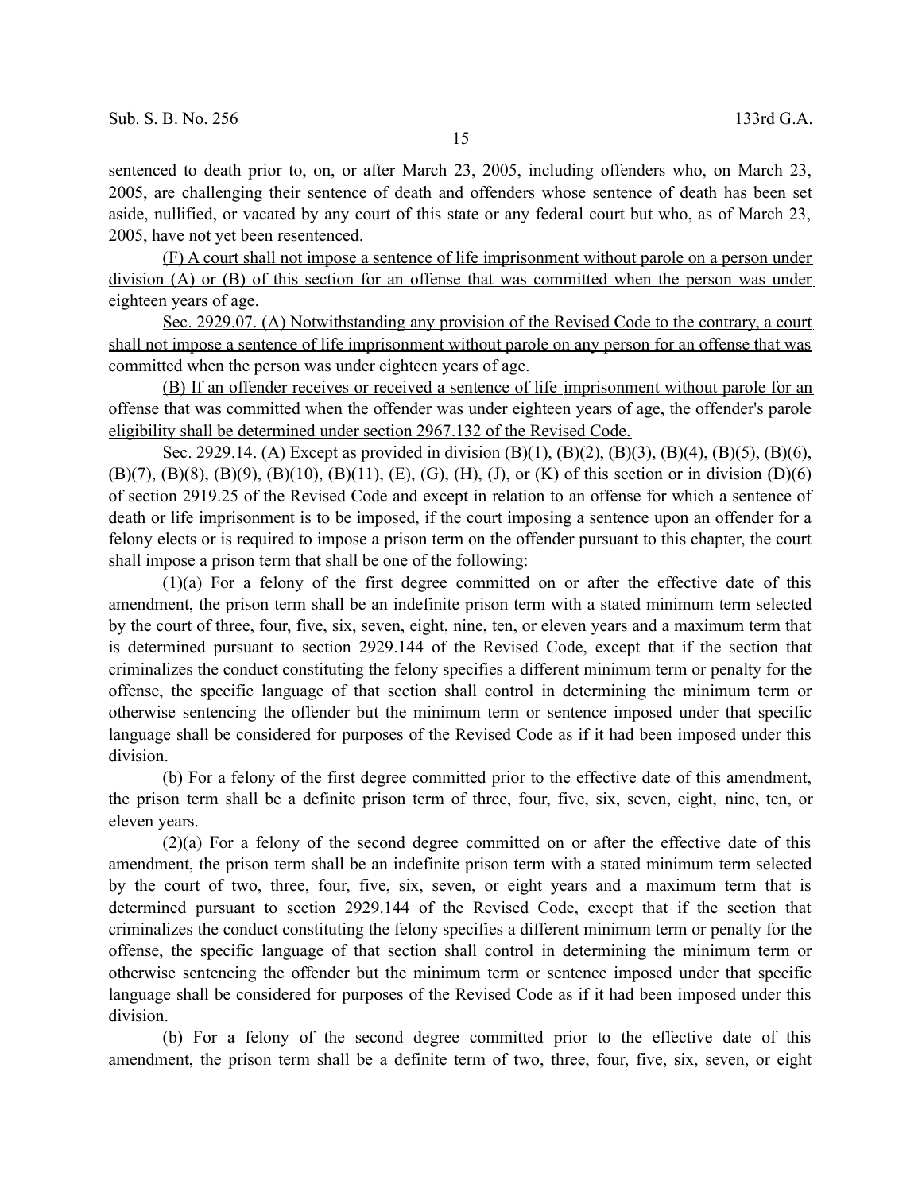sentenced to death prior to, on, or after March 23, 2005, including offenders who, on March 23, 2005, are challenging their sentence of death and offenders whose sentence of death has been set aside, nullified, or vacated by any court of this state or any federal court but who, as of March 23, 2005, have not yet been resentenced.

<u>(F) A court shall not impose a sentence of life imprisonment without parole on a person under division (A) or (B) of this section for an offense that was committed when the person was under eighteen years of age.</u>

<u>Sec. 2929.07. (A) Notwithstanding any provision of the Revised Code to the contrary, a court shall not impose a sentence of life imprisonment without parole on any person for an offense that was committed when the person was under eighteen years of age.</u>

<u>(B) If an offender receives or received a sentence of life imprisonment without parole for an offense that was committed when the offender was under eighteen years of age, the offender's parole eligibility shall be determined under section 2967.132 of the Revised Code.</u>

Sec. 2929.14. (A) Except as provided in division (B)(1), (B)(2), (B)(3), (B)(4), (B)(5), (B)(6), (B)(7), (B)(8), (B)(9), (B)(10), (B)(11), (E), (G), (H), (J), or (K) of this section or in division (D)(6) of section 2919.25 of the Revised Code and except in relation to an offense for which a sentence of death or life imprisonment is to be imposed, if the court imposing a sentence upon an offender for a felony elects or is required to impose a prison term on the offender pursuant to this chapter, the court shall impose a prison term that shall be one of the following:

(1)(a) For a felony of the first degree committed on or after the effective date of this amendment, the prison term shall be an indefinite prison term with a stated minimum term selected by the court of three, four, five, six, seven, eight, nine, ten, or eleven years and a maximum term that is determined pursuant to section 2929.144 of the Revised Code, except that if the section that criminalizes the conduct constituting the felony specifies a different minimum term or penalty for the offense, the specific language of that section shall control in determining the minimum term or otherwise sentencing the offender but the minimum term or sentence imposed under that specific language shall be considered for purposes of the Revised Code as if it had been imposed under this division.

(b) For a felony of the first degree committed prior to the effective date of this amendment, the prison term shall be a definite prison term of three, four, five, six, seven, eight, nine, ten, or eleven years.

(2)(a) For a felony of the second degree committed on or after the effective date of this amendment, the prison term shall be an indefinite prison term with a stated minimum term selected by the court of two, three, four, five, six, seven, or eight years and a maximum term that is determined pursuant to section 2929.144 of the Revised Code, except that if the section that criminalizes the conduct constituting the felony specifies a different minimum term or penalty for the offense, the specific language of that section shall control in determining the minimum term or otherwise sentencing the offender but the minimum term or sentence imposed under that specific language shall be considered for purposes of the Revised Code as if it had been imposed under this division.

(b) For a felony of the second degree committed prior to the effective date of this amendment, the prison term shall be a definite term of two, three, four, five, six, seven, or eight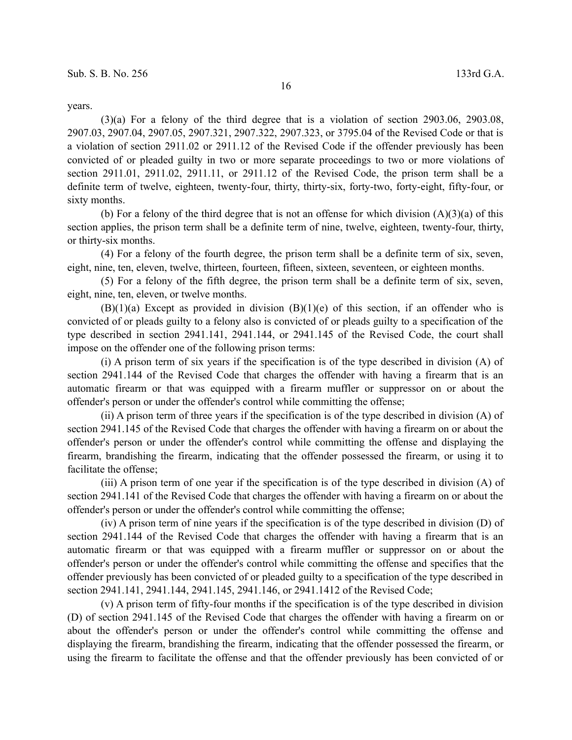years.

(3)(a) For a felony of the third degree that is a violation of section 2903.06, 2903.08, 2907.03, 2907.04, 2907.05, 2907.321, 2907.322, 2907.323, or 3795.04 of the Revised Code or that is a violation of section 2911.02 or 2911.12 of the Revised Code if the offender previously has been convicted of or pleaded guilty in two or more separate proceedings to two or more violations of section 2911.01, 2911.02, 2911.11, or 2911.12 of the Revised Code, the prison term shall be a definite term of twelve, eighteen, twenty-four, thirty, thirty-six, forty-two, forty-eight, fifty-four, or sixty months.

(b) For a felony of the third degree that is not an offense for which division (A)(3)(a) of this section applies, the prison term shall be a definite term of nine, twelve, eighteen, twenty-four, thirty, or thirty-six months.

(4) For a felony of the fourth degree, the prison term shall be a definite term of six, seven, eight, nine, ten, eleven, twelve, thirteen, fourteen, fifteen, sixteen, seventeen, or eighteen months.

(5) For a felony of the fifth degree, the prison term shall be a definite term of six, seven, eight, nine, ten, eleven, or twelve months.

(B)(1)(a) Except as provided in division (B)(1)(e) of this section, if an offender who is convicted of or pleads guilty to a felony also is convicted of or pleads guilty to a specification of the type described in section 2941.141, 2941.144, or 2941.145 of the Revised Code, the court shall impose on the offender one of the following prison terms:

(i) A prison term of six years if the specification is of the type described in division (A) of section 2941.144 of the Revised Code that charges the offender with having a firearm that is an automatic firearm or that was equipped with a firearm muffler or suppressor on or about the offender's person or under the offender's control while committing the offense;

(ii) A prison term of three years if the specification is of the type described in division (A) of section 2941.145 of the Revised Code that charges the offender with having a firearm on or about the offender's person or under the offender's control while committing the offense and displaying the firearm, brandishing the firearm, indicating that the offender possessed the firearm, or using it to facilitate the offense;

(iii) A prison term of one year if the specification is of the type described in division (A) of section 2941.141 of the Revised Code that charges the offender with having a firearm on or about the offender's person or under the offender's control while committing the offense;

(iv) A prison term of nine years if the specification is of the type described in division (D) of section 2941.144 of the Revised Code that charges the offender with having a firearm that is an automatic firearm or that was equipped with a firearm muffler or suppressor on or about the offender's person or under the offender's control while committing the offense and specifies that the offender previously has been convicted of or pleaded guilty to a specification of the type described in section 2941.141, 2941.144, 2941.145, 2941.146, or 2941.1412 of the Revised Code;

(v) A prison term of fifty-four months if the specification is of the type described in division (D) of section 2941.145 of the Revised Code that charges the offender with having a firearm on or about the offender's person or under the offender's control while committing the offense and displaying the firearm, brandishing the firearm, indicating that the offender possessed the firearm, or using the firearm to facilitate the offense and that the offender previously has been convicted of or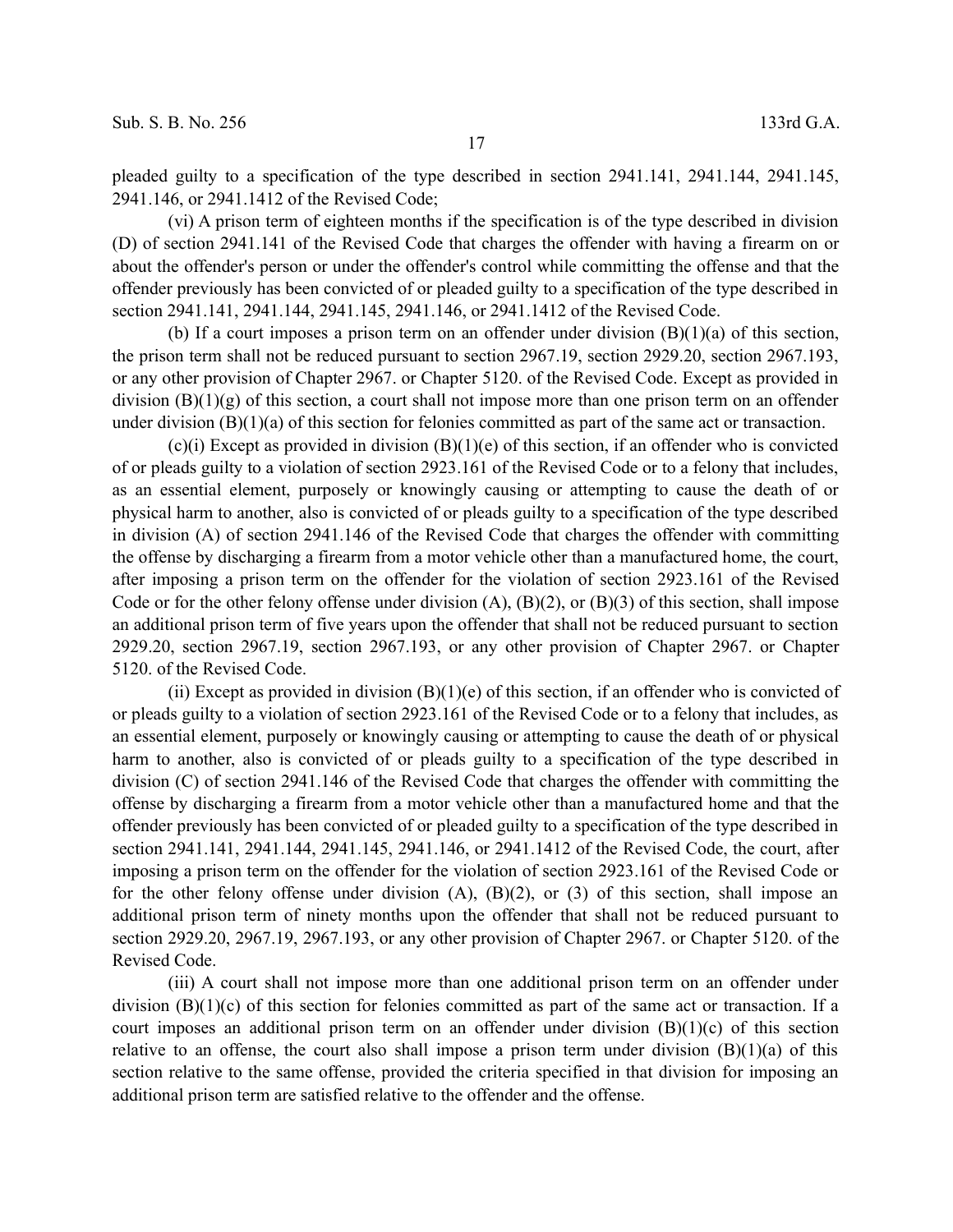pleaded guilty to a specification of the type described in section 2941.141, 2941.144, 2941.145, 2941.146, or 2941.1412 of the Revised Code;

(vi) A prison term of eighteen months if the specification is of the type described in division (D) of section 2941.141 of the Revised Code that charges the offender with having a firearm on or about the offender's person or under the offender's control while committing the offense and that the offender previously has been convicted of or pleaded guilty to a specification of the type described in section 2941.141, 2941.144, 2941.145, 2941.146, or 2941.1412 of the Revised Code.

(b) If a court imposes a prison term on an offender under division (B)(1)(a) of this section, the prison term shall not be reduced pursuant to section 2967.19, section 2929.20, section 2967.193, or any other provision of Chapter 2967. or Chapter 5120. of the Revised Code. Except as provided in division (B)(1)(g) of this section, a court shall not impose more than one prison term on an offender under division (B)(1)(a) of this section for felonies committed as part of the same act or transaction.

(c)(i) Except as provided in division (B)(1)(e) of this section, if an offender who is convicted of or pleads guilty to a violation of section 2923.161 of the Revised Code or to a felony that includes, as an essential element, purposely or knowingly causing or attempting to cause the death of or physical harm to another, also is convicted of or pleads guilty to a specification of the type described in division (A) of section 2941.146 of the Revised Code that charges the offender with committing the offense by discharging a firearm from a motor vehicle other than a manufactured home, the court, after imposing a prison term on the offender for the violation of section 2923.161 of the Revised Code or for the other felony offense under division (A), (B)(2), or (B)(3) of this section, shall impose an additional prison term of five years upon the offender that shall not be reduced pursuant to section 2929.20, section 2967.19, section 2967.193, or any other provision of Chapter 2967. or Chapter 5120. of the Revised Code.

(ii) Except as provided in division (B)(1)(e) of this section, if an offender who is convicted of or pleads guilty to a violation of section 2923.161 of the Revised Code or to a felony that includes, as an essential element, purposely or knowingly causing or attempting to cause the death of or physical harm to another, also is convicted of or pleads guilty to a specification of the type described in division (C) of section 2941.146 of the Revised Code that charges the offender with committing the offense by discharging a firearm from a motor vehicle other than a manufactured home and that the offender previously has been convicted of or pleaded guilty to a specification of the type described in section 2941.141, 2941.144, 2941.145, 2941.146, or 2941.1412 of the Revised Code, the court, after imposing a prison term on the offender for the violation of section 2923.161 of the Revised Code or for the other felony offense under division (A), (B)(2), or (3) of this section, shall impose an additional prison term of ninety months upon the offender that shall not be reduced pursuant to section 2929.20, 2967.19, 2967.193, or any other provision of Chapter 2967. or Chapter 5120. of the Revised Code.

(iii) A court shall not impose more than one additional prison term on an offender under division (B)(1)(c) of this section for felonies committed as part of the same act or transaction. If a court imposes an additional prison term on an offender under division (B)(1)(c) of this section relative to an offense, the court also shall impose a prison term under division (B)(1)(a) of this section relative to the same offense, provided the criteria specified in that division for imposing an additional prison term are satisfied relative to the offender and the offense.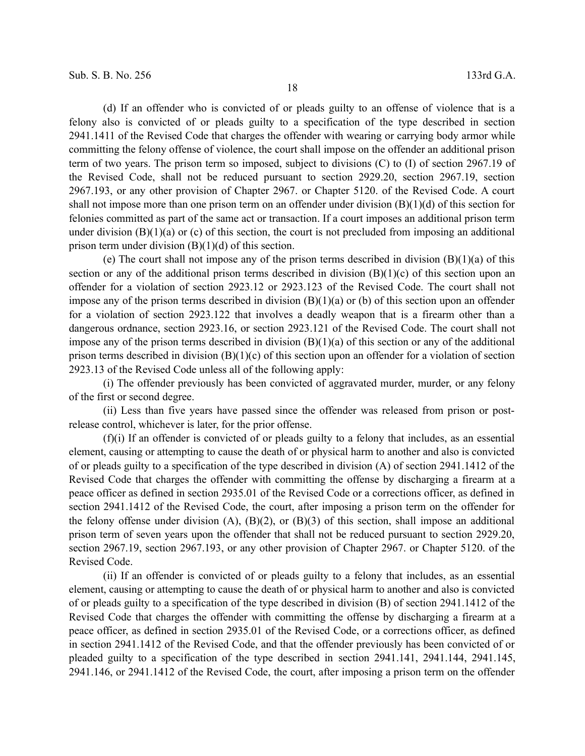(d) If an offender who is convicted of or pleads guilty to an offense of violence that is a felony also is convicted of or pleads guilty to a specification of the type described in section 2941.1411 of the Revised Code that charges the offender with wearing or carrying body armor while committing the felony offense of violence, the court shall impose on the offender an additional prison term of two years. The prison term so imposed, subject to divisions (C) to (I) of section 2967.19 of the Revised Code, shall not be reduced pursuant to section 2929.20, section 2967.19, section 2967.193, or any other provision of Chapter 2967. or Chapter 5120. of the Revised Code. A court shall not impose more than one prison term on an offender under division (B)(1)(d) of this section for felonies committed as part of the same act or transaction. If a court imposes an additional prison term under division (B)(1)(a) or (c) of this section, the court is not precluded from imposing an additional prison term under division (B)(1)(d) of this section.

(e) The court shall not impose any of the prison terms described in division (B)(1)(a) of this section or any of the additional prison terms described in division (B)(1)(c) of this section upon an offender for a violation of section 2923.12 or 2923.123 of the Revised Code. The court shall not impose any of the prison terms described in division (B)(1)(a) or (b) of this section upon an offender for a violation of section 2923.122 that involves a deadly weapon that is a firearm other than a dangerous ordnance, section 2923.16, or section 2923.121 of the Revised Code. The court shall not impose any of the prison terms described in division (B)(1)(a) of this section or any of the additional prison terms described in division (B)(1)(c) of this section upon an offender for a violation of section 2923.13 of the Revised Code unless all of the following apply:

(i) The offender previously has been convicted of aggravated murder, murder, or any felony of the first or second degree.

(ii) Less than five years have passed since the offender was released from prison or post-release control, whichever is later, for the prior offense.

(f)(i) If an offender is convicted of or pleads guilty to a felony that includes, as an essential element, causing or attempting to cause the death of or physical harm to another and also is convicted of or pleads guilty to a specification of the type described in division (A) of section 2941.1412 of the Revised Code that charges the offender with committing the offense by discharging a firearm at a peace officer as defined in section 2935.01 of the Revised Code or a corrections officer, as defined in section 2941.1412 of the Revised Code, the court, after imposing a prison term on the offender for the felony offense under division (A), (B)(2), or (B)(3) of this section, shall impose an additional prison term of seven years upon the offender that shall not be reduced pursuant to section 2929.20, section 2967.19, section 2967.193, or any other provision of Chapter 2967. or Chapter 5120. of the Revised Code.

(ii) If an offender is convicted of or pleads guilty to a felony that includes, as an essential element, causing or attempting to cause the death of or physical harm to another and also is convicted of or pleads guilty to a specification of the type described in division (B) of section 2941.1412 of the Revised Code that charges the offender with committing the offense by discharging a firearm at a peace officer, as defined in section 2935.01 of the Revised Code, or a corrections officer, as defined in section 2941.1412 of the Revised Code, and that the offender previously has been convicted of or pleaded guilty to a specification of the type described in section 2941.141, 2941.144, 2941.145, 2941.146, or 2941.1412 of the Revised Code, the court, after imposing a prison term on the offender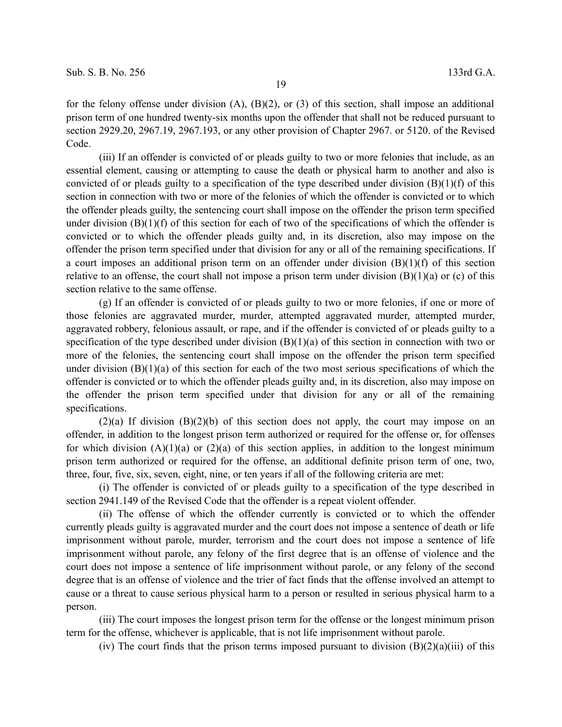for the felony offense under division (A), (B)(2), or (3) of this section, shall impose an additional prison term of one hundred twenty-six months upon the offender that shall not be reduced pursuant to section 2929.20, 2967.19, 2967.193, or any other provision of Chapter 2967. or 5120. of the Revised Code.

(iii) If an offender is convicted of or pleads guilty to two or more felonies that include, as an essential element, causing or attempting to cause the death or physical harm to another and also is convicted of or pleads guilty to a specification of the type described under division (B)(1)(f) of this section in connection with two or more of the felonies of which the offender is convicted or to which the offender pleads guilty, the sentencing court shall impose on the offender the prison term specified under division (B)(1)(f) of this section for each of two of the specifications of which the offender is convicted or to which the offender pleads guilty and, in its discretion, also may impose on the offender the prison term specified under that division for any or all of the remaining specifications. If a court imposes an additional prison term on an offender under division (B)(1)(f) of this section relative to an offense, the court shall not impose a prison term under division (B)(1)(a) or (c) of this section relative to the same offense.

(g) If an offender is convicted of or pleads guilty to two or more felonies, if one or more of those felonies are aggravated murder, murder, attempted aggravated murder, attempted murder, aggravated robbery, felonious assault, or rape, and if the offender is convicted of or pleads guilty to a specification of the type described under division (B)(1)(a) of this section in connection with two or more of the felonies, the sentencing court shall impose on the offender the prison term specified under division (B)(1)(a) of this section for each of the two most serious specifications of which the offender is convicted or to which the offender pleads guilty and, in its discretion, also may impose on the offender the prison term specified under that division for any or all of the remaining specifications.

(2)(a) If division (B)(2)(b) of this section does not apply, the court may impose on an offender, in addition to the longest prison term authorized or required for the offense or, for offenses for which division (A)(1)(a) or (2)(a) of this section applies, in addition to the longest minimum prison term authorized or required for the offense, an additional definite prison term of one, two, three, four, five, six, seven, eight, nine, or ten years if all of the following criteria are met:

(i) The offender is convicted of or pleads guilty to a specification of the type described in section 2941.149 of the Revised Code that the offender is a repeat violent offender.

(ii) The offense of which the offender currently is convicted or to which the offender currently pleads guilty is aggravated murder and the court does not impose a sentence of death or life imprisonment without parole, murder, terrorism and the court does not impose a sentence of life imprisonment without parole, any felony of the first degree that is an offense of violence and the court does not impose a sentence of life imprisonment without parole, or any felony of the second degree that is an offense of violence and the trier of fact finds that the offense involved an attempt to cause or a threat to cause serious physical harm to a person or resulted in serious physical harm to a person.

(iii) The court imposes the longest prison term for the offense or the longest minimum prison term for the offense, whichever is applicable, that is not life imprisonment without parole.

(iv) The court finds that the prison terms imposed pursuant to division (B)(2)(a)(iii) of this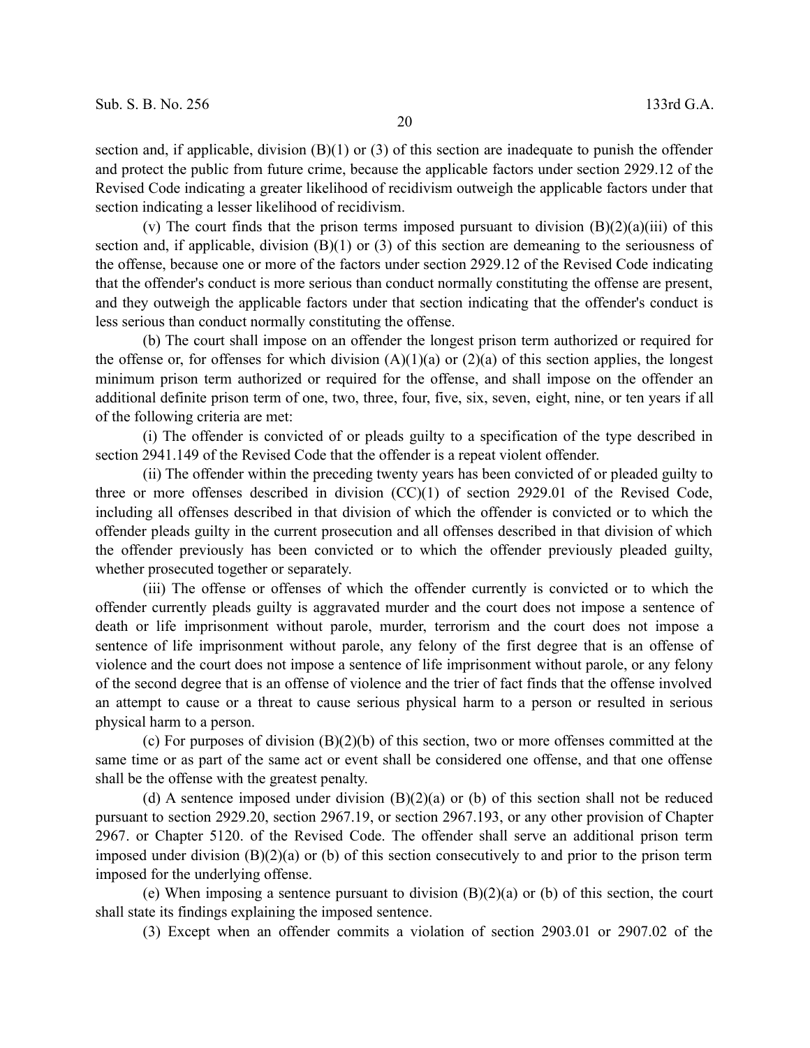section and, if applicable, division (B)(1) or (3) of this section are inadequate to punish the offender and protect the public from future crime, because the applicable factors under section 2929.12 of the Revised Code indicating a greater likelihood of recidivism outweigh the applicable factors under that section indicating a lesser likelihood of recidivism.

(v) The court finds that the prison terms imposed pursuant to division (B)(2)(a)(iii) of this section and, if applicable, division (B)(1) or (3) of this section are demeaning to the seriousness of the offense, because one or more of the factors under section 2929.12 of the Revised Code indicating that the offender's conduct is more serious than conduct normally constituting the offense are present, and they outweigh the applicable factors under that section indicating that the offender's conduct is less serious than conduct normally constituting the offense.

(b) The court shall impose on an offender the longest prison term authorized or required for the offense or, for offenses for which division (A)(1)(a) or (2)(a) of this section applies, the longest minimum prison term authorized or required for the offense, and shall impose on the offender an additional definite prison term of one, two, three, four, five, six, seven, eight, nine, or ten years if all of the following criteria are met:

(i) The offender is convicted of or pleads guilty to a specification of the type described in section 2941.149 of the Revised Code that the offender is a repeat violent offender.

(ii) The offender within the preceding twenty years has been convicted of or pleaded guilty to three or more offenses described in division (CC)(1) of section 2929.01 of the Revised Code, including all offenses described in that division of which the offender is convicted or to which the offender pleads guilty in the current prosecution and all offenses described in that division of which the offender previously has been convicted or to which the offender previously pleaded guilty, whether prosecuted together or separately.

(iii) The offense or offenses of which the offender currently is convicted or to which the offender currently pleads guilty is aggravated murder and the court does not impose a sentence of death or life imprisonment without parole, murder, terrorism and the court does not impose a sentence of life imprisonment without parole, any felony of the first degree that is an offense of violence and the court does not impose a sentence of life imprisonment without parole, or any felony of the second degree that is an offense of violence and the trier of fact finds that the offense involved an attempt to cause or a threat to cause serious physical harm to a person or resulted in serious physical harm to a person.

(c) For purposes of division (B)(2)(b) of this section, two or more offenses committed at the same time or as part of the same act or event shall be considered one offense, and that one offense shall be the offense with the greatest penalty.

(d) A sentence imposed under division (B)(2)(a) or (b) of this section shall not be reduced pursuant to section 2929.20, section 2967.19, or section 2967.193, or any other provision of Chapter 2967. or Chapter 5120. of the Revised Code. The offender shall serve an additional prison term imposed under division (B)(2)(a) or (b) of this section consecutively to and prior to the prison term imposed for the underlying offense.

(e) When imposing a sentence pursuant to division (B)(2)(a) or (b) of this section, the court shall state its findings explaining the imposed sentence.

(3) Except when an offender commits a violation of section 2903.01 or 2907.02 of the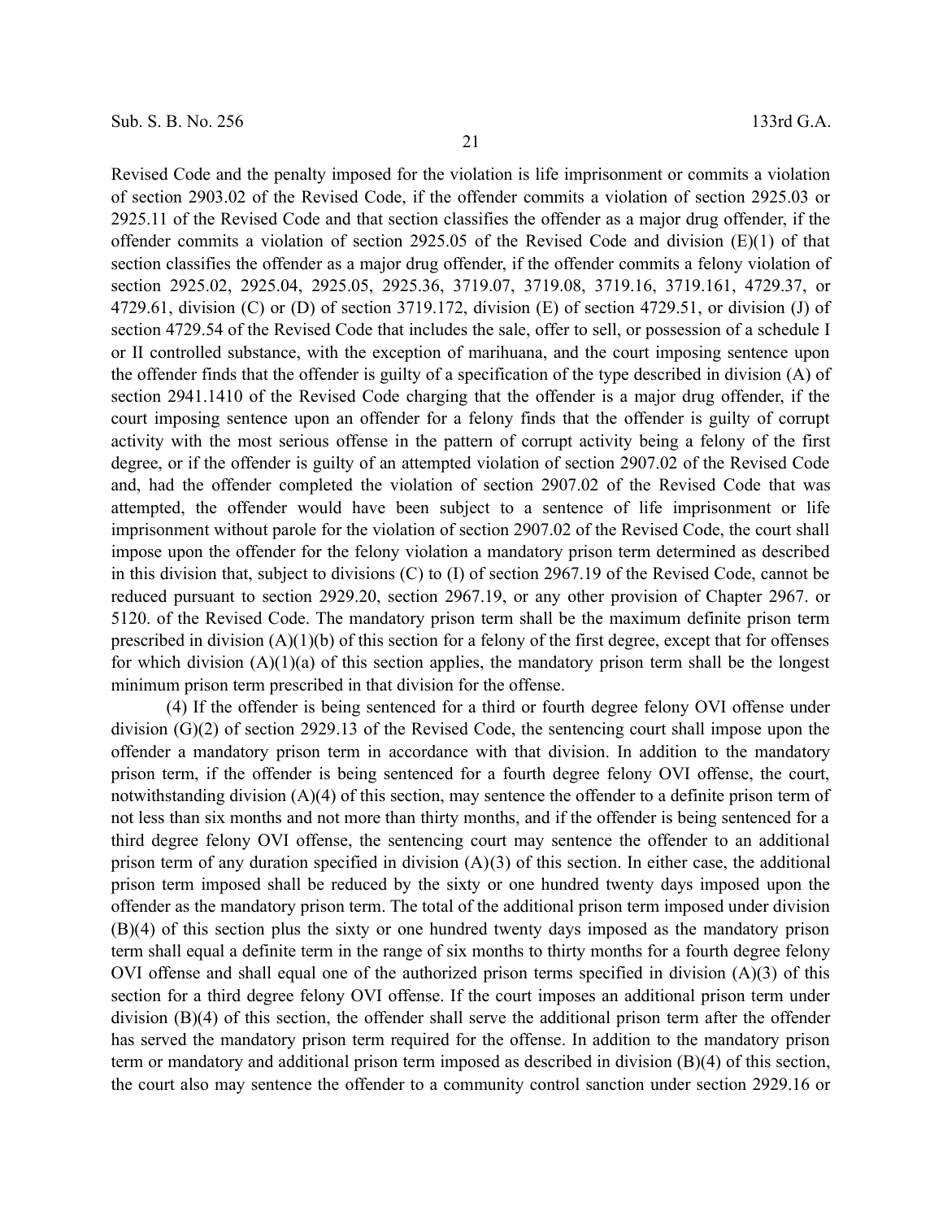Revised Code and the penalty imposed for the violation is life imprisonment or commits a violation of section 2903.02 of the Revised Code, if the offender commits a violation of section 2925.03 or 2925.11 of the Revised Code and that section classifies the offender as a major drug offender, if the offender commits a violation of section 2925.05 of the Revised Code and division (E)(1) of that section classifies the offender as a major drug offender, if the offender commits a felony violation of section 2925.02, 2925.04, 2925.05, 2925.36, 3719.07, 3719.08, 3719.16, 3719.161, 4729.37, or 4729.61, division (C) or (D) of section 3719.172, division (E) of section 4729.51, or division (J) of section 4729.54 of the Revised Code that includes the sale, offer to sell, or possession of a schedule I or II controlled substance, with the exception of marihuana, and the court imposing sentence upon the offender finds that the offender is guilty of a specification of the type described in division (A) of section 2941.1410 of the Revised Code charging that the offender is a major drug offender, if the court imposing sentence upon an offender for a felony finds that the offender is guilty of corrupt activity with the most serious offense in the pattern of corrupt activity being a felony of the first degree, or if the offender is guilty of an attempted violation of section 2907.02 of the Revised Code and, had the offender completed the violation of section 2907.02 of the Revised Code that was attempted, the offender would have been subject to a sentence of life imprisonment or life imprisonment without parole for the violation of section 2907.02 of the Revised Code, the court shall impose upon the offender for the felony violation a mandatory prison term determined as described in this division that, subject to divisions (C) to (I) of section 2967.19 of the Revised Code, cannot be reduced pursuant to section 2929.20, section 2967.19, or any other provision of Chapter 2967. or 5120. of the Revised Code. The mandatory prison term shall be the maximum definite prison term prescribed in division (A)(1)(b) of this section for a felony of the first degree, except that for offenses for which division (A)(1)(a) of this section applies, the mandatory prison term shall be the longest minimum prison term prescribed in that division for the offense.

(4) If the offender is being sentenced for a third or fourth degree felony OVI offense under division (G)(2) of section 2929.13 of the Revised Code, the sentencing court shall impose upon the offender a mandatory prison term in accordance with that division. In addition to the mandatory prison term, if the offender is being sentenced for a fourth degree felony OVI offense, the court, notwithstanding division (A)(4) of this section, may sentence the offender to a definite prison term of not less than six months and not more than thirty months, and if the offender is being sentenced for a third degree felony OVI offense, the sentencing court may sentence the offender to an additional prison term of any duration specified in division (A)(3) of this section. In either case, the additional prison term imposed shall be reduced by the sixty or one hundred twenty days imposed upon the offender as the mandatory prison term. The total of the additional prison term imposed under division (B)(4) of this section plus the sixty or one hundred twenty days imposed as the mandatory prison term shall equal a definite term in the range of six months to thirty months for a fourth degree felony OVI offense and shall equal one of the authorized prison terms specified in division (A)(3) of this section for a third degree felony OVI offense. If the court imposes an additional prison term under division (B)(4) of this section, the offender shall serve the additional prison term after the offender has served the mandatory prison term required for the offense. In addition to the mandatory prison term or mandatory and additional prison term imposed as described in division (B)(4) of this section, the court also may sentence the offender to a community control sanction under section 2929.16 or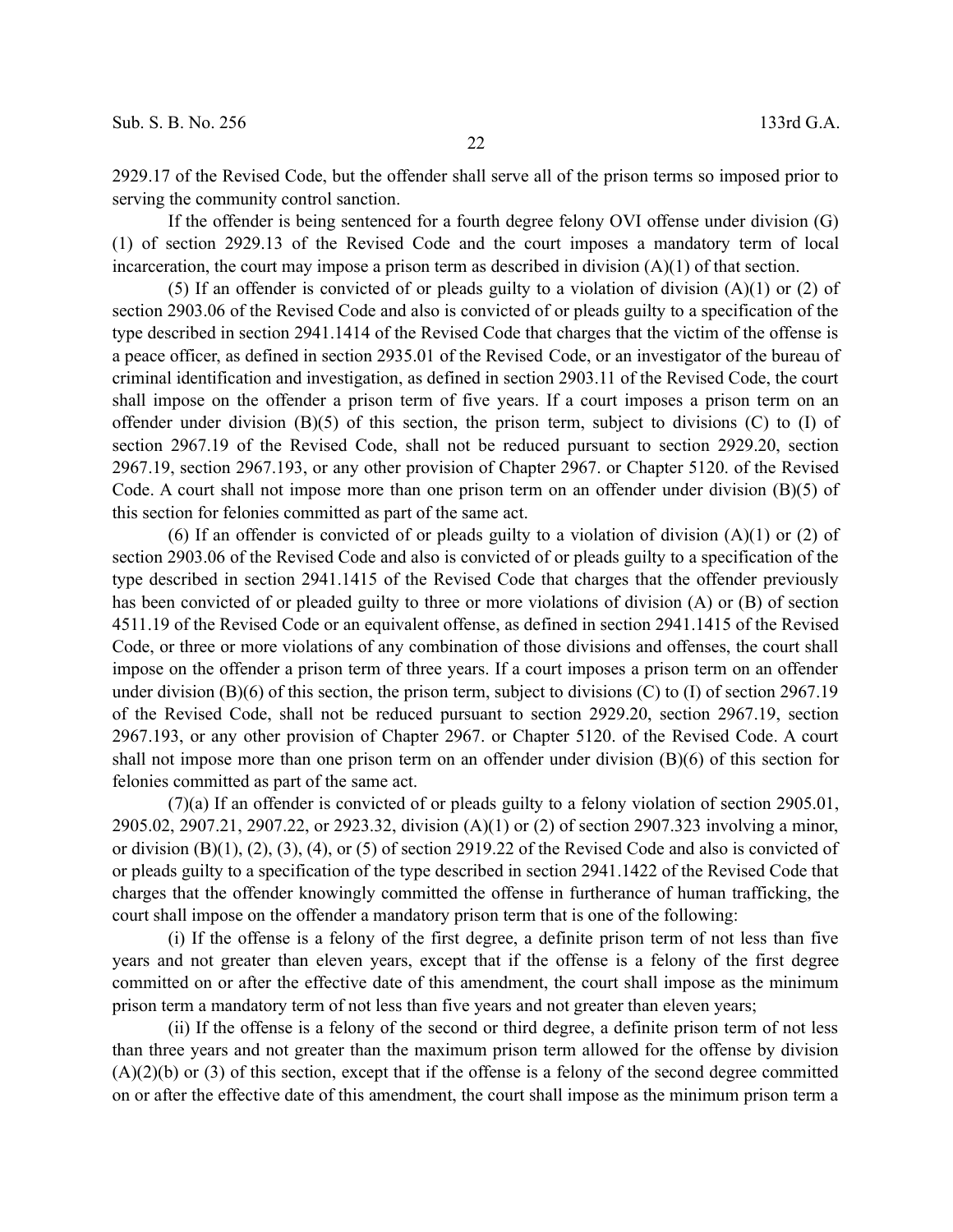2929.17 of the Revised Code, but the offender shall serve all of the prison terms so imposed prior to serving the community control sanction.

If the offender is being sentenced for a fourth degree felony OVI offense under division (G)(1) of section 2929.13 of the Revised Code and the court imposes a mandatory term of local incarceration, the court may impose a prison term as described in division (A)(1) of that section.

(5) If an offender is convicted of or pleads guilty to a violation of division (A)(1) or (2) of section 2903.06 of the Revised Code and also is convicted of or pleads guilty to a specification of the type described in section 2941.1414 of the Revised Code that charges that the victim of the offense is a peace officer, as defined in section 2935.01 of the Revised Code, or an investigator of the bureau of criminal identification and investigation, as defined in section 2903.11 of the Revised Code, the court shall impose on the offender a prison term of five years. If a court imposes a prison term on an offender under division (B)(5) of this section, the prison term, subject to divisions (C) to (I) of section 2967.19 of the Revised Code, shall not be reduced pursuant to section 2929.20, section 2967.19, section 2967.193, or any other provision of Chapter 2967. or Chapter 5120. of the Revised Code. A court shall not impose more than one prison term on an offender under division (B)(5) of this section for felonies committed as part of the same act.

(6) If an offender is convicted of or pleads guilty to a violation of division (A)(1) or (2) of section 2903.06 of the Revised Code and also is convicted of or pleads guilty to a specification of the type described in section 2941.1415 of the Revised Code that charges that the offender previously has been convicted of or pleaded guilty to three or more violations of division (A) or (B) of section 4511.19 of the Revised Code or an equivalent offense, as defined in section 2941.1415 of the Revised Code, or three or more violations of any combination of those divisions and offenses, the court shall impose on the offender a prison term of three years. If a court imposes a prison term on an offender under division (B)(6) of this section, the prison term, subject to divisions (C) to (I) of section 2967.19 of the Revised Code, shall not be reduced pursuant to section 2929.20, section 2967.19, section 2967.193, or any other provision of Chapter 2967. or Chapter 5120. of the Revised Code. A court shall not impose more than one prison term on an offender under division (B)(6) of this section for felonies committed as part of the same act.

(7)(a) If an offender is convicted of or pleads guilty to a felony violation of section 2905.01, 2905.02, 2907.21, 2907.22, or 2923.32, division (A)(1) or (2) of section 2907.323 involving a minor, or division (B)(1), (2), (3), (4), or (5) of section 2919.22 of the Revised Code and also is convicted of or pleads guilty to a specification of the type described in section 2941.1422 of the Revised Code that charges that the offender knowingly committed the offense in furtherance of human trafficking, the court shall impose on the offender a mandatory prison term that is one of the following:

(i) If the offense is a felony of the first degree, a definite prison term of not less than five years and not greater than eleven years, except that if the offense is a felony of the first degree committed on or after the effective date of this amendment, the court shall impose as the minimum prison term a mandatory term of not less than five years and not greater than eleven years;

(ii) If the offense is a felony of the second or third degree, a definite prison term of not less than three years and not greater than the maximum prison term allowed for the offense by division (A)(2)(b) or (3) of this section, except that if the offense is a felony of the second degree committed on or after the effective date of this amendment, the court shall impose as the minimum prison term a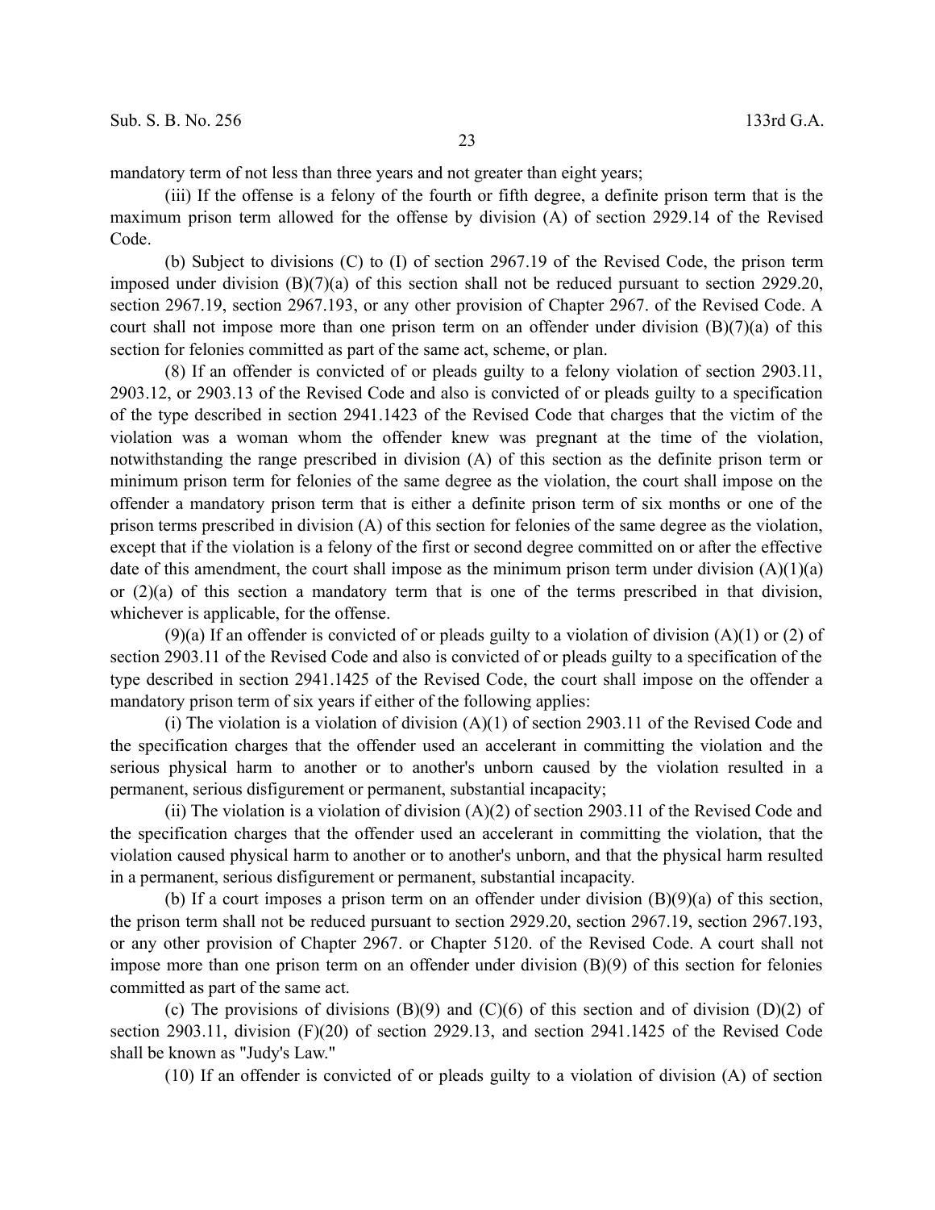mandatory term of not less than three years and not greater than eight years;

(iii) If the offense is a felony of the fourth or fifth degree, a definite prison term that is the maximum prison term allowed for the offense by division (A) of section 2929.14 of the Revised Code.

(b) Subject to divisions (C) to (I) of section 2967.19 of the Revised Code, the prison term imposed under division (B)(7)(a) of this section shall not be reduced pursuant to section 2929.20, section 2967.19, section 2967.193, or any other provision of Chapter 2967. of the Revised Code. A court shall not impose more than one prison term on an offender under division (B)(7)(a) of this section for felonies committed as part of the same act, scheme, or plan.

(8) If an offender is convicted of or pleads guilty to a felony violation of section 2903.11, 2903.12, or 2903.13 of the Revised Code and also is convicted of or pleads guilty to a specification of the type described in section 2941.1423 of the Revised Code that charges that the victim of the violation was a woman whom the offender knew was pregnant at the time of the violation, notwithstanding the range prescribed in division (A) of this section as the definite prison term or minimum prison term for felonies of the same degree as the violation, the court shall impose on the offender a mandatory prison term that is either a definite prison term of six months or one of the prison terms prescribed in division (A) of this section for felonies of the same degree as the violation, except that if the violation is a felony of the first or second degree committed on or after the effective date of this amendment, the court shall impose as the minimum prison term under division (A)(1)(a) or (2)(a) of this section a mandatory term that is one of the terms prescribed in that division, whichever is applicable, for the offense.

(9)(a) If an offender is convicted of or pleads guilty to a violation of division (A)(1) or (2) of section 2903.11 of the Revised Code and also is convicted of or pleads guilty to a specification of the type described in section 2941.1425 of the Revised Code, the court shall impose on the offender a mandatory prison term of six years if either of the following applies:

(i) The violation is a violation of division (A)(1) of section 2903.11 of the Revised Code and the specification charges that the offender used an accelerant in committing the violation and the serious physical harm to another or to another's unborn caused by the violation resulted in a permanent, serious disfigurement or permanent, substantial incapacity;

(ii) The violation is a violation of division (A)(2) of section 2903.11 of the Revised Code and the specification charges that the offender used an accelerant in committing the violation, that the violation caused physical harm to another or to another's unborn, and that the physical harm resulted in a permanent, serious disfigurement or permanent, substantial incapacity.

(b) If a court imposes a prison term on an offender under division (B)(9)(a) of this section, the prison term shall not be reduced pursuant to section 2929.20, section 2967.19, section 2967.193, or any other provision of Chapter 2967. or Chapter 5120. of the Revised Code. A court shall not impose more than one prison term on an offender under division (B)(9) of this section for felonies committed as part of the same act.

(c) The provisions of divisions (B)(9) and (C)(6) of this section and of division (D)(2) of section 2903.11, division (F)(20) of section 2929.13, and section 2941.1425 of the Revised Code shall be known as "Judy's Law."

(10) If an offender is convicted of or pleads guilty to a violation of division (A) of section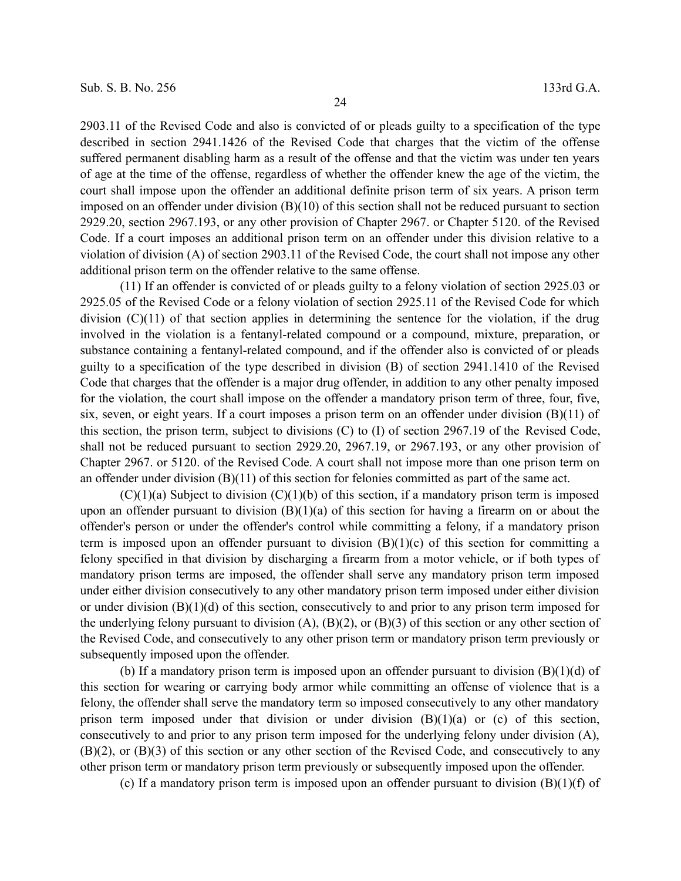2903.11 of the Revised Code and also is convicted of or pleads guilty to a specification of the type described in section 2941.1426 of the Revised Code that charges that the victim of the offense suffered permanent disabling harm as a result of the offense and that the victim was under ten years of age at the time of the offense, regardless of whether the offender knew the age of the victim, the court shall impose upon the offender an additional definite prison term of six years. A prison term imposed on an offender under division (B)(10) of this section shall not be reduced pursuant to section 2929.20, section 2967.193, or any other provision of Chapter 2967. or Chapter 5120. of the Revised Code. If a court imposes an additional prison term on an offender under this division relative to a violation of division (A) of section 2903.11 of the Revised Code, the court shall not impose any other additional prison term on the offender relative to the same offense.

(11) If an offender is convicted of or pleads guilty to a felony violation of section 2925.03 or 2925.05 of the Revised Code or a felony violation of section 2925.11 of the Revised Code for which division (C)(11) of that section applies in determining the sentence for the violation, if the drug involved in the violation is a fentanyl-related compound or a compound, mixture, preparation, or substance containing a fentanyl-related compound, and if the offender also is convicted of or pleads guilty to a specification of the type described in division (B) of section 2941.1410 of the Revised Code that charges that the offender is a major drug offender, in addition to any other penalty imposed for the violation, the court shall impose on the offender a mandatory prison term of three, four, five, six, seven, or eight years. If a court imposes a prison term on an offender under division (B)(11) of this section, the prison term, subject to divisions (C) to (I) of section 2967.19 of the Revised Code, shall not be reduced pursuant to section 2929.20, 2967.19, or 2967.193, or any other provision of Chapter 2967. or 5120. of the Revised Code. A court shall not impose more than one prison term on an offender under division (B)(11) of this section for felonies committed as part of the same act.

(C)(1)(a) Subject to division (C)(1)(b) of this section, if a mandatory prison term is imposed upon an offender pursuant to division (B)(1)(a) of this section for having a firearm on or about the offender's person or under the offender's control while committing a felony, if a mandatory prison term is imposed upon an offender pursuant to division (B)(1)(c) of this section for committing a felony specified in that division by discharging a firearm from a motor vehicle, or if both types of mandatory prison terms are imposed, the offender shall serve any mandatory prison term imposed under either division consecutively to any other mandatory prison term imposed under either division or under division (B)(1)(d) of this section, consecutively to and prior to any prison term imposed for the underlying felony pursuant to division (A), (B)(2), or (B)(3) of this section or any other section of the Revised Code, and consecutively to any other prison term or mandatory prison term previously or subsequently imposed upon the offender.

(b) If a mandatory prison term is imposed upon an offender pursuant to division (B)(1)(d) of this section for wearing or carrying body armor while committing an offense of violence that is a felony, the offender shall serve the mandatory term so imposed consecutively to any other mandatory prison term imposed under that division or under division (B)(1)(a) or (c) of this section, consecutively to and prior to any prison term imposed for the underlying felony under division (A), (B)(2), or (B)(3) of this section or any other section of the Revised Code, and consecutively to any other prison term or mandatory prison term previously or subsequently imposed upon the offender.

(c) If a mandatory prison term is imposed upon an offender pursuant to division (B)(1)(f) of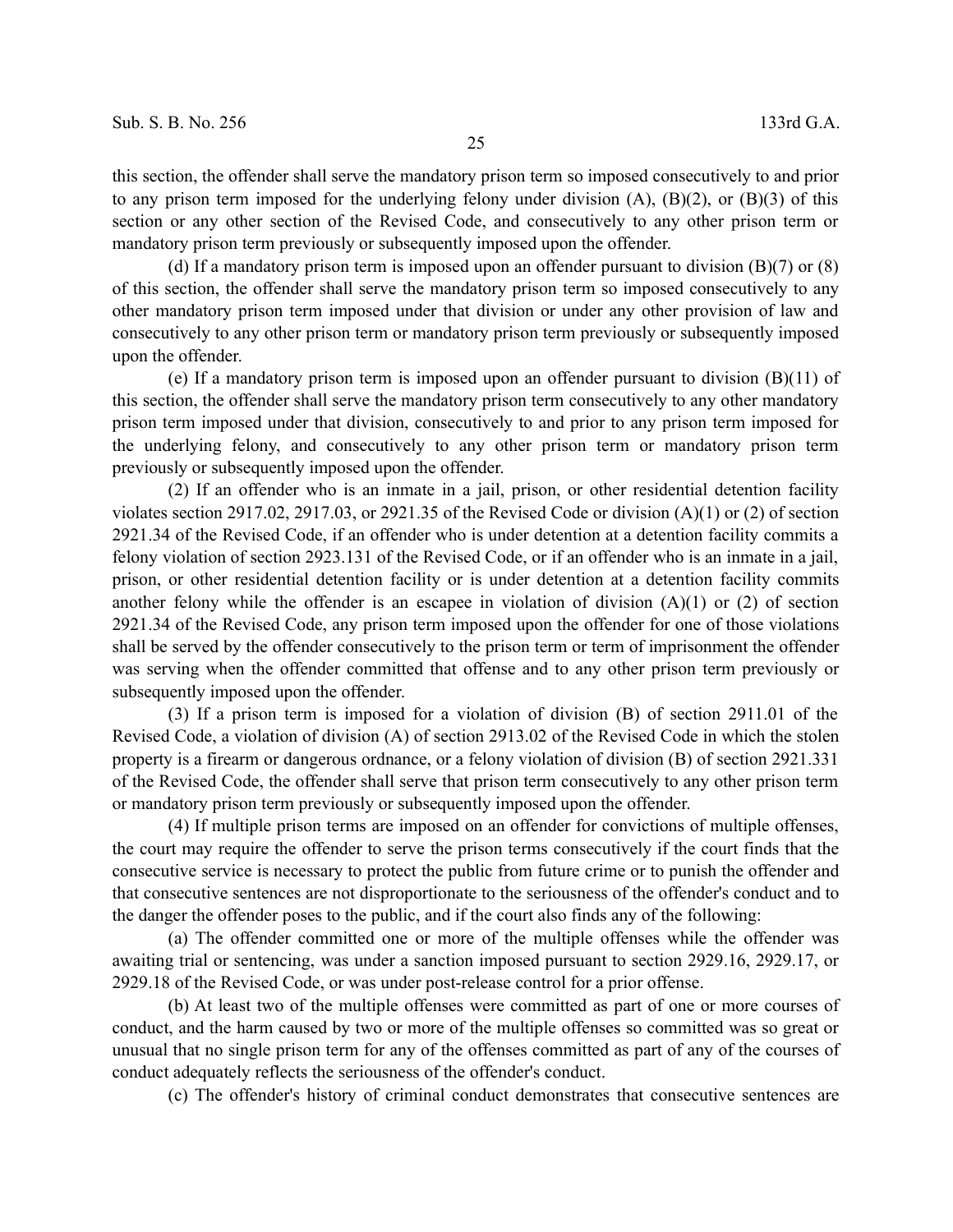this section, the offender shall serve the mandatory prison term so imposed consecutively to and prior to any prison term imposed for the underlying felony under division (A), (B)(2), or (B)(3) of this section or any other section of the Revised Code, and consecutively to any other prison term or mandatory prison term previously or subsequently imposed upon the offender.

(d) If a mandatory prison term is imposed upon an offender pursuant to division (B)(7) or (8) of this section, the offender shall serve the mandatory prison term so imposed consecutively to any other mandatory prison term imposed under that division or under any other provision of law and consecutively to any other prison term or mandatory prison term previously or subsequently imposed upon the offender.

(e) If a mandatory prison term is imposed upon an offender pursuant to division (B)(11) of this section, the offender shall serve the mandatory prison term consecutively to any other mandatory prison term imposed under that division, consecutively to and prior to any prison term imposed for the underlying felony, and consecutively to any other prison term or mandatory prison term previously or subsequently imposed upon the offender.

(2) If an offender who is an inmate in a jail, prison, or other residential detention facility violates section 2917.02, 2917.03, or 2921.35 of the Revised Code or division (A)(1) or (2) of section 2921.34 of the Revised Code, if an offender who is under detention at a detention facility commits a felony violation of section 2923.131 of the Revised Code, or if an offender who is an inmate in a jail, prison, or other residential detention facility or is under detention at a detention facility commits another felony while the offender is an escapee in violation of division (A)(1) or (2) of section 2921.34 of the Revised Code, any prison term imposed upon the offender for one of those violations shall be served by the offender consecutively to the prison term or term of imprisonment the offender was serving when the offender committed that offense and to any other prison term previously or subsequently imposed upon the offender.

(3) If a prison term is imposed for a violation of division (B) of section 2911.01 of the Revised Code, a violation of division (A) of section 2913.02 of the Revised Code in which the stolen property is a firearm or dangerous ordnance, or a felony violation of division (B) of section 2921.331 of the Revised Code, the offender shall serve that prison term consecutively to any other prison term or mandatory prison term previously or subsequently imposed upon the offender.

(4) If multiple prison terms are imposed on an offender for convictions of multiple offenses, the court may require the offender to serve the prison terms consecutively if the court finds that the consecutive service is necessary to protect the public from future crime or to punish the offender and that consecutive sentences are not disproportionate to the seriousness of the offender's conduct and to the danger the offender poses to the public, and if the court also finds any of the following:

(a) The offender committed one or more of the multiple offenses while the offender was awaiting trial or sentencing, was under a sanction imposed pursuant to section 2929.16, 2929.17, or 2929.18 of the Revised Code, or was under post-release control for a prior offense.

(b) At least two of the multiple offenses were committed as part of one or more courses of conduct, and the harm caused by two or more of the multiple offenses so committed was so great or unusual that no single prison term for any of the offenses committed as part of any of the courses of conduct adequately reflects the seriousness of the offender's conduct.

(c) The offender's history of criminal conduct demonstrates that consecutive sentences are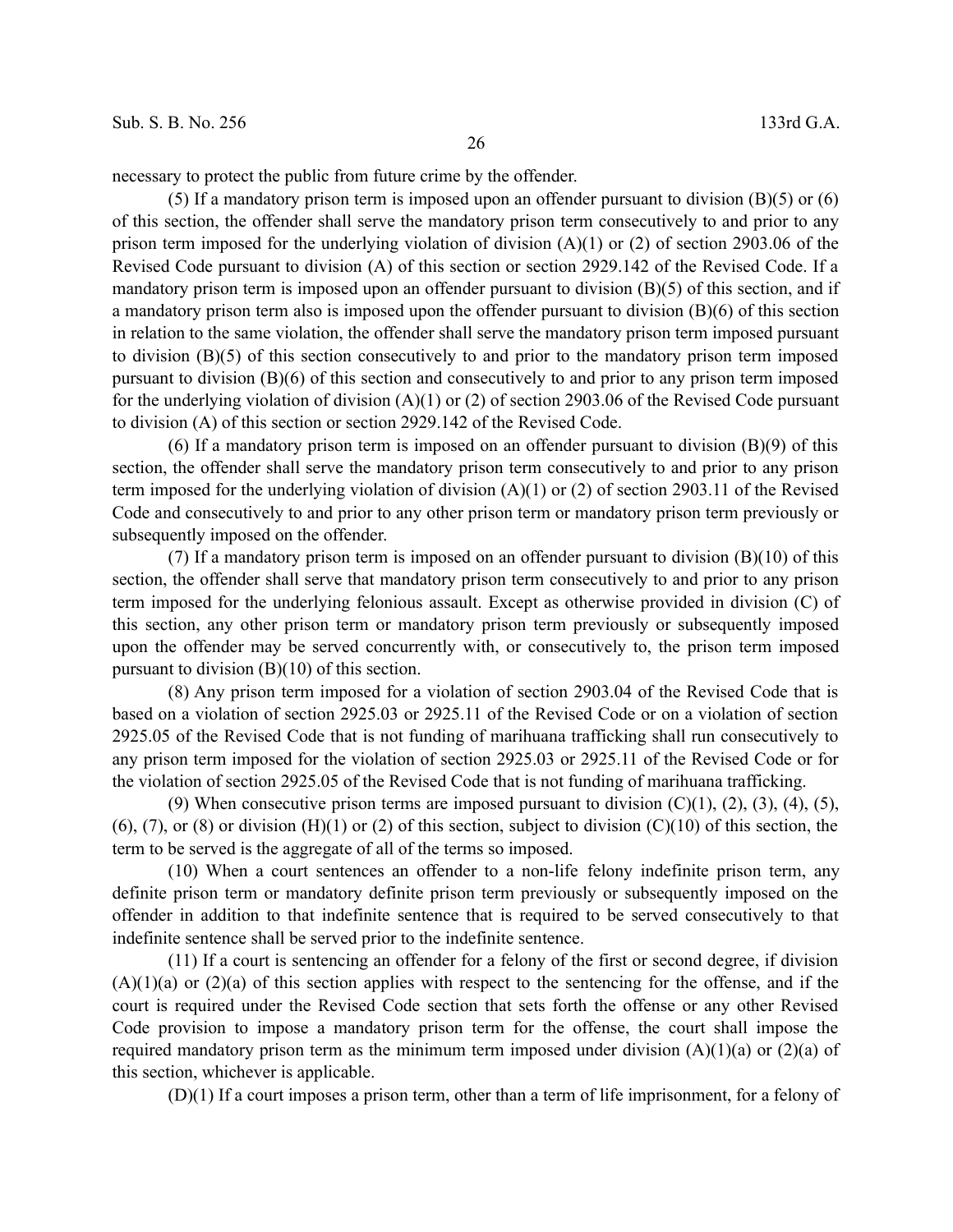necessary to protect the public from future crime by the offender.

(5) If a mandatory prison term is imposed upon an offender pursuant to division (B)(5) or (6) of this section, the offender shall serve the mandatory prison term consecutively to and prior to any prison term imposed for the underlying violation of division (A)(1) or (2) of section 2903.06 of the Revised Code pursuant to division (A) of this section or section 2929.142 of the Revised Code. If a mandatory prison term is imposed upon an offender pursuant to division (B)(5) of this section, and if a mandatory prison term also is imposed upon the offender pursuant to division (B)(6) of this section in relation to the same violation, the offender shall serve the mandatory prison term imposed pursuant to division (B)(5) of this section consecutively to and prior to the mandatory prison term imposed pursuant to division (B)(6) of this section and consecutively to and prior to any prison term imposed for the underlying violation of division (A)(1) or (2) of section 2903.06 of the Revised Code pursuant to division (A) of this section or section 2929.142 of the Revised Code.

(6) If a mandatory prison term is imposed on an offender pursuant to division (B)(9) of this section, the offender shall serve the mandatory prison term consecutively to and prior to any prison term imposed for the underlying violation of division (A)(1) or (2) of section 2903.11 of the Revised Code and consecutively to and prior to any other prison term or mandatory prison term previously or subsequently imposed on the offender.

(7) If a mandatory prison term is imposed on an offender pursuant to division (B)(10) of this section, the offender shall serve that mandatory prison term consecutively to and prior to any prison term imposed for the underlying felonious assault. Except as otherwise provided in division (C) of this section, any other prison term or mandatory prison term previously or subsequently imposed upon the offender may be served concurrently with, or consecutively to, the prison term imposed pursuant to division (B)(10) of this section.

(8) Any prison term imposed for a violation of section 2903.04 of the Revised Code that is based on a violation of section 2925.03 or 2925.11 of the Revised Code or on a violation of section 2925.05 of the Revised Code that is not funding of marihuana trafficking shall run consecutively to any prison term imposed for the violation of section 2925.03 or 2925.11 of the Revised Code or for the violation of section 2925.05 of the Revised Code that is not funding of marihuana trafficking.

(9) When consecutive prison terms are imposed pursuant to division (C)(1), (2), (3), (4), (5), (6), (7), or (8) or division (H)(1) or (2) of this section, subject to division (C)(10) of this section, the term to be served is the aggregate of all of the terms so imposed.

(10) When a court sentences an offender to a non-life felony indefinite prison term, any definite prison term or mandatory definite prison term previously or subsequently imposed on the offender in addition to that indefinite sentence that is required to be served consecutively to that indefinite sentence shall be served prior to the indefinite sentence.

(11) If a court is sentencing an offender for a felony of the first or second degree, if division (A)(1)(a) or (2)(a) of this section applies with respect to the sentencing for the offense, and if the court is required under the Revised Code section that sets forth the offense or any other Revised Code provision to impose a mandatory prison term for the offense, the court shall impose the required mandatory prison term as the minimum term imposed under division (A)(1)(a) or (2)(a) of this section, whichever is applicable.

(D)(1) If a court imposes a prison term, other than a term of life imprisonment, for a felony of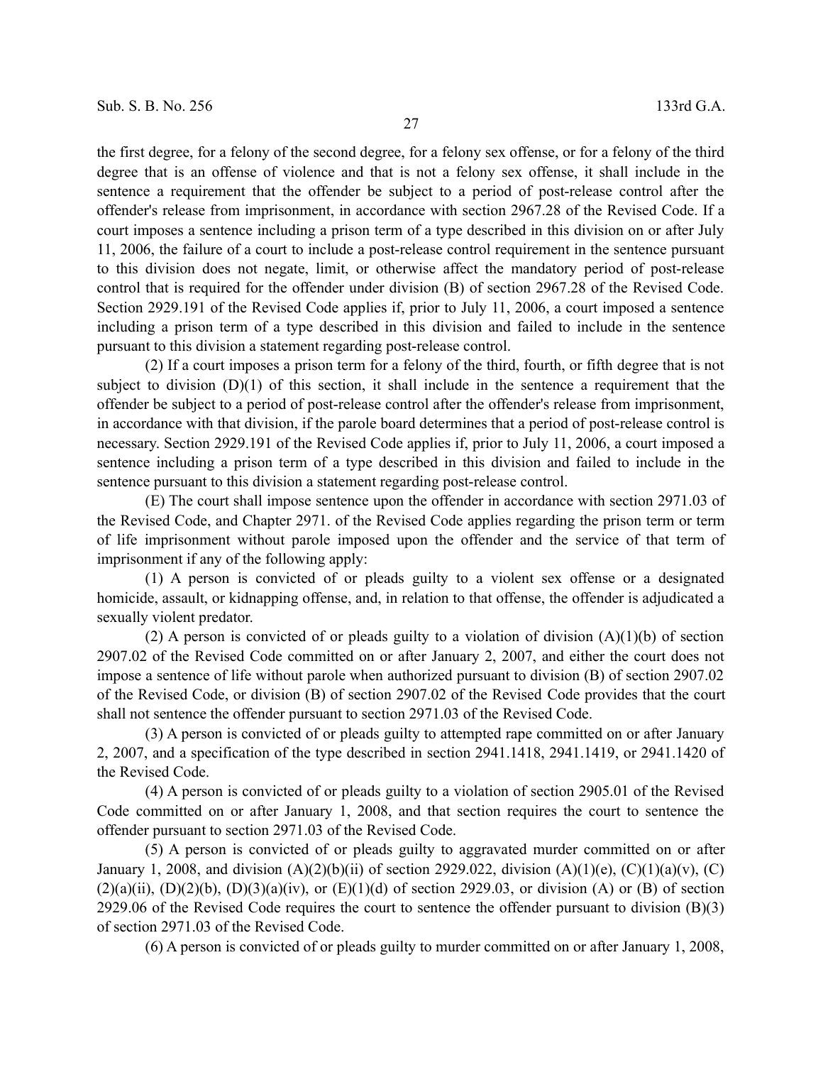the first degree, for a felony of the second degree, for a felony sex offense, or for a felony of the third degree that is an offense of violence and that is not a felony sex offense, it shall include in the sentence a requirement that the offender be subject to a period of post-release control after the offender's release from imprisonment, in accordance with section 2967.28 of the Revised Code. If a court imposes a sentence including a prison term of a type described in this division on or after July 11, 2006, the failure of a court to include a post-release control requirement in the sentence pursuant to this division does not negate, limit, or otherwise affect the mandatory period of post-release control that is required for the offender under division (B) of section 2967.28 of the Revised Code. Section 2929.191 of the Revised Code applies if, prior to July 11, 2006, a court imposed a sentence including a prison term of a type described in this division and failed to include in the sentence pursuant to this division a statement regarding post-release control.

(2) If a court imposes a prison term for a felony of the third, fourth, or fifth degree that is not subject to division (D)(1) of this section, it shall include in the sentence a requirement that the offender be subject to a period of post-release control after the offender's release from imprisonment, in accordance with that division, if the parole board determines that a period of post-release control is necessary. Section 2929.191 of the Revised Code applies if, prior to July 11, 2006, a court imposed a sentence including a prison term of a type described in this division and failed to include in the sentence pursuant to this division a statement regarding post-release control.

(E) The court shall impose sentence upon the offender in accordance with section 2971.03 of the Revised Code, and Chapter 2971. of the Revised Code applies regarding the prison term or term of life imprisonment without parole imposed upon the offender and the service of that term of imprisonment if any of the following apply:

(1) A person is convicted of or pleads guilty to a violent sex offense or a designated homicide, assault, or kidnapping offense, and, in relation to that offense, the offender is adjudicated a sexually violent predator.

(2) A person is convicted of or pleads guilty to a violation of division (A)(1)(b) of section 2907.02 of the Revised Code committed on or after January 2, 2007, and either the court does not impose a sentence of life without parole when authorized pursuant to division (B) of section 2907.02 of the Revised Code, or division (B) of section 2907.02 of the Revised Code provides that the court shall not sentence the offender pursuant to section 2971.03 of the Revised Code.

(3) A person is convicted of or pleads guilty to attempted rape committed on or after January 2, 2007, and a specification of the type described in section 2941.1418, 2941.1419, or 2941.1420 of the Revised Code.

(4) A person is convicted of or pleads guilty to a violation of section 2905.01 of the Revised Code committed on or after January 1, 2008, and that section requires the court to sentence the offender pursuant to section 2971.03 of the Revised Code.

(5) A person is convicted of or pleads guilty to aggravated murder committed on or after January 1, 2008, and division (A)(2)(b)(ii) of section 2929.022, division (A)(1)(e), (C)(1)(a)(v), (C)(2)(a)(ii), (D)(2)(b), (D)(3)(a)(iv), or (E)(1)(d) of section 2929.03, or division (A) or (B) of section 2929.06 of the Revised Code requires the court to sentence the offender pursuant to division (B)(3) of section 2971.03 of the Revised Code.

(6) A person is convicted of or pleads guilty to murder committed on or after January 1, 2008,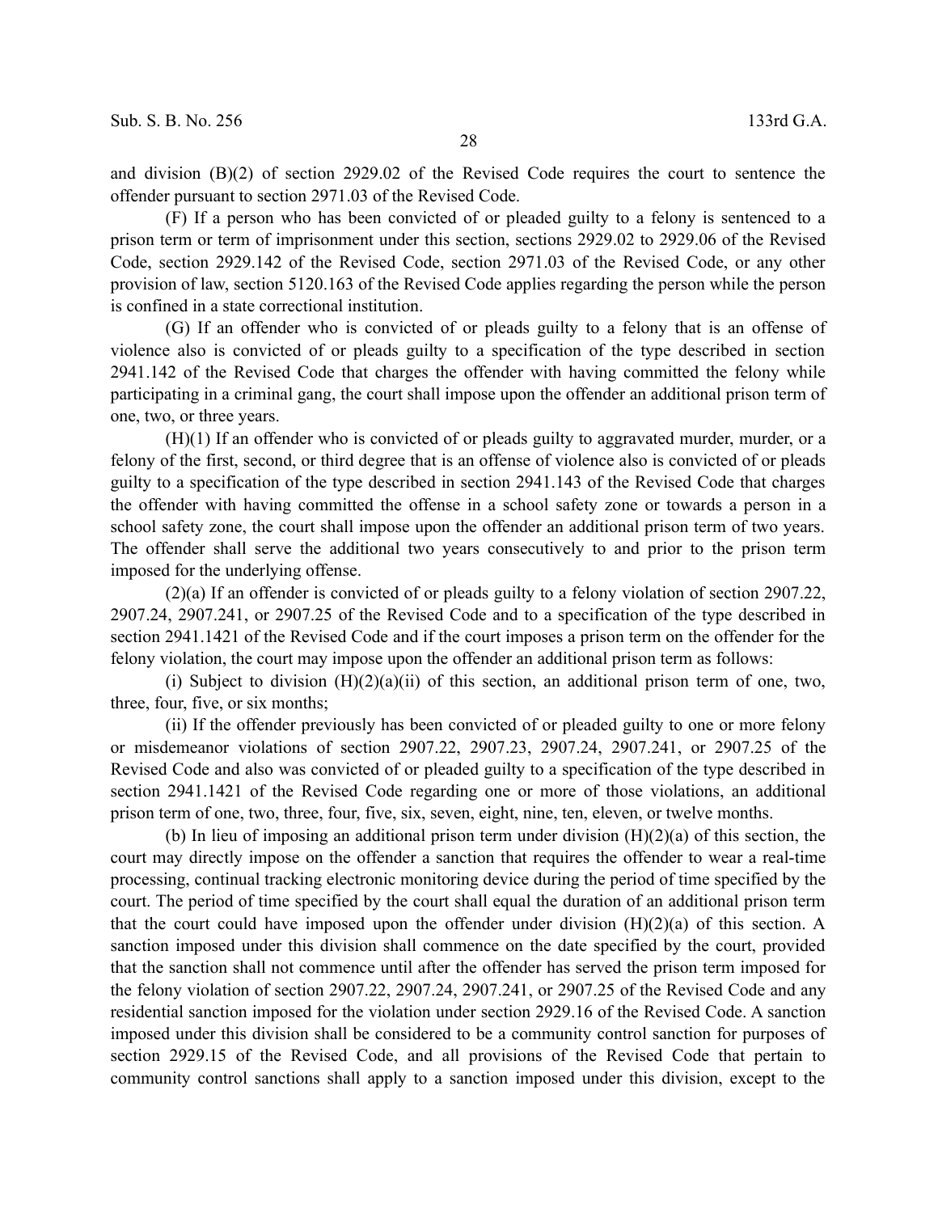and division (B)(2) of section 2929.02 of the Revised Code requires the court to sentence the offender pursuant to section 2971.03 of the Revised Code.

(F) If a person who has been convicted of or pleaded guilty to a felony is sentenced to a prison term or term of imprisonment under this section, sections 2929.02 to 2929.06 of the Revised Code, section 2929.142 of the Revised Code, section 2971.03 of the Revised Code, or any other provision of law, section 5120.163 of the Revised Code applies regarding the person while the person is confined in a state correctional institution.

(G) If an offender who is convicted of or pleads guilty to a felony that is an offense of violence also is convicted of or pleads guilty to a specification of the type described in section 2941.142 of the Revised Code that charges the offender with having committed the felony while participating in a criminal gang, the court shall impose upon the offender an additional prison term of one, two, or three years.

(H)(1) If an offender who is convicted of or pleads guilty to aggravated murder, murder, or a felony of the first, second, or third degree that is an offense of violence also is convicted of or pleads guilty to a specification of the type described in section 2941.143 of the Revised Code that charges the offender with having committed the offense in a school safety zone or towards a person in a school safety zone, the court shall impose upon the offender an additional prison term of two years. The offender shall serve the additional two years consecutively to and prior to the prison term imposed for the underlying offense.

(2)(a) If an offender is convicted of or pleads guilty to a felony violation of section 2907.22, 2907.24, 2907.241, or 2907.25 of the Revised Code and to a specification of the type described in section 2941.1421 of the Revised Code and if the court imposes a prison term on the offender for the felony violation, the court may impose upon the offender an additional prison term as follows:

(i) Subject to division (H)(2)(a)(ii) of this section, an additional prison term of one, two, three, four, five, or six months;

(ii) If the offender previously has been convicted of or pleaded guilty to one or more felony or misdemeanor violations of section 2907.22, 2907.23, 2907.24, 2907.241, or 2907.25 of the Revised Code and also was convicted of or pleaded guilty to a specification of the type described in section 2941.1421 of the Revised Code regarding one or more of those violations, an additional prison term of one, two, three, four, five, six, seven, eight, nine, ten, eleven, or twelve months.

(b) In lieu of imposing an additional prison term under division (H)(2)(a) of this section, the court may directly impose on the offender a sanction that requires the offender to wear a real-time processing, continual tracking electronic monitoring device during the period of time specified by the court. The period of time specified by the court shall equal the duration of an additional prison term that the court could have imposed upon the offender under division (H)(2)(a) of this section. A sanction imposed under this division shall commence on the date specified by the court, provided that the sanction shall not commence until after the offender has served the prison term imposed for the felony violation of section 2907.22, 2907.24, 2907.241, or 2907.25 of the Revised Code and any residential sanction imposed for the violation under section 2929.16 of the Revised Code. A sanction imposed under this division shall be considered to be a community control sanction for purposes of section 2929.15 of the Revised Code, and all provisions of the Revised Code that pertain to community control sanctions shall apply to a sanction imposed under this division, except to the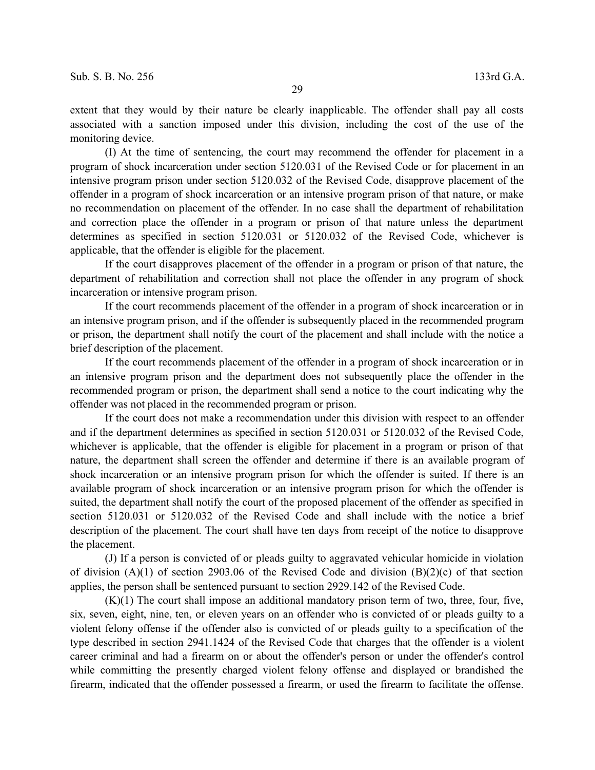extent that they would by their nature be clearly inapplicable. The offender shall pay all costs associated with a sanction imposed under this division, including the cost of the use of the monitoring device.

(I) At the time of sentencing, the court may recommend the offender for placement in a program of shock incarceration under section 5120.031 of the Revised Code or for placement in an intensive program prison under section 5120.032 of the Revised Code, disapprove placement of the offender in a program of shock incarceration or an intensive program prison of that nature, or make no recommendation on placement of the offender. In no case shall the department of rehabilitation and correction place the offender in a program or prison of that nature unless the department determines as specified in section 5120.031 or 5120.032 of the Revised Code, whichever is applicable, that the offender is eligible for the placement.

If the court disapproves placement of the offender in a program or prison of that nature, the department of rehabilitation and correction shall not place the offender in any program of shock incarceration or intensive program prison.

If the court recommends placement of the offender in a program of shock incarceration or in an intensive program prison, and if the offender is subsequently placed in the recommended program or prison, the department shall notify the court of the placement and shall include with the notice a brief description of the placement.

If the court recommends placement of the offender in a program of shock incarceration or in an intensive program prison and the department does not subsequently place the offender in the recommended program or prison, the department shall send a notice to the court indicating why the offender was not placed in the recommended program or prison.

If the court does not make a recommendation under this division with respect to an offender and if the department determines as specified in section 5120.031 or 5120.032 of the Revised Code, whichever is applicable, that the offender is eligible for placement in a program or prison of that nature, the department shall screen the offender and determine if there is an available program of shock incarceration or an intensive program prison for which the offender is suited. If there is an available program of shock incarceration or an intensive program prison for which the offender is suited, the department shall notify the court of the proposed placement of the offender as specified in section 5120.031 or 5120.032 of the Revised Code and shall include with the notice a brief description of the placement. The court shall have ten days from receipt of the notice to disapprove the placement.

(J) If a person is convicted of or pleads guilty to aggravated vehicular homicide in violation of division (A)(1) of section 2903.06 of the Revised Code and division (B)(2)(c) of that section applies, the person shall be sentenced pursuant to section 2929.142 of the Revised Code.

(K)(1) The court shall impose an additional mandatory prison term of two, three, four, five, six, seven, eight, nine, ten, or eleven years on an offender who is convicted of or pleads guilty to a violent felony offense if the offender also is convicted of or pleads guilty to a specification of the type described in section 2941.1424 of the Revised Code that charges that the offender is a violent career criminal and had a firearm on or about the offender's person or under the offender's control while committing the presently charged violent felony offense and displayed or brandished the firearm, indicated that the offender possessed a firearm, or used the firearm to facilitate the offense.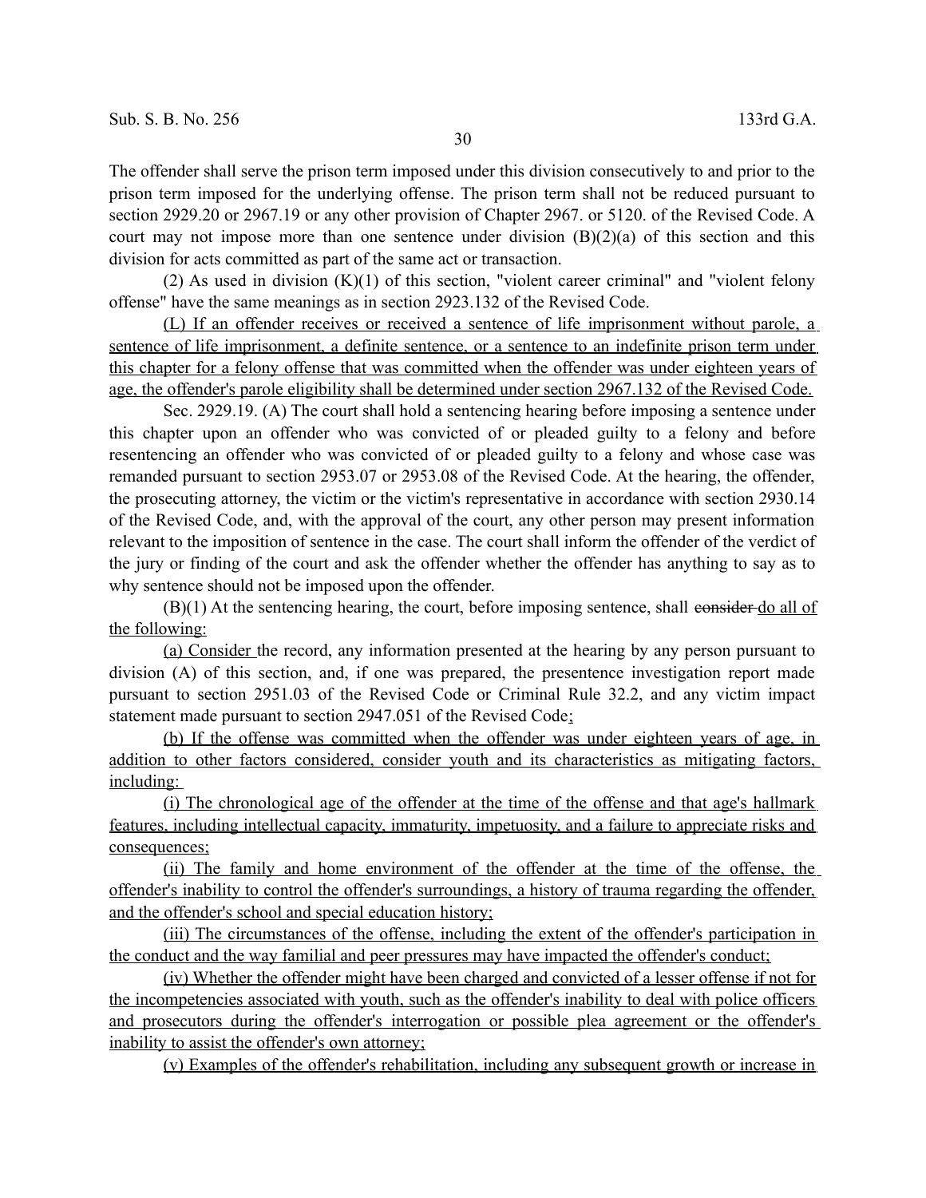The offender shall serve the prison term imposed under this division consecutively to and prior to the prison term imposed for the underlying offense. The prison term shall not be reduced pursuant to section 2929.20 or 2967.19 or any other provision of Chapter 2967. or 5120. of the Revised Code. A court may not impose more than one sentence under division (B)(2)(a) of this section and this division for acts committed as part of the same act or transaction.

(2) As used in division (K)(1) of this section, "violent career criminal" and "violent felony offense" have the same meanings as in section 2923.132 of the Revised Code.

(L) If an offender receives or received a sentence of life imprisonment without parole, a sentence of life imprisonment, a definite sentence, or a sentence to an indefinite prison term under this chapter for a felony offense that was committed when the offender was under eighteen years of age, the offender's parole eligibility shall be determined under section 2967.132 of the Revised Code.

Sec. 2929.19. (A) The court shall hold a sentencing hearing before imposing a sentence under this chapter upon an offender who was convicted of or pleaded guilty to a felony and before resentencing an offender who was convicted of or pleaded guilty to a felony and whose case was remanded pursuant to section 2953.07 or 2953.08 of the Revised Code. At the hearing, the offender, the prosecuting attorney, the victim or the victim's representative in accordance with section 2930.14 of the Revised Code, and, with the approval of the court, any other person may present information relevant to the imposition of sentence in the case. The court shall inform the offender of the verdict of the jury or finding of the court and ask the offender whether the offender has anything to say as to why sentence should not be imposed upon the offender.

(B)(1) At the sentencing hearing, the court, before imposing sentence, shall ~~consider~~ do all of the following:

(a) Consider the record, any information presented at the hearing by any person pursuant to division (A) of this section, and, if one was prepared, the presentence investigation report made pursuant to section 2951.03 of the Revised Code or Criminal Rule 32.2, and any victim impact statement made pursuant to section 2947.051 of the Revised Code;

(b) If the offense was committed when the offender was under eighteen years of age, in addition to other factors considered, consider youth and its characteristics as mitigating factors, including:

(i) The chronological age of the offender at the time of the offense and that age's hallmark features, including intellectual capacity, immaturity, impetuosity, and a failure to appreciate risks and consequences;

(ii) The family and home environment of the offender at the time of the offense, the offender's inability to control the offender's surroundings, a history of trauma regarding the offender, and the offender's school and special education history;

(iii) The circumstances of the offense, including the extent of the offender's participation in the conduct and the way familial and peer pressures may have impacted the offender's conduct;

(iv) Whether the offender might have been charged and convicted of a lesser offense if not for the incompetencies associated with youth, such as the offender's inability to deal with police officers and prosecutors during the offender's interrogation or possible plea agreement or the offender's inability to assist the offender's own attorney;

(v) Examples of the offender's rehabilitation, including any subsequent growth or increase in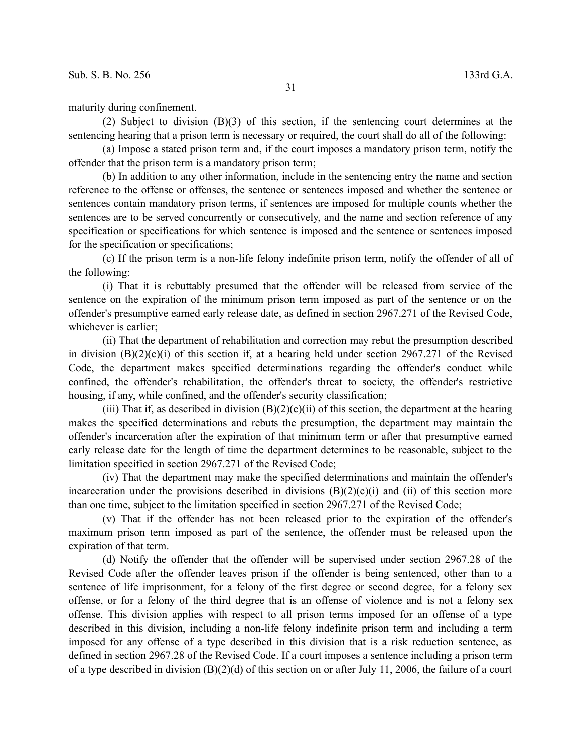maturity during confinement.

(2) Subject to division (B)(3) of this section, if the sentencing court determines at the sentencing hearing that a prison term is necessary or required, the court shall do all of the following:

(a) Impose a stated prison term and, if the court imposes a mandatory prison term, notify the offender that the prison term is a mandatory prison term;

(b) In addition to any other information, include in the sentencing entry the name and section reference to the offense or offenses, the sentence or sentences imposed and whether the sentence or sentences contain mandatory prison terms, if sentences are imposed for multiple counts whether the sentences are to be served concurrently or consecutively, and the name and section reference of any specification or specifications for which sentence is imposed and the sentence or sentences imposed for the specification or specifications;

(c) If the prison term is a non-life felony indefinite prison term, notify the offender of all of the following:

(i) That it is rebuttably presumed that the offender will be released from service of the sentence on the expiration of the minimum prison term imposed as part of the sentence or on the offender's presumptive earned early release date, as defined in section 2967.271 of the Revised Code, whichever is earlier;

(ii) That the department of rehabilitation and correction may rebut the presumption described in division (B)(2)(c)(i) of this section if, at a hearing held under section 2967.271 of the Revised Code, the department makes specified determinations regarding the offender's conduct while confined, the offender's rehabilitation, the offender's threat to society, the offender's restrictive housing, if any, while confined, and the offender's security classification;

(iii) That if, as described in division (B)(2)(c)(ii) of this section, the department at the hearing makes the specified determinations and rebuts the presumption, the department may maintain the offender's incarceration after the expiration of that minimum term or after that presumptive earned early release date for the length of time the department determines to be reasonable, subject to the limitation specified in section 2967.271 of the Revised Code;

(iv) That the department may make the specified determinations and maintain the offender's incarceration under the provisions described in divisions (B)(2)(c)(i) and (ii) of this section more than one time, subject to the limitation specified in section 2967.271 of the Revised Code;

(v) That if the offender has not been released prior to the expiration of the offender's maximum prison term imposed as part of the sentence, the offender must be released upon the expiration of that term.

(d) Notify the offender that the offender will be supervised under section 2967.28 of the Revised Code after the offender leaves prison if the offender is being sentenced, other than to a sentence of life imprisonment, for a felony of the first degree or second degree, for a felony sex offense, or for a felony of the third degree that is an offense of violence and is not a felony sex offense. This division applies with respect to all prison terms imposed for an offense of a type described in this division, including a non-life felony indefinite prison term and including a term imposed for any offense of a type described in this division that is a risk reduction sentence, as defined in section 2967.28 of the Revised Code. If a court imposes a sentence including a prison term of a type described in division (B)(2)(d) of this section on or after July 11, 2006, the failure of a court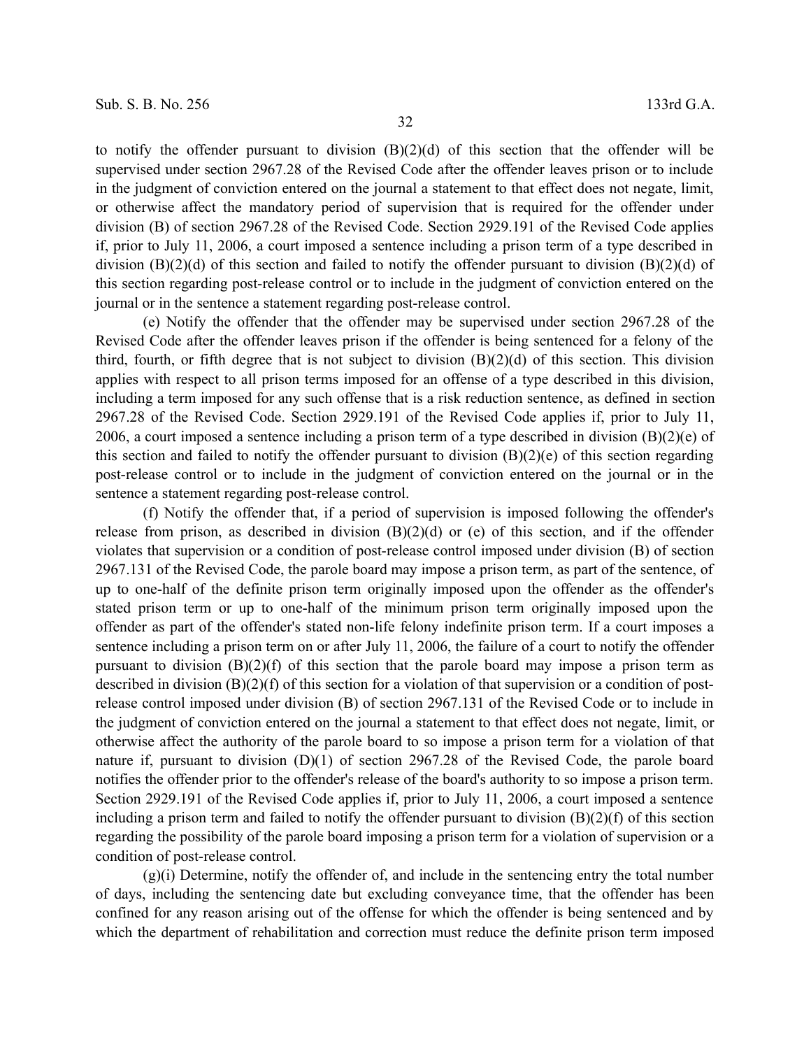to notify the offender pursuant to division (B)(2)(d) of this section that the offender will be supervised under section 2967.28 of the Revised Code after the offender leaves prison or to include in the judgment of conviction entered on the journal a statement to that effect does not negate, limit, or otherwise affect the mandatory period of supervision that is required for the offender under division (B) of section 2967.28 of the Revised Code. Section 2929.191 of the Revised Code applies if, prior to July 11, 2006, a court imposed a sentence including a prison term of a type described in division (B)(2)(d) of this section and failed to notify the offender pursuant to division (B)(2)(d) of this section regarding post-release control or to include in the judgment of conviction entered on the journal or in the sentence a statement regarding post-release control.

(e) Notify the offender that the offender may be supervised under section 2967.28 of the Revised Code after the offender leaves prison if the offender is being sentenced for a felony of the third, fourth, or fifth degree that is not subject to division (B)(2)(d) of this section. This division applies with respect to all prison terms imposed for an offense of a type described in this division, including a term imposed for any such offense that is a risk reduction sentence, as defined in section 2967.28 of the Revised Code. Section 2929.191 of the Revised Code applies if, prior to July 11, 2006, a court imposed a sentence including a prison term of a type described in division (B)(2)(e) of this section and failed to notify the offender pursuant to division (B)(2)(e) of this section regarding post-release control or to include in the judgment of conviction entered on the journal or in the sentence a statement regarding post-release control.

(f) Notify the offender that, if a period of supervision is imposed following the offender's release from prison, as described in division (B)(2)(d) or (e) of this section, and if the offender violates that supervision or a condition of post-release control imposed under division (B) of section 2967.131 of the Revised Code, the parole board may impose a prison term, as part of the sentence, of up to one-half of the definite prison term originally imposed upon the offender as the offender's stated prison term or up to one-half of the minimum prison term originally imposed upon the offender as part of the offender's stated non-life felony indefinite prison term. If a court imposes a sentence including a prison term on or after July 11, 2006, the failure of a court to notify the offender pursuant to division (B)(2)(f) of this section that the parole board may impose a prison term as described in division (B)(2)(f) of this section for a violation of that supervision or a condition of post-release control imposed under division (B) of section 2967.131 of the Revised Code or to include in the judgment of conviction entered on the journal a statement to that effect does not negate, limit, or otherwise affect the authority of the parole board to so impose a prison term for a violation of that nature if, pursuant to division (D)(1) of section 2967.28 of the Revised Code, the parole board notifies the offender prior to the offender's release of the board's authority to so impose a prison term. Section 2929.191 of the Revised Code applies if, prior to July 11, 2006, a court imposed a sentence including a prison term and failed to notify the offender pursuant to division (B)(2)(f) of this section regarding the possibility of the parole board imposing a prison term for a violation of supervision or a condition of post-release control.

(g)(i) Determine, notify the offender of, and include in the sentencing entry the total number of days, including the sentencing date but excluding conveyance time, that the offender has been confined for any reason arising out of the offense for which the offender is being sentenced and by which the department of rehabilitation and correction must reduce the definite prison term imposed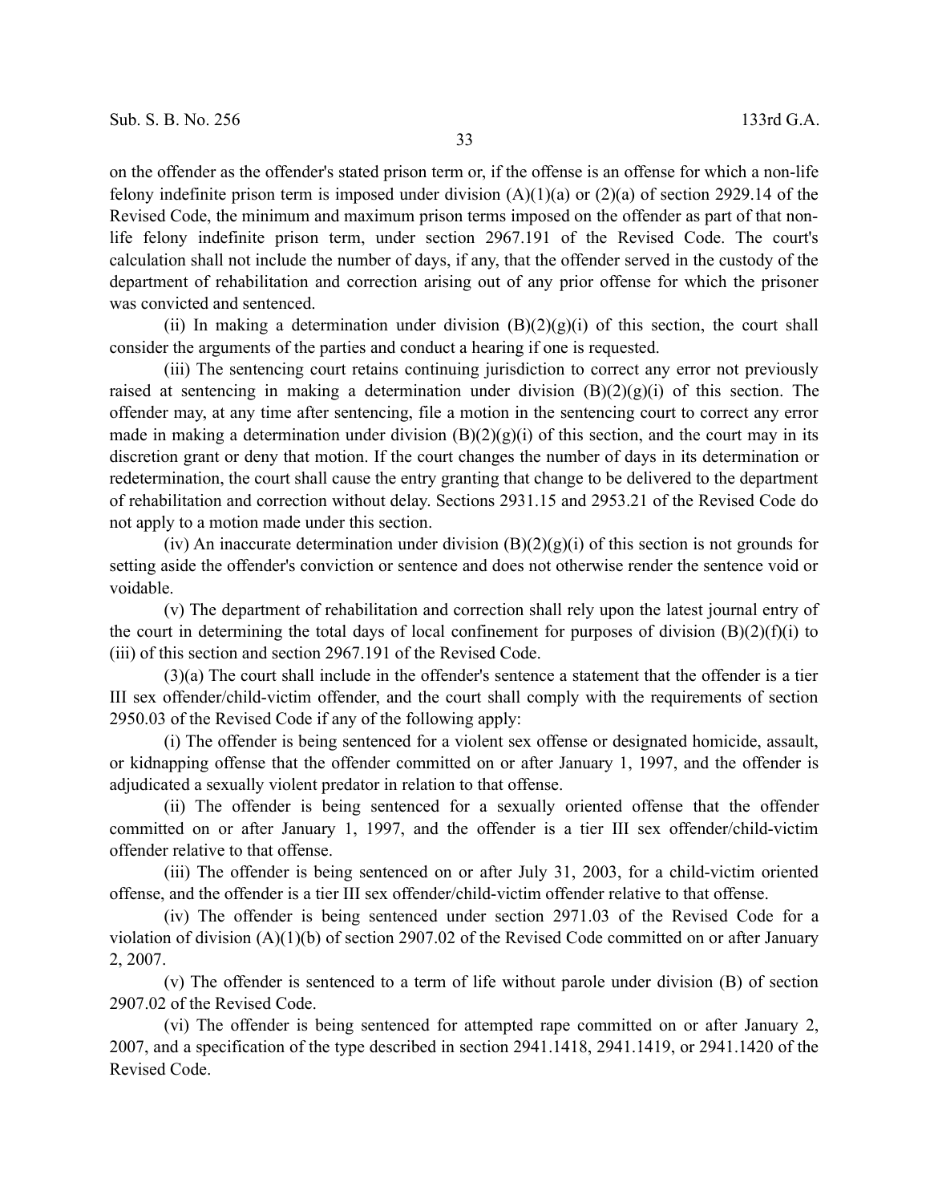on the offender as the offender's stated prison term or, if the offense is an offense for which a non-life felony indefinite prison term is imposed under division (A)(1)(a) or (2)(a) of section 2929.14 of the Revised Code, the minimum and maximum prison terms imposed on the offender as part of that non-life felony indefinite prison term, under section 2967.191 of the Revised Code. The court's calculation shall not include the number of days, if any, that the offender served in the custody of the department of rehabilitation and correction arising out of any prior offense for which the prisoner was convicted and sentenced.

(ii) In making a determination under division (B)(2)(g)(i) of this section, the court shall consider the arguments of the parties and conduct a hearing if one is requested.

(iii) The sentencing court retains continuing jurisdiction to correct any error not previously raised at sentencing in making a determination under division (B)(2)(g)(i) of this section. The offender may, at any time after sentencing, file a motion in the sentencing court to correct any error made in making a determination under division (B)(2)(g)(i) of this section, and the court may in its discretion grant or deny that motion. If the court changes the number of days in its determination or redetermination, the court shall cause the entry granting that change to be delivered to the department of rehabilitation and correction without delay. Sections 2931.15 and 2953.21 of the Revised Code do not apply to a motion made under this section.

(iv) An inaccurate determination under division (B)(2)(g)(i) of this section is not grounds for setting aside the offender's conviction or sentence and does not otherwise render the sentence void or voidable.

(v) The department of rehabilitation and correction shall rely upon the latest journal entry of the court in determining the total days of local confinement for purposes of division (B)(2)(f)(i) to (iii) of this section and section 2967.191 of the Revised Code.

(3)(a) The court shall include in the offender's sentence a statement that the offender is a tier III sex offender/child-victim offender, and the court shall comply with the requirements of section 2950.03 of the Revised Code if any of the following apply:

(i) The offender is being sentenced for a violent sex offense or designated homicide, assault, or kidnapping offense that the offender committed on or after January 1, 1997, and the offender is adjudicated a sexually violent predator in relation to that offense.

(ii) The offender is being sentenced for a sexually oriented offense that the offender committed on or after January 1, 1997, and the offender is a tier III sex offender/child-victim offender relative to that offense.

(iii) The offender is being sentenced on or after July 31, 2003, for a child-victim oriented offense, and the offender is a tier III sex offender/child-victim offender relative to that offense.

(iv) The offender is being sentenced under section 2971.03 of the Revised Code for a violation of division (A)(1)(b) of section 2907.02 of the Revised Code committed on or after January 2, 2007.

(v) The offender is sentenced to a term of life without parole under division (B) of section 2907.02 of the Revised Code.

(vi) The offender is being sentenced for attempted rape committed on or after January 2, 2007, and a specification of the type described in section 2941.1418, 2941.1419, or 2941.1420 of the Revised Code.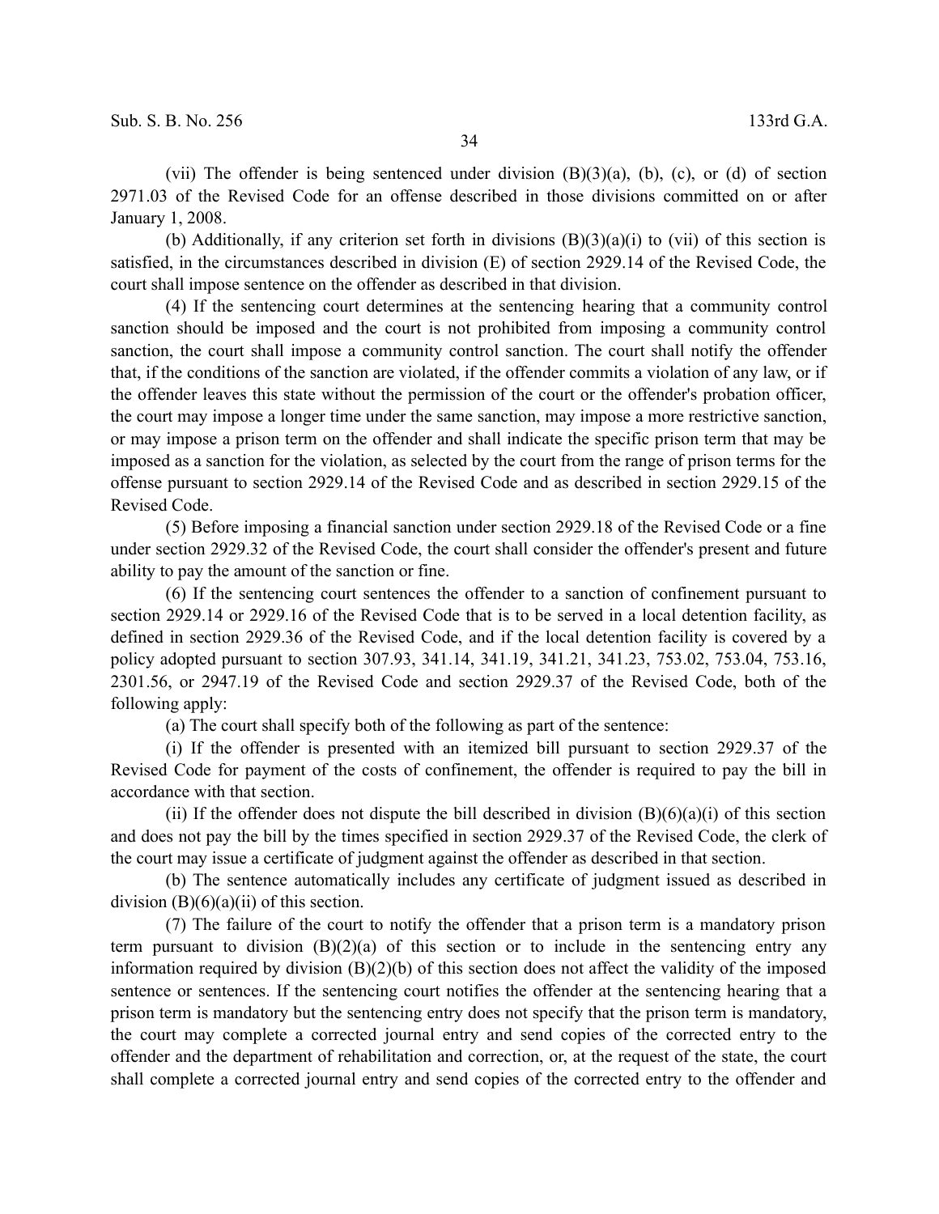(vii) The offender is being sentenced under division (B)(3)(a), (b), (c), or (d) of section 2971.03 of the Revised Code for an offense described in those divisions committed on or after January 1, 2008.

(b) Additionally, if any criterion set forth in divisions (B)(3)(a)(i) to (vii) of this section is satisfied, in the circumstances described in division (E) of section 2929.14 of the Revised Code, the court shall impose sentence on the offender as described in that division.

(4) If the sentencing court determines at the sentencing hearing that a community control sanction should be imposed and the court is not prohibited from imposing a community control sanction, the court shall impose a community control sanction. The court shall notify the offender that, if the conditions of the sanction are violated, if the offender commits a violation of any law, or if the offender leaves this state without the permission of the court or the offender's probation officer, the court may impose a longer time under the same sanction, may impose a more restrictive sanction, or may impose a prison term on the offender and shall indicate the specific prison term that may be imposed as a sanction for the violation, as selected by the court from the range of prison terms for the offense pursuant to section 2929.14 of the Revised Code and as described in section 2929.15 of the Revised Code.

(5) Before imposing a financial sanction under section 2929.18 of the Revised Code or a fine under section 2929.32 of the Revised Code, the court shall consider the offender's present and future ability to pay the amount of the sanction or fine.

(6) If the sentencing court sentences the offender to a sanction of confinement pursuant to section 2929.14 or 2929.16 of the Revised Code that is to be served in a local detention facility, as defined in section 2929.36 of the Revised Code, and if the local detention facility is covered by a policy adopted pursuant to section 307.93, 341.14, 341.19, 341.21, 341.23, 753.02, 753.04, 753.16, 2301.56, or 2947.19 of the Revised Code and section 2929.37 of the Revised Code, both of the following apply:

(a) The court shall specify both of the following as part of the sentence:

(i) If the offender is presented with an itemized bill pursuant to section 2929.37 of the Revised Code for payment of the costs of confinement, the offender is required to pay the bill in accordance with that section.

(ii) If the offender does not dispute the bill described in division (B)(6)(a)(i) of this section and does not pay the bill by the times specified in section 2929.37 of the Revised Code, the clerk of the court may issue a certificate of judgment against the offender as described in that section.

(b) The sentence automatically includes any certificate of judgment issued as described in division (B)(6)(a)(ii) of this section.

(7) The failure of the court to notify the offender that a prison term is a mandatory prison term pursuant to division (B)(2)(a) of this section or to include in the sentencing entry any information required by division (B)(2)(b) of this section does not affect the validity of the imposed sentence or sentences. If the sentencing court notifies the offender at the sentencing hearing that a prison term is mandatory but the sentencing entry does not specify that the prison term is mandatory, the court may complete a corrected journal entry and send copies of the corrected entry to the offender and the department of rehabilitation and correction, or, at the request of the state, the court shall complete a corrected journal entry and send copies of the corrected entry to the offender and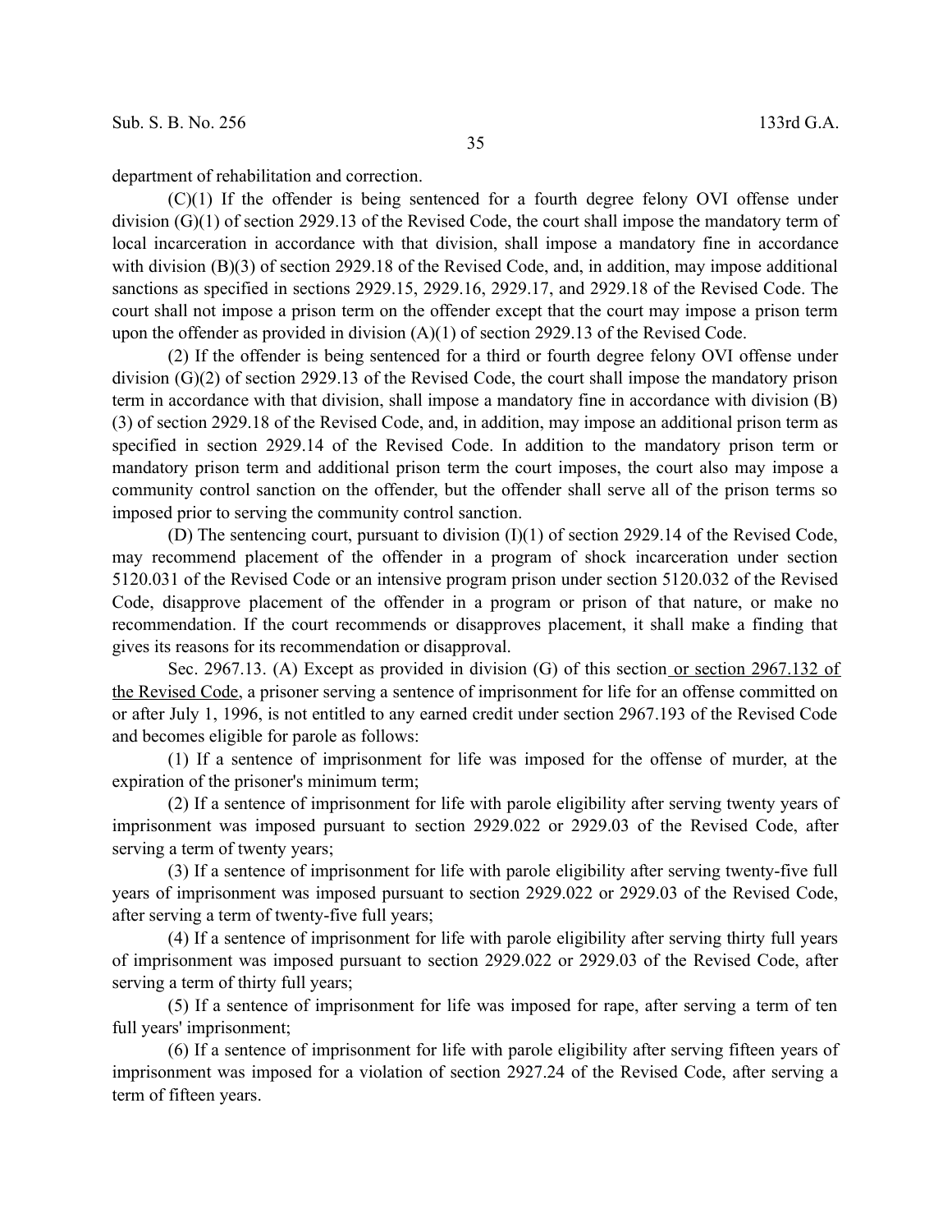department of rehabilitation and correction.

(C)(1) If the offender is being sentenced for a fourth degree felony OVI offense under division (G)(1) of section 2929.13 of the Revised Code, the court shall impose the mandatory term of local incarceration in accordance with that division, shall impose a mandatory fine in accordance with division (B)(3) of section 2929.18 of the Revised Code, and, in addition, may impose additional sanctions as specified in sections 2929.15, 2929.16, 2929.17, and 2929.18 of the Revised Code. The court shall not impose a prison term on the offender except that the court may impose a prison term upon the offender as provided in division (A)(1) of section 2929.13 of the Revised Code.

(2) If the offender is being sentenced for a third or fourth degree felony OVI offense under division (G)(2) of section 2929.13 of the Revised Code, the court shall impose the mandatory prison term in accordance with that division, shall impose a mandatory fine in accordance with division (B)(3) of section 2929.18 of the Revised Code, and, in addition, may impose an additional prison term as specified in section 2929.14 of the Revised Code. In addition to the mandatory prison term or mandatory prison term and additional prison term the court imposes, the court also may impose a community control sanction on the offender, but the offender shall serve all of the prison terms so imposed prior to serving the community control sanction.

(D) The sentencing court, pursuant to division (I)(1) of section 2929.14 of the Revised Code, may recommend placement of the offender in a program of shock incarceration under section 5120.031 of the Revised Code or an intensive program prison under section 5120.032 of the Revised Code, disapprove placement of the offender in a program or prison of that nature, or make no recommendation. If the court recommends or disapproves placement, it shall make a finding that gives its reasons for its recommendation or disapproval.

Sec. 2967.13. (A) Except as provided in division (G) of this section or section 2967.132 of the Revised Code, a prisoner serving a sentence of imprisonment for life for an offense committed on or after July 1, 1996, is not entitled to any earned credit under section 2967.193 of the Revised Code and becomes eligible for parole as follows:

(1) If a sentence of imprisonment for life was imposed for the offense of murder, at the expiration of the prisoner's minimum term;

(2) If a sentence of imprisonment for life with parole eligibility after serving twenty years of imprisonment was imposed pursuant to section 2929.022 or 2929.03 of the Revised Code, after serving a term of twenty years;

(3) If a sentence of imprisonment for life with parole eligibility after serving twenty-five full years of imprisonment was imposed pursuant to section 2929.022 or 2929.03 of the Revised Code, after serving a term of twenty-five full years;

(4) If a sentence of imprisonment for life with parole eligibility after serving thirty full years of imprisonment was imposed pursuant to section 2929.022 or 2929.03 of the Revised Code, after serving a term of thirty full years;

(5) If a sentence of imprisonment for life was imposed for rape, after serving a term of ten full years' imprisonment;

(6) If a sentence of imprisonment for life with parole eligibility after serving fifteen years of imprisonment was imposed for a violation of section 2927.24 of the Revised Code, after serving a term of fifteen years.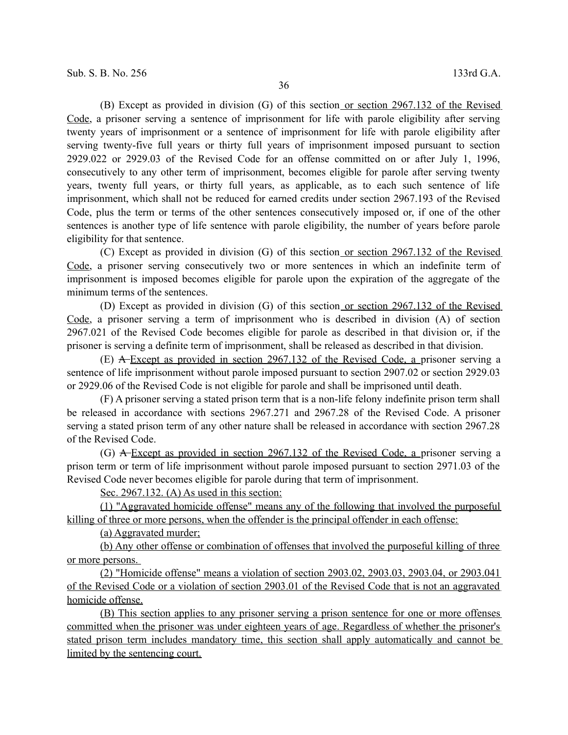(B) Except as provided in division (G) of this section or section 2967.132 of the Revised Code, a prisoner serving a sentence of imprisonment for life with parole eligibility after serving twenty years of imprisonment or a sentence of imprisonment for life with parole eligibility after serving twenty-five full years or thirty full years of imprisonment imposed pursuant to section 2929.022 or 2929.03 of the Revised Code for an offense committed on or after July 1, 1996, consecutively to any other term of imprisonment, becomes eligible for parole after serving twenty years, twenty full years, or thirty full years, as applicable, as to each such sentence of life imprisonment, which shall not be reduced for earned credits under section 2967.193 of the Revised Code, plus the term or terms of the other sentences consecutively imposed or, if one of the other sentences is another type of life sentence with parole eligibility, the number of years before parole eligibility for that sentence.

(C) Except as provided in division (G) of this section or section 2967.132 of the Revised Code, a prisoner serving consecutively two or more sentences in which an indefinite term of imprisonment is imposed becomes eligible for parole upon the expiration of the aggregate of the minimum terms of the sentences.

(D) Except as provided in division (G) of this section or section 2967.132 of the Revised Code, a prisoner serving a term of imprisonment who is described in division (A) of section 2967.021 of the Revised Code becomes eligible for parole as described in that division or, if the prisoner is serving a definite term of imprisonment, shall be released as described in that division.

(E) ~~A~~ Except as provided in section 2967.132 of the Revised Code, a prisoner serving a sentence of life imprisonment without parole imposed pursuant to section 2907.02 or section 2929.03 or 2929.06 of the Revised Code is not eligible for parole and shall be imprisoned until death.

(F) A prisoner serving a stated prison term that is a non-life felony indefinite prison term shall be released in accordance with sections 2967.271 and 2967.28 of the Revised Code. A prisoner serving a stated prison term of any other nature shall be released in accordance with section 2967.28 of the Revised Code.

(G) ~~A~~ Except as provided in section 2967.132 of the Revised Code, a prisoner serving a prison term or term of life imprisonment without parole imposed pursuant to section 2971.03 of the Revised Code never becomes eligible for parole during that term of imprisonment.

Sec. 2967.132. (A) As used in this section:

(1) "Aggravated homicide offense" means any of the following that involved the purposeful killing of three or more persons, when the offender is the principal offender in each offense:

(a) Aggravated murder;

(b) Any other offense or combination of offenses that involved the purposeful killing of three or more persons.

(2) "Homicide offense" means a violation of section 2903.02, 2903.03, 2903.04, or 2903.041 of the Revised Code or a violation of section 2903.01 of the Revised Code that is not an aggravated homicide offense.

(B) This section applies to any prisoner serving a prison sentence for one or more offenses committed when the prisoner was under eighteen years of age. Regardless of whether the prisoner's stated prison term includes mandatory time, this section shall apply automatically and cannot be limited by the sentencing court.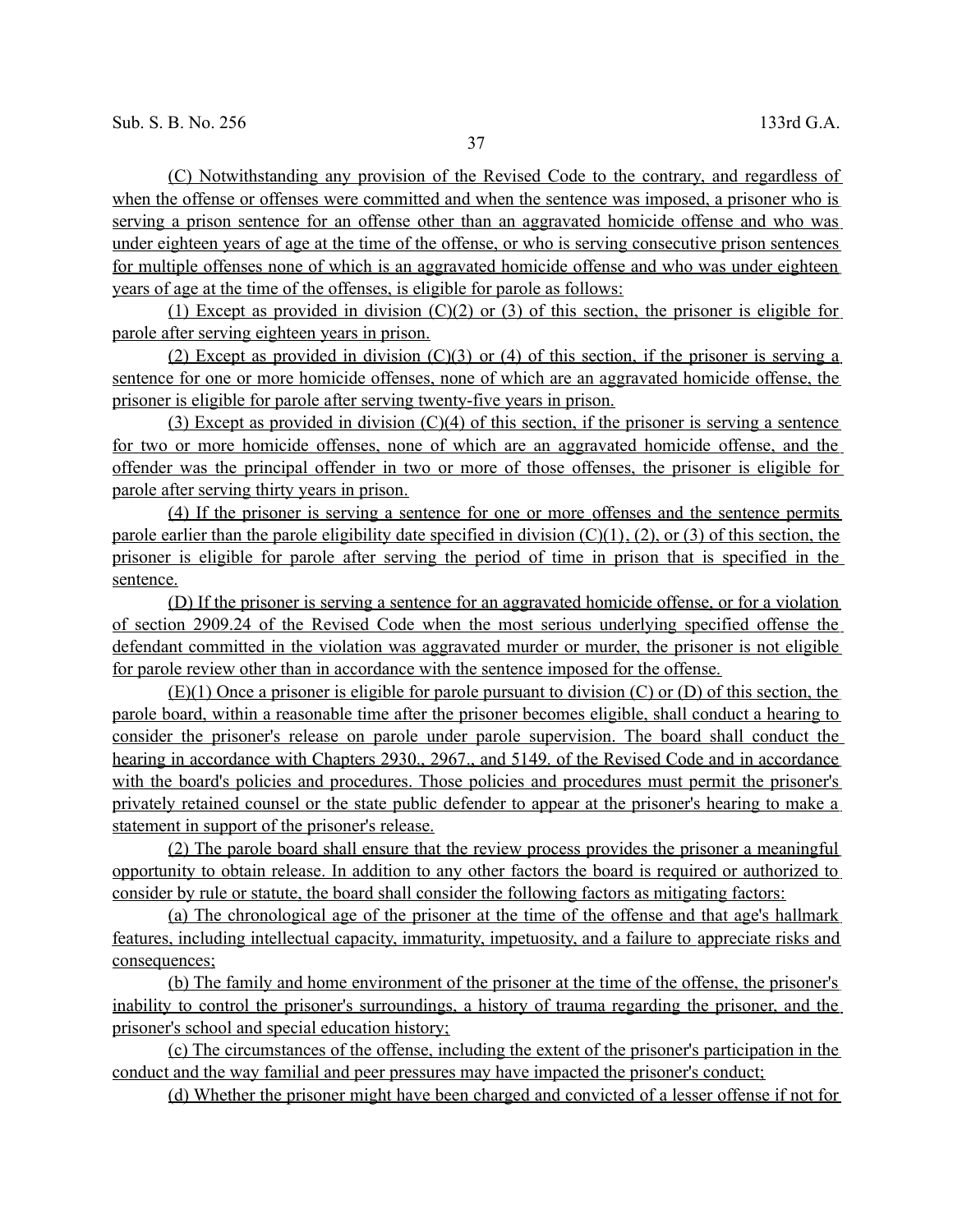(C) Notwithstanding any provision of the Revised Code to the contrary, and regardless of when the offense or offenses were committed and when the sentence was imposed, a prisoner who is serving a prison sentence for an offense other than an aggravated homicide offense and who was under eighteen years of age at the time of the offense, or who is serving consecutive prison sentences for multiple offenses none of which is an aggravated homicide offense and who was under eighteen years of age at the time of the offenses, is eligible for parole as follows:

(1) Except as provided in division (C)(2) or (3) of this section, the prisoner is eligible for parole after serving eighteen years in prison.

(2) Except as provided in division (C)(3) or (4) of this section, if the prisoner is serving a sentence for one or more homicide offenses, none of which are an aggravated homicide offense, the prisoner is eligible for parole after serving twenty-five years in prison.

(3) Except as provided in division (C)(4) of this section, if the prisoner is serving a sentence for two or more homicide offenses, none of which are an aggravated homicide offense, and the offender was the principal offender in two or more of those offenses, the prisoner is eligible for parole after serving thirty years in prison.

(4) If the prisoner is serving a sentence for one or more offenses and the sentence permits parole earlier than the parole eligibility date specified in division (C)(1), (2), or (3) of this section, the prisoner is eligible for parole after serving the period of time in prison that is specified in the sentence.

(D) If the prisoner is serving a sentence for an aggravated homicide offense, or for a violation of section 2909.24 of the Revised Code when the most serious underlying specified offense the defendant committed in the violation was aggravated murder or murder, the prisoner is not eligible for parole review other than in accordance with the sentence imposed for the offense.

(E)(1) Once a prisoner is eligible for parole pursuant to division (C) or (D) of this section, the parole board, within a reasonable time after the prisoner becomes eligible, shall conduct a hearing to consider the prisoner's release on parole under parole supervision. The board shall conduct the hearing in accordance with Chapters 2930., 2967., and 5149. of the Revised Code and in accordance with the board's policies and procedures. Those policies and procedures must permit the prisoner's privately retained counsel or the state public defender to appear at the prisoner's hearing to make a statement in support of the prisoner's release.

(2) The parole board shall ensure that the review process provides the prisoner a meaningful opportunity to obtain release. In addition to any other factors the board is required or authorized to consider by rule or statute, the board shall consider the following factors as mitigating factors:

(a) The chronological age of the prisoner at the time of the offense and that age's hallmark features, including intellectual capacity, immaturity, impetuosity, and a failure to appreciate risks and consequences;

(b) The family and home environment of the prisoner at the time of the offense, the prisoner's inability to control the prisoner's surroundings, a history of trauma regarding the prisoner, and the prisoner's school and special education history;

(c) The circumstances of the offense, including the extent of the prisoner's participation in the conduct and the way familial and peer pressures may have impacted the prisoner's conduct;

(d) Whether the prisoner might have been charged and convicted of a lesser offense if not for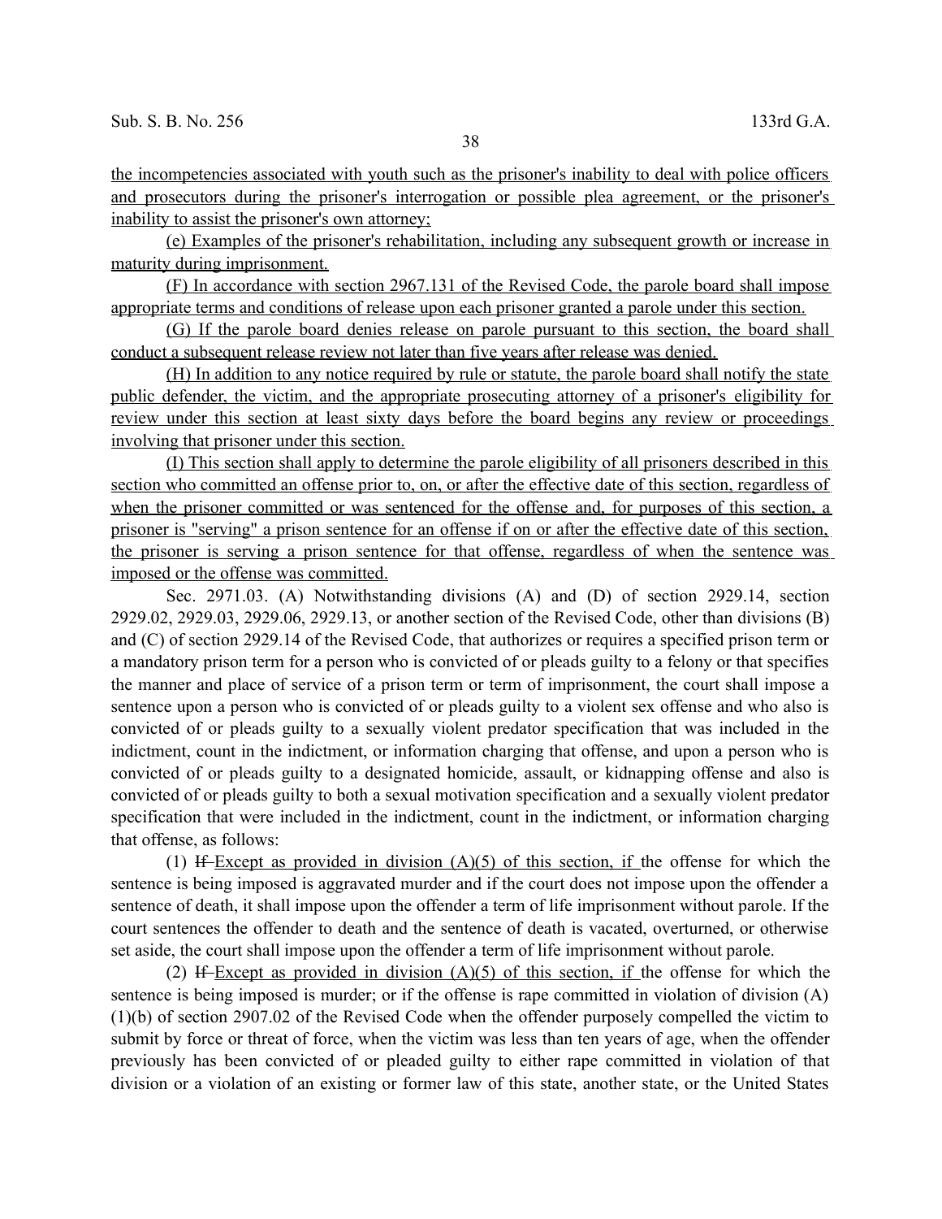the incompetencies associated with youth such as the prisoner's inability to deal with police officers and prosecutors during the prisoner's interrogation or possible plea agreement, or the prisoner's inability to assist the prisoner's own attorney;

(e) Examples of the prisoner's rehabilitation, including any subsequent growth or increase in maturity during imprisonment.

(F) In accordance with section 2967.131 of the Revised Code, the parole board shall impose appropriate terms and conditions of release upon each prisoner granted a parole under this section.

(G) If the parole board denies release on parole pursuant to this section, the board shall conduct a subsequent release review not later than five years after release was denied.

(H) In addition to any notice required by rule or statute, the parole board shall notify the state public defender, the victim, and the appropriate prosecuting attorney of a prisoner's eligibility for review under this section at least sixty days before the board begins any review or proceedings involving that prisoner under this section.

(I) This section shall apply to determine the parole eligibility of all prisoners described in this section who committed an offense prior to, on, or after the effective date of this section, regardless of when the prisoner committed or was sentenced for the offense and, for purposes of this section, a prisoner is "serving" a prison sentence for an offense if on or after the effective date of this section, the prisoner is serving a prison sentence for that offense, regardless of when the sentence was imposed or the offense was committed.

Sec. 2971.03. (A) Notwithstanding divisions (A) and (D) of section 2929.14, section 2929.02, 2929.03, 2929.06, 2929.13, or another section of the Revised Code, other than divisions (B) and (C) of section 2929.14 of the Revised Code, that authorizes or requires a specified prison term or a mandatory prison term for a person who is convicted of or pleads guilty to a felony or that specifies the manner and place of service of a prison term or term of imprisonment, the court shall impose a sentence upon a person who is convicted of or pleads guilty to a violent sex offense and who also is convicted of or pleads guilty to a sexually violent predator specification that was included in the indictment, count in the indictment, or information charging that offense, and upon a person who is convicted of or pleads guilty to a designated homicide, assault, or kidnapping offense and also is convicted of or pleads guilty to both a sexual motivation specification and a sexually violent predator specification that were included in the indictment, count in the indictment, or information charging that offense, as follows:

(1) ~~If~~ Except as provided in division (A)(5) of this section, if the offense for which the sentence is being imposed is aggravated murder and if the court does not impose upon the offender a sentence of death, it shall impose upon the offender a term of life imprisonment without parole. If the court sentences the offender to death and the sentence of death is vacated, overturned, or otherwise set aside, the court shall impose upon the offender a term of life imprisonment without parole.

(2) ~~If~~ Except as provided in division (A)(5) of this section, if the offense for which the sentence is being imposed is murder; or if the offense is rape committed in violation of division (A)(1)(b) of section 2907.02 of the Revised Code when the offender purposely compelled the victim to submit by force or threat of force, when the victim was less than ten years of age, when the offender previously has been convicted of or pleaded guilty to either rape committed in violation of that division or a violation of an existing or former law of this state, another state, or the United States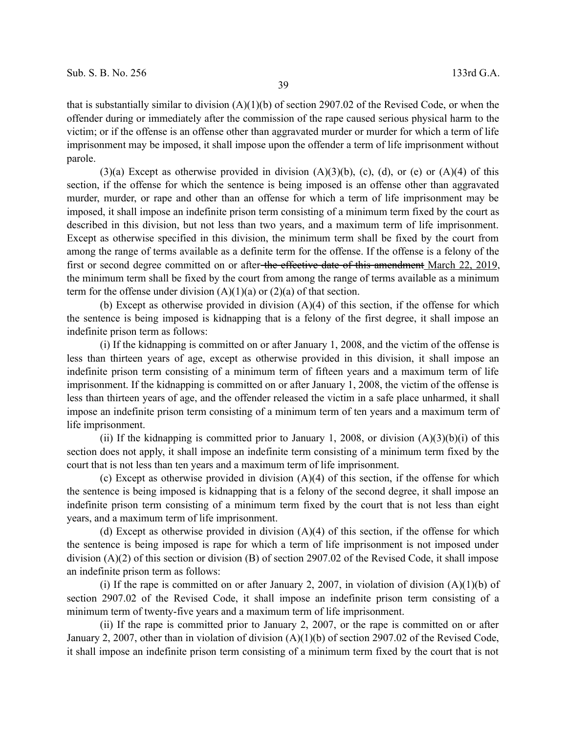that is substantially similar to division (A)(1)(b) of section 2907.02 of the Revised Code, or when the offender during or immediately after the commission of the rape caused serious physical harm to the victim; or if the offense is an offense other than aggravated murder or murder for which a term of life imprisonment may be imposed, it shall impose upon the offender a term of life imprisonment without parole.

(3)(a) Except as otherwise provided in division (A)(3)(b), (c), (d), or (e) or (A)(4) of this section, if the offense for which the sentence is being imposed is an offense other than aggravated murder, murder, or rape and other than an offense for which a term of life imprisonment may be imposed, it shall impose an indefinite prison term consisting of a minimum term fixed by the court as described in this division, but not less than two years, and a maximum term of life imprisonment. Except as otherwise specified in this division, the minimum term shall be fixed by the court from among the range of terms available as a definite term for the offense. If the offense is a felony of the first or second degree committed on or after ~~the effective date of this amendment~~ March 22, 2019, the minimum term shall be fixed by the court from among the range of terms available as a minimum term for the offense under division (A)(1)(a) or (2)(a) of that section.

(b) Except as otherwise provided in division (A)(4) of this section, if the offense for which the sentence is being imposed is kidnapping that is a felony of the first degree, it shall impose an indefinite prison term as follows:

(i) If the kidnapping is committed on or after January 1, 2008, and the victim of the offense is less than thirteen years of age, except as otherwise provided in this division, it shall impose an indefinite prison term consisting of a minimum term of fifteen years and a maximum term of life imprisonment. If the kidnapping is committed on or after January 1, 2008, the victim of the offense is less than thirteen years of age, and the offender released the victim in a safe place unharmed, it shall impose an indefinite prison term consisting of a minimum term of ten years and a maximum term of life imprisonment.

(ii) If the kidnapping is committed prior to January 1, 2008, or division (A)(3)(b)(i) of this section does not apply, it shall impose an indefinite term consisting of a minimum term fixed by the court that is not less than ten years and a maximum term of life imprisonment.

(c) Except as otherwise provided in division (A)(4) of this section, if the offense for which the sentence is being imposed is kidnapping that is a felony of the second degree, it shall impose an indefinite prison term consisting of a minimum term fixed by the court that is not less than eight years, and a maximum term of life imprisonment.

(d) Except as otherwise provided in division (A)(4) of this section, if the offense for which the sentence is being imposed is rape for which a term of life imprisonment is not imposed under division (A)(2) of this section or division (B) of section 2907.02 of the Revised Code, it shall impose an indefinite prison term as follows:

(i) If the rape is committed on or after January 2, 2007, in violation of division (A)(1)(b) of section 2907.02 of the Revised Code, it shall impose an indefinite prison term consisting of a minimum term of twenty-five years and a maximum term of life imprisonment.

(ii) If the rape is committed prior to January 2, 2007, or the rape is committed on or after January 2, 2007, other than in violation of division (A)(1)(b) of section 2907.02 of the Revised Code, it shall impose an indefinite prison term consisting of a minimum term fixed by the court that is not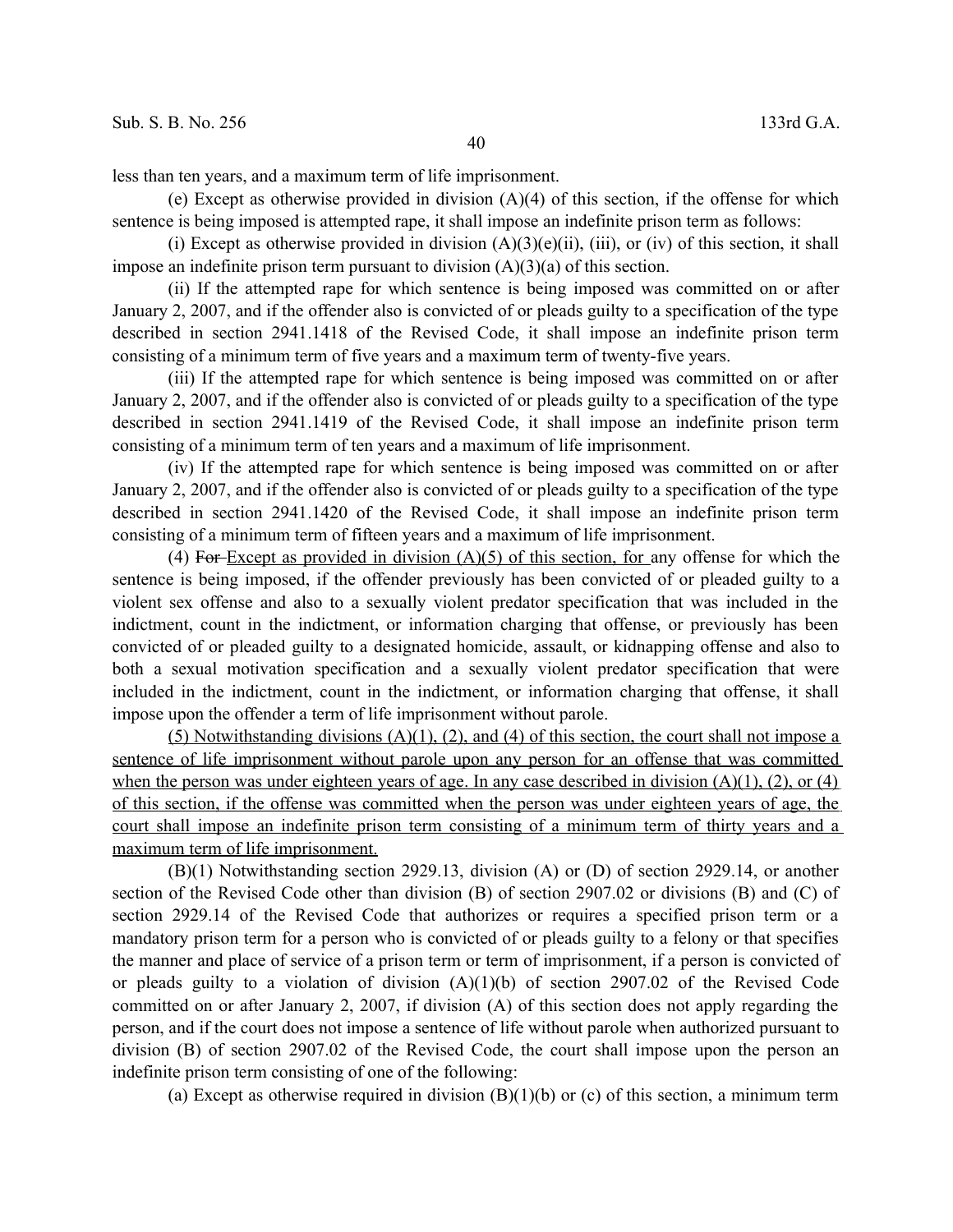less than ten years, and a maximum term of life imprisonment.

(e) Except as otherwise provided in division (A)(4) of this section, if the offense for which sentence is being imposed is attempted rape, it shall impose an indefinite prison term as follows:

(i) Except as otherwise provided in division (A)(3)(e)(ii), (iii), or (iv) of this section, it shall impose an indefinite prison term pursuant to division (A)(3)(a) of this section.

(ii) If the attempted rape for which sentence is being imposed was committed on or after January 2, 2007, and if the offender also is convicted of or pleads guilty to a specification of the type described in section 2941.1418 of the Revised Code, it shall impose an indefinite prison term consisting of a minimum term of five years and a maximum term of twenty-five years.

(iii) If the attempted rape for which sentence is being imposed was committed on or after January 2, 2007, and if the offender also is convicted of or pleads guilty to a specification of the type described in section 2941.1419 of the Revised Code, it shall impose an indefinite prison term consisting of a minimum term of ten years and a maximum of life imprisonment.

(iv) If the attempted rape for which sentence is being imposed was committed on or after January 2, 2007, and if the offender also is convicted of or pleads guilty to a specification of the type described in section 2941.1420 of the Revised Code, it shall impose an indefinite prison term consisting of a minimum term of fifteen years and a maximum of life imprisonment.

(4) ~~For~~ Except as provided in division (A)(5) of this section, for any offense for which the sentence is being imposed, if the offender previously has been convicted of or pleaded guilty to a violent sex offense and also to a sexually violent predator specification that was included in the indictment, count in the indictment, or information charging that offense, or previously has been convicted of or pleaded guilty to a designated homicide, assault, or kidnapping offense and also to both a sexual motivation specification and a sexually violent predator specification that were included in the indictment, count in the indictment, or information charging that offense, it shall impose upon the offender a term of life imprisonment without parole.

(5) Notwithstanding divisions (A)(1), (2), and (4) of this section, the court shall not impose a sentence of life imprisonment without parole upon any person for an offense that was committed when the person was under eighteen years of age. In any case described in division (A)(1), (2), or (4) of this section, if the offense was committed when the person was under eighteen years of age, the court shall impose an indefinite prison term consisting of a minimum term of thirty years and a maximum term of life imprisonment.

(B)(1) Notwithstanding section 2929.13, division (A) or (D) of section 2929.14, or another section of the Revised Code other than division (B) of section 2907.02 or divisions (B) and (C) of section 2929.14 of the Revised Code that authorizes or requires a specified prison term or a mandatory prison term for a person who is convicted of or pleads guilty to a felony or that specifies the manner and place of service of a prison term or term of imprisonment, if a person is convicted of or pleads guilty to a violation of division (A)(1)(b) of section 2907.02 of the Revised Code committed on or after January 2, 2007, if division (A) of this section does not apply regarding the person, and if the court does not impose a sentence of life without parole when authorized pursuant to division (B) of section 2907.02 of the Revised Code, the court shall impose upon the person an indefinite prison term consisting of one of the following:

(a) Except as otherwise required in division (B)(1)(b) or (c) of this section, a minimum term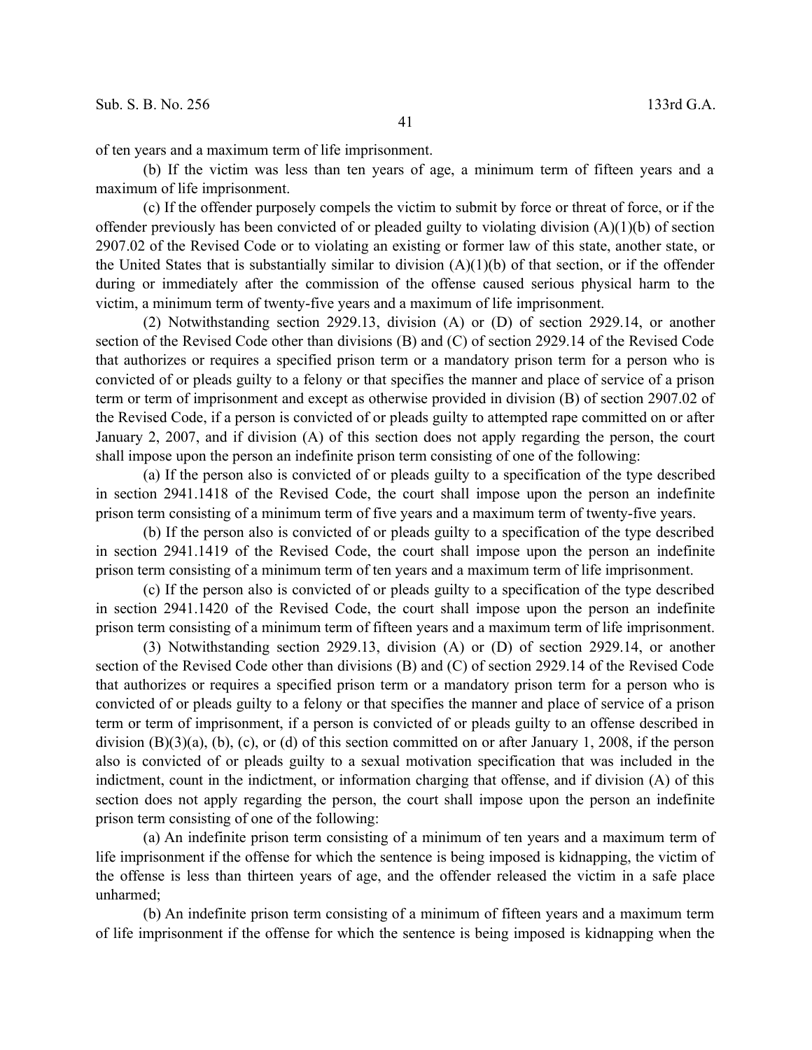of ten years and a maximum term of life imprisonment.

(b) If the victim was less than ten years of age, a minimum term of fifteen years and a maximum of life imprisonment.

(c) If the offender purposely compels the victim to submit by force or threat of force, or if the offender previously has been convicted of or pleaded guilty to violating division (A)(1)(b) of section 2907.02 of the Revised Code or to violating an existing or former law of this state, another state, or the United States that is substantially similar to division (A)(1)(b) of that section, or if the offender during or immediately after the commission of the offense caused serious physical harm to the victim, a minimum term of twenty-five years and a maximum of life imprisonment.

(2) Notwithstanding section 2929.13, division (A) or (D) of section 2929.14, or another section of the Revised Code other than divisions (B) and (C) of section 2929.14 of the Revised Code that authorizes or requires a specified prison term or a mandatory prison term for a person who is convicted of or pleads guilty to a felony or that specifies the manner and place of service of a prison term or term of imprisonment and except as otherwise provided in division (B) of section 2907.02 of the Revised Code, if a person is convicted of or pleads guilty to attempted rape committed on or after January 2, 2007, and if division (A) of this section does not apply regarding the person, the court shall impose upon the person an indefinite prison term consisting of one of the following:

(a) If the person also is convicted of or pleads guilty to a specification of the type described in section 2941.1418 of the Revised Code, the court shall impose upon the person an indefinite prison term consisting of a minimum term of five years and a maximum term of twenty-five years.

(b) If the person also is convicted of or pleads guilty to a specification of the type described in section 2941.1419 of the Revised Code, the court shall impose upon the person an indefinite prison term consisting of a minimum term of ten years and a maximum term of life imprisonment.

(c) If the person also is convicted of or pleads guilty to a specification of the type described in section 2941.1420 of the Revised Code, the court shall impose upon the person an indefinite prison term consisting of a minimum term of fifteen years and a maximum term of life imprisonment.

(3) Notwithstanding section 2929.13, division (A) or (D) of section 2929.14, or another section of the Revised Code other than divisions (B) and (C) of section 2929.14 of the Revised Code that authorizes or requires a specified prison term or a mandatory prison term for a person who is convicted of or pleads guilty to a felony or that specifies the manner and place of service of a prison term or term of imprisonment, if a person is convicted of or pleads guilty to an offense described in division (B)(3)(a), (b), (c), or (d) of this section committed on or after January 1, 2008, if the person also is convicted of or pleads guilty to a sexual motivation specification that was included in the indictment, count in the indictment, or information charging that offense, and if division (A) of this section does not apply regarding the person, the court shall impose upon the person an indefinite prison term consisting of one of the following:

(a) An indefinite prison term consisting of a minimum of ten years and a maximum term of life imprisonment if the offense for which the sentence is being imposed is kidnapping, the victim of the offense is less than thirteen years of age, and the offender released the victim in a safe place unharmed;

(b) An indefinite prison term consisting of a minimum of fifteen years and a maximum term of life imprisonment if the offense for which the sentence is being imposed is kidnapping when the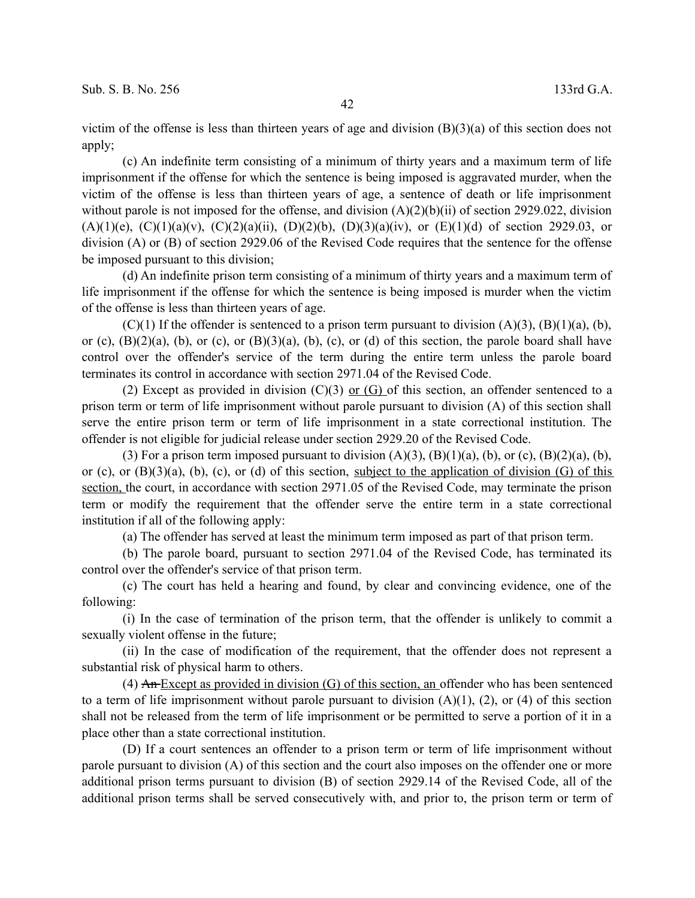victim of the offense is less than thirteen years of age and division (B)(3)(a) of this section does not apply;

(c) An indefinite term consisting of a minimum of thirty years and a maximum term of life imprisonment if the offense for which the sentence is being imposed is aggravated murder, when the victim of the offense is less than thirteen years of age, a sentence of death or life imprisonment without parole is not imposed for the offense, and division (A)(2)(b)(ii) of section 2929.022, division (A)(1)(e), (C)(1)(a)(v), (C)(2)(a)(ii), (D)(2)(b), (D)(3)(a)(iv), or (E)(1)(d) of section 2929.03, or division (A) or (B) of section 2929.06 of the Revised Code requires that the sentence for the offense be imposed pursuant to this division;

(d) An indefinite prison term consisting of a minimum of thirty years and a maximum term of life imprisonment if the offense for which the sentence is being imposed is murder when the victim of the offense is less than thirteen years of age.

(C)(1) If the offender is sentenced to a prison term pursuant to division (A)(3), (B)(1)(a), (b), or (c), (B)(2)(a), (b), or (c), or (B)(3)(a), (b), (c), or (d) of this section, the parole board shall have control over the offender's service of the term during the entire term unless the parole board terminates its control in accordance with section 2971.04 of the Revised Code.

(2) Except as provided in division (C)(3) <u>or (G)</u> of this section, an offender sentenced to a prison term or term of life imprisonment without parole pursuant to division (A) of this section shall serve the entire prison term or term of life imprisonment in a state correctional institution. The offender is not eligible for judicial release under section 2929.20 of the Revised Code.

(3) For a prison term imposed pursuant to division (A)(3), (B)(1)(a), (b), or (c), (B)(2)(a), (b), or (c), or (B)(3)(a), (b), (c), or (d) of this section, <u>subject to the application of division (G) of this section,</u> the court, in accordance with section 2971.05 of the Revised Code, may terminate the prison term or modify the requirement that the offender serve the entire term in a state correctional institution if all of the following apply:

(a) The offender has served at least the minimum term imposed as part of that prison term.

(b) The parole board, pursuant to section 2971.04 of the Revised Code, has terminated its control over the offender's service of that prison term.

(c) The court has held a hearing and found, by clear and convincing evidence, one of the following:

(i) In the case of termination of the prison term, that the offender is unlikely to commit a sexually violent offense in the future;

(ii) In the case of modification of the requirement, that the offender does not represent a substantial risk of physical harm to others.

(4) ~~An~~ <u>Except as provided in division (G) of this section, an</u> offender who has been sentenced to a term of life imprisonment without parole pursuant to division (A)(1), (2), or (4) of this section shall not be released from the term of life imprisonment or be permitted to serve a portion of it in a place other than a state correctional institution.

(D) If a court sentences an offender to a prison term or term of life imprisonment without parole pursuant to division (A) of this section and the court also imposes on the offender one or more additional prison terms pursuant to division (B) of section 2929.14 of the Revised Code, all of the additional prison terms shall be served consecutively with, and prior to, the prison term or term of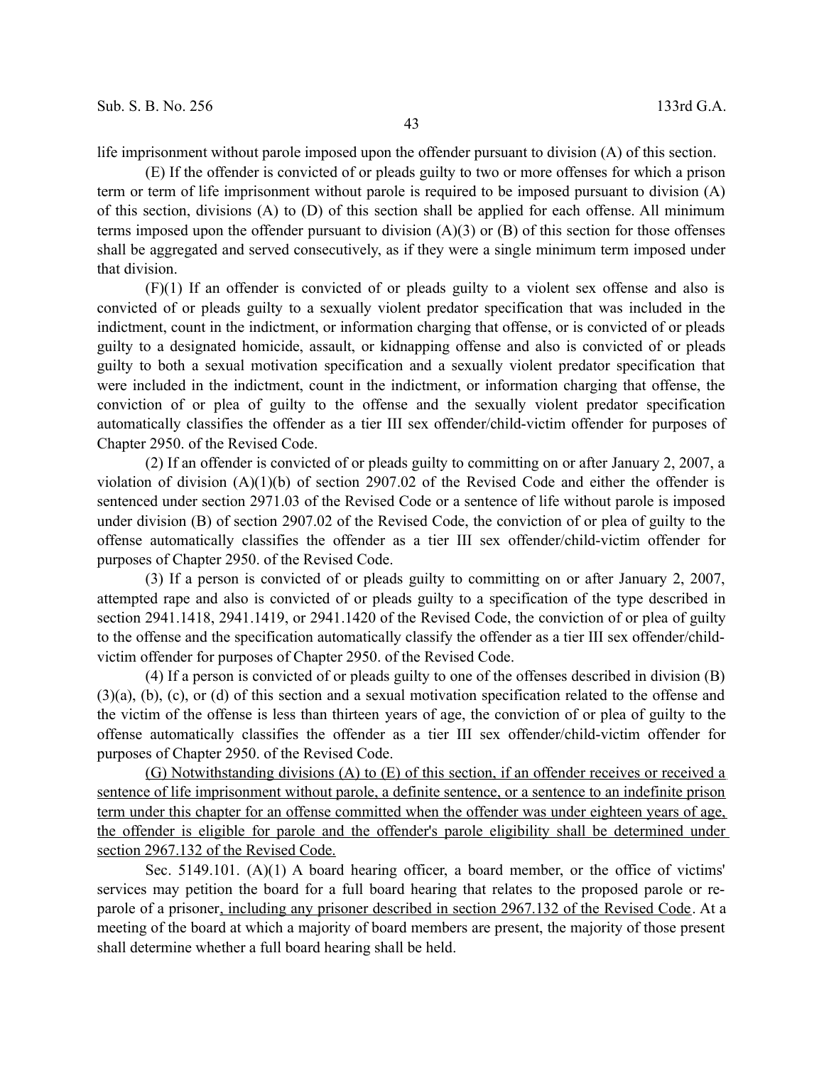life imprisonment without parole imposed upon the offender pursuant to division (A) of this section.

(E) If the offender is convicted of or pleads guilty to two or more offenses for which a prison term or term of life imprisonment without parole is required to be imposed pursuant to division (A) of this section, divisions (A) to (D) of this section shall be applied for each offense. All minimum terms imposed upon the offender pursuant to division (A)(3) or (B) of this section for those offenses shall be aggregated and served consecutively, as if they were a single minimum term imposed under that division.

(F)(1) If an offender is convicted of or pleads guilty to a violent sex offense and also is convicted of or pleads guilty to a sexually violent predator specification that was included in the indictment, count in the indictment, or information charging that offense, or is convicted of or pleads guilty to a designated homicide, assault, or kidnapping offense and also is convicted of or pleads guilty to both a sexual motivation specification and a sexually violent predator specification that were included in the indictment, count in the indictment, or information charging that offense, the conviction of or plea of guilty to the offense and the sexually violent predator specification automatically classifies the offender as a tier III sex offender/child-victim offender for purposes of Chapter 2950. of the Revised Code.

(2) If an offender is convicted of or pleads guilty to committing on or after January 2, 2007, a violation of division (A)(1)(b) of section 2907.02 of the Revised Code and either the offender is sentenced under section 2971.03 of the Revised Code or a sentence of life without parole is imposed under division (B) of section 2907.02 of the Revised Code, the conviction of or plea of guilty to the offense automatically classifies the offender as a tier III sex offender/child-victim offender for purposes of Chapter 2950. of the Revised Code.

(3) If a person is convicted of or pleads guilty to committing on or after January 2, 2007, attempted rape and also is convicted of or pleads guilty to a specification of the type described in section 2941.1418, 2941.1419, or 2941.1420 of the Revised Code, the conviction of or plea of guilty to the offense and the specification automatically classify the offender as a tier III sex offender/child-victim offender for purposes of Chapter 2950. of the Revised Code.

(4) If a person is convicted of or pleads guilty to one of the offenses described in division (B)(3)(a), (b), (c), or (d) of this section and a sexual motivation specification related to the offense and the victim of the offense is less than thirteen years of age, the conviction of or plea of guilty to the offense automatically classifies the offender as a tier III sex offender/child-victim offender for purposes of Chapter 2950. of the Revised Code.

<u>(G) Notwithstanding divisions (A) to (E) of this section, if an offender receives or received a sentence of life imprisonment without parole, a definite sentence, or a sentence to an indefinite prison term under this chapter for an offense committed when the offender was under eighteen years of age, the offender is eligible for parole and the offender's parole eligibility shall be determined under section 2967.132 of the Revised Code.</u>

Sec. 5149.101. (A)(1) A board hearing officer, a board member, or the office of victims' services may petition the board for a full board hearing that relates to the proposed parole or re-parole of a prisoner<u>, including any prisoner described in section 2967.132 of the Revised Code</u>. At a meeting of the board at which a majority of board members are present, the majority of those present shall determine whether a full board hearing shall be held.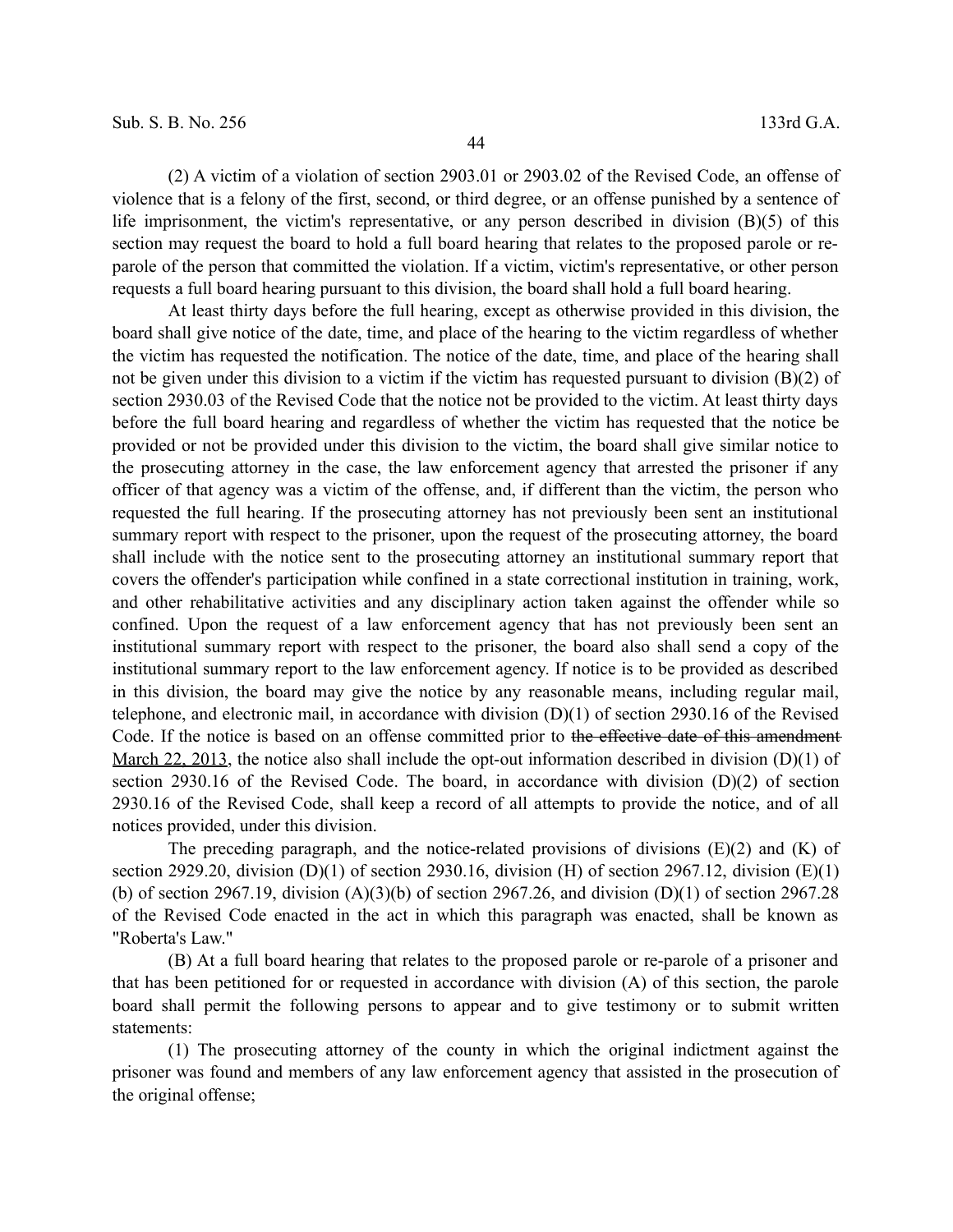(2) A victim of a violation of section 2903.01 or 2903.02 of the Revised Code, an offense of violence that is a felony of the first, second, or third degree, or an offense punished by a sentence of life imprisonment, the victim's representative, or any person described in division (B)(5) of this section may request the board to hold a full board hearing that relates to the proposed parole or re-parole of the person that committed the violation. If a victim, victim's representative, or other person requests a full board hearing pursuant to this division, the board shall hold a full board hearing.

At least thirty days before the full hearing, except as otherwise provided in this division, the board shall give notice of the date, time, and place of the hearing to the victim regardless of whether the victim has requested the notification. The notice of the date, time, and place of the hearing shall not be given under this division to a victim if the victim has requested pursuant to division (B)(2) of section 2930.03 of the Revised Code that the notice not be provided to the victim. At least thirty days before the full board hearing and regardless of whether the victim has requested that the notice be provided or not be provided under this division to the victim, the board shall give similar notice to the prosecuting attorney in the case, the law enforcement agency that arrested the prisoner if any officer of that agency was a victim of the offense, and, if different than the victim, the person who requested the full hearing. If the prosecuting attorney has not previously been sent an institutional summary report with respect to the prisoner, upon the request of the prosecuting attorney, the board shall include with the notice sent to the prosecuting attorney an institutional summary report that covers the offender's participation while confined in a state correctional institution in training, work, and other rehabilitative activities and any disciplinary action taken against the offender while so confined. Upon the request of a law enforcement agency that has not previously been sent an institutional summary report with respect to the prisoner, the board also shall send a copy of the institutional summary report to the law enforcement agency. If notice is to be provided as described in this division, the board may give the notice by any reasonable means, including regular mail, telephone, and electronic mail, in accordance with division (D)(1) of section 2930.16 of the Revised Code. If the notice is based on an offense committed prior to ~~the effective date of this amendment~~ March 22, 2013, the notice also shall include the opt-out information described in division (D)(1) of section 2930.16 of the Revised Code. The board, in accordance with division (D)(2) of section 2930.16 of the Revised Code, shall keep a record of all attempts to provide the notice, and of all notices provided, under this division.

The preceding paragraph, and the notice-related provisions of divisions (E)(2) and (K) of section 2929.20, division (D)(1) of section 2930.16, division (H) of section 2967.12, division (E)(1)(b) of section 2967.19, division (A)(3)(b) of section 2967.26, and division (D)(1) of section 2967.28 of the Revised Code enacted in the act in which this paragraph was enacted, shall be known as "Roberta's Law."

(B) At a full board hearing that relates to the proposed parole or re-parole of a prisoner and that has been petitioned for or requested in accordance with division (A) of this section, the parole board shall permit the following persons to appear and to give testimony or to submit written statements:

(1) The prosecuting attorney of the county in which the original indictment against the prisoner was found and members of any law enforcement agency that assisted in the prosecution of the original offense;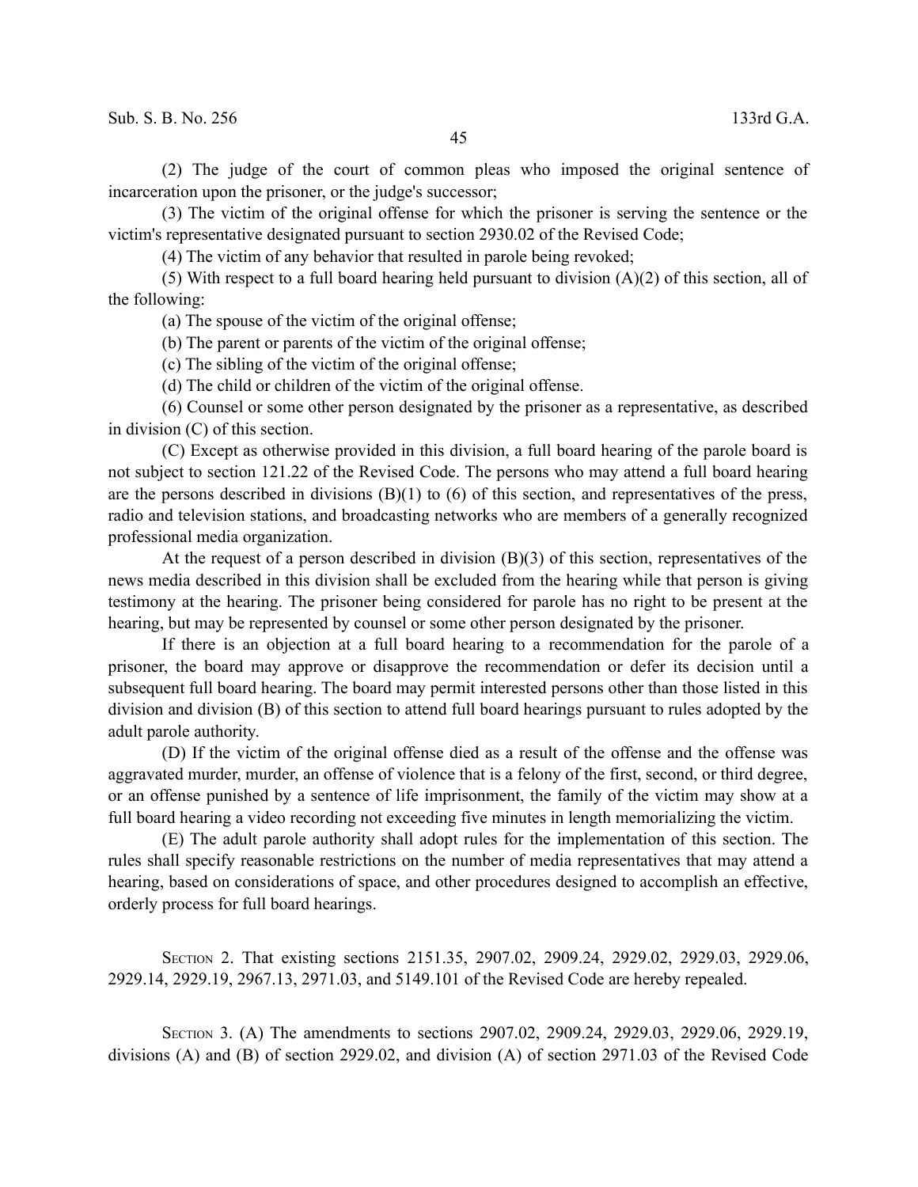(2) The judge of the court of common pleas who imposed the original sentence of incarceration upon the prisoner, or the judge's successor;

(3) The victim of the original offense for which the prisoner is serving the sentence or the victim's representative designated pursuant to section 2930.02 of the Revised Code;

(4) The victim of any behavior that resulted in parole being revoked;

(5) With respect to a full board hearing held pursuant to division (A)(2) of this section, all of the following:

(a) The spouse of the victim of the original offense;

(b) The parent or parents of the victim of the original offense;

(c) The sibling of the victim of the original offense;

(d) The child or children of the victim of the original offense.

(6) Counsel or some other person designated by the prisoner as a representative, as described in division (C) of this section.

(C) Except as otherwise provided in this division, a full board hearing of the parole board is not subject to section 121.22 of the Revised Code. The persons who may attend a full board hearing are the persons described in divisions (B)(1) to (6) of this section, and representatives of the press, radio and television stations, and broadcasting networks who are members of a generally recognized professional media organization.

At the request of a person described in division (B)(3) of this section, representatives of the news media described in this division shall be excluded from the hearing while that person is giving testimony at the hearing. The prisoner being considered for parole has no right to be present at the hearing, but may be represented by counsel or some other person designated by the prisoner.

If there is an objection at a full board hearing to a recommendation for the parole of a prisoner, the board may approve or disapprove the recommendation or defer its decision until a subsequent full board hearing. The board may permit interested persons other than those listed in this division and division (B) of this section to attend full board hearings pursuant to rules adopted by the adult parole authority.

(D) If the victim of the original offense died as a result of the offense and the offense was aggravated murder, murder, an offense of violence that is a felony of the first, second, or third degree, or an offense punished by a sentence of life imprisonment, the family of the victim may show at a full board hearing a video recording not exceeding five minutes in length memorializing the victim.

(E) The adult parole authority shall adopt rules for the implementation of this section. The rules shall specify reasonable restrictions on the number of media representatives that may attend a hearing, based on considerations of space, and other procedures designed to accomplish an effective, orderly process for full board hearings.

SECTION 2. That existing sections 2151.35, 2907.02, 2909.24, 2929.02, 2929.03, 2929.06, 2929.14, 2929.19, 2967.13, 2971.03, and 5149.101 of the Revised Code are hereby repealed.

SECTION 3. (A) The amendments to sections 2907.02, 2909.24, 2929.03, 2929.06, 2929.19, divisions (A) and (B) of section 2929.02, and division (A) of section 2971.03 of the Revised Code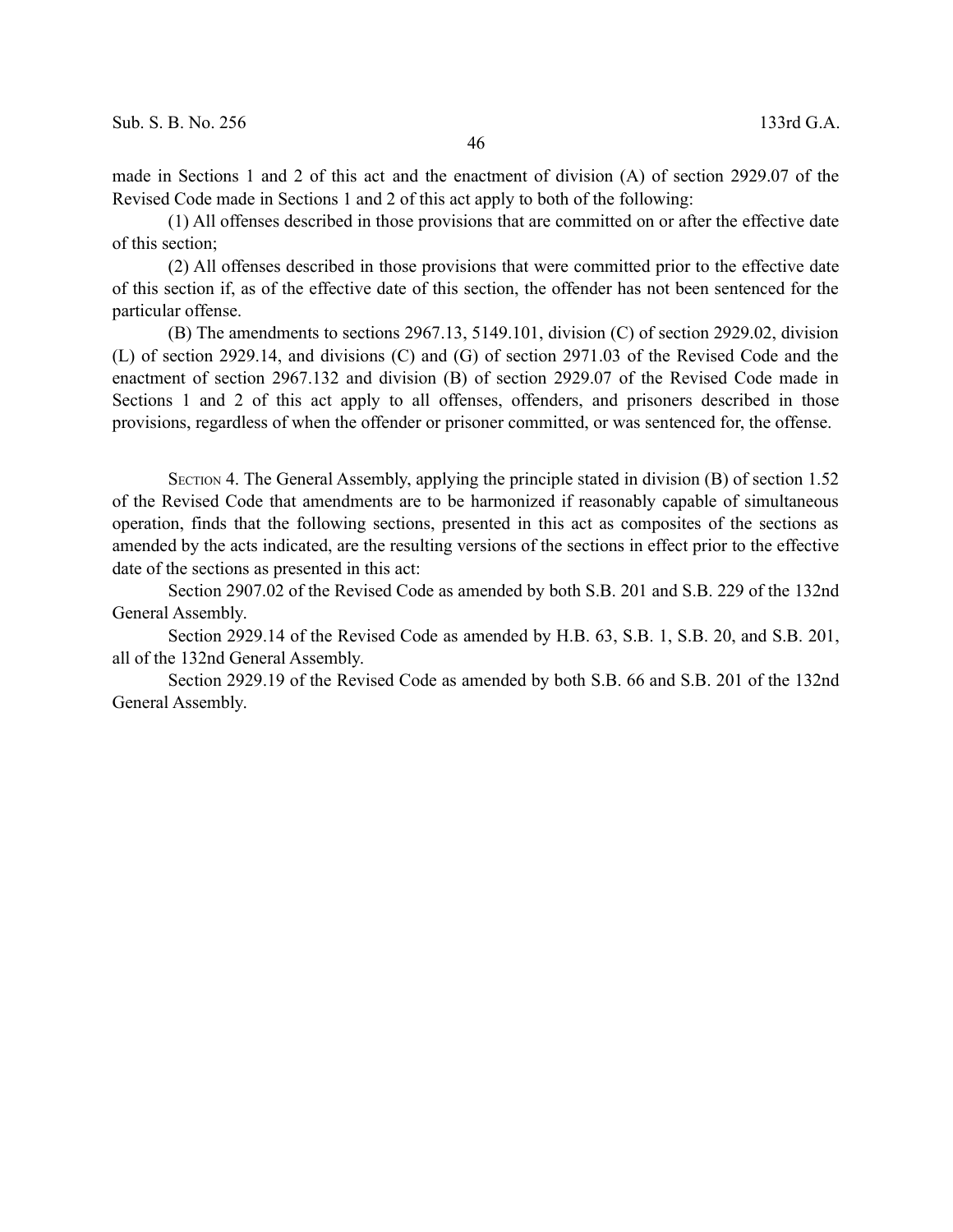made in Sections 1 and 2 of this act and the enactment of division (A) of section 2929.07 of the Revised Code made in Sections 1 and 2 of this act apply to both of the following:

(1) All offenses described in those provisions that are committed on or after the effective date of this section;

(2) All offenses described in those provisions that were committed prior to the effective date of this section if, as of the effective date of this section, the offender has not been sentenced for the particular offense.

(B) The amendments to sections 2967.13, 5149.101, division (C) of section 2929.02, division (L) of section 2929.14, and divisions (C) and (G) of section 2971.03 of the Revised Code and the enactment of section 2967.132 and division (B) of section 2929.07 of the Revised Code made in Sections 1 and 2 of this act apply to all offenses, offenders, and prisoners described in those provisions, regardless of when the offender or prisoner committed, or was sentenced for, the offense.

SECTION 4. The General Assembly, applying the principle stated in division (B) of section 1.52 of the Revised Code that amendments are to be harmonized if reasonably capable of simultaneous operation, finds that the following sections, presented in this act as composites of the sections as amended by the acts indicated, are the resulting versions of the sections in effect prior to the effective date of the sections as presented in this act:

Section 2907.02 of the Revised Code as amended by both S.B. 201 and S.B. 229 of the 132nd General Assembly.

Section 2929.14 of the Revised Code as amended by H.B. 63, S.B. 1, S.B. 20, and S.B. 201, all of the 132nd General Assembly.

Section 2929.19 of the Revised Code as amended by both S.B. 66 and S.B. 201 of the 132nd General Assembly.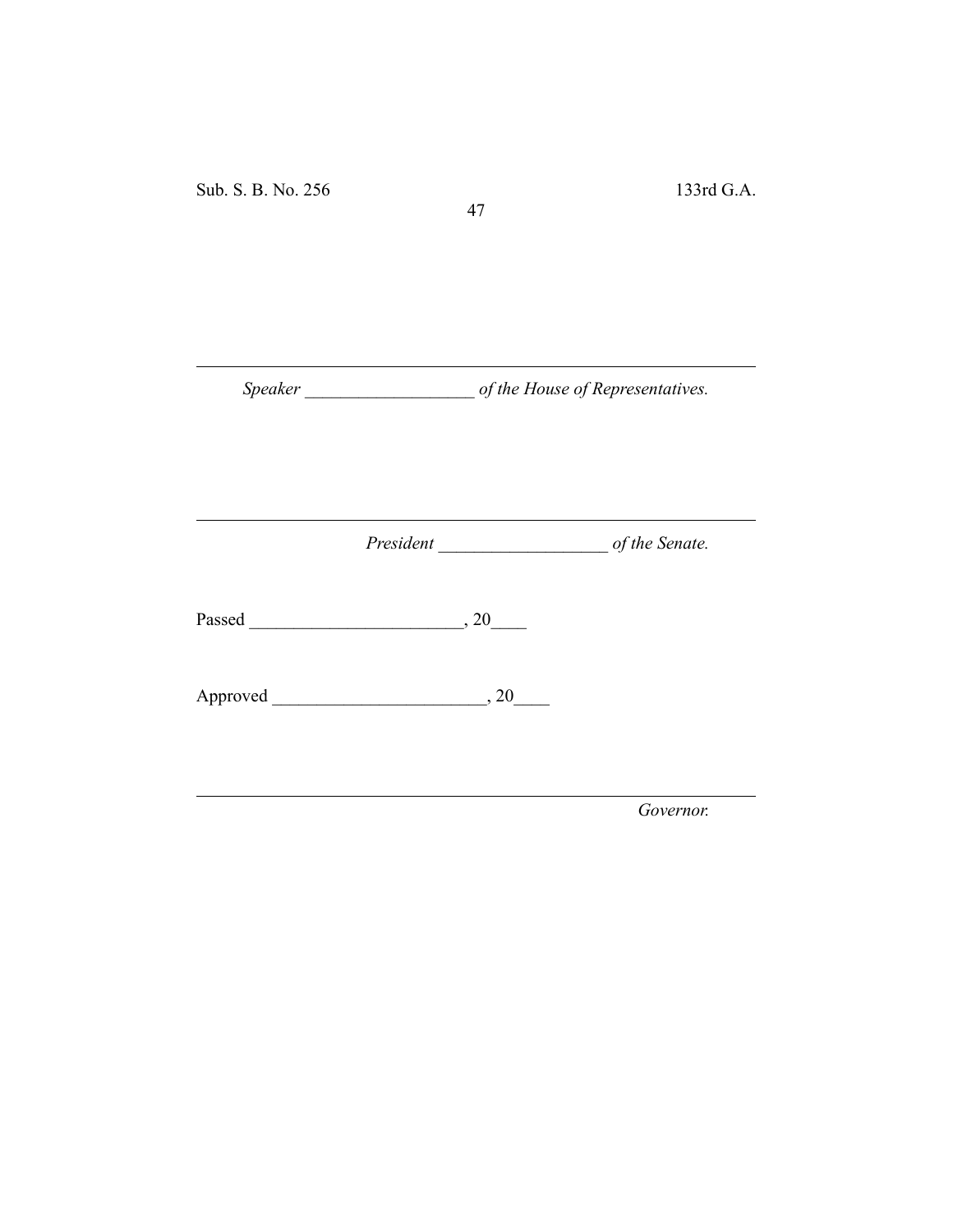---

*Speaker* ___________________ *of the House of Representatives.*

---

*President* ___________________ *of the Senate.*

Passed ________________________, 20____

Approved ________________________, 20____

---

*Governor.*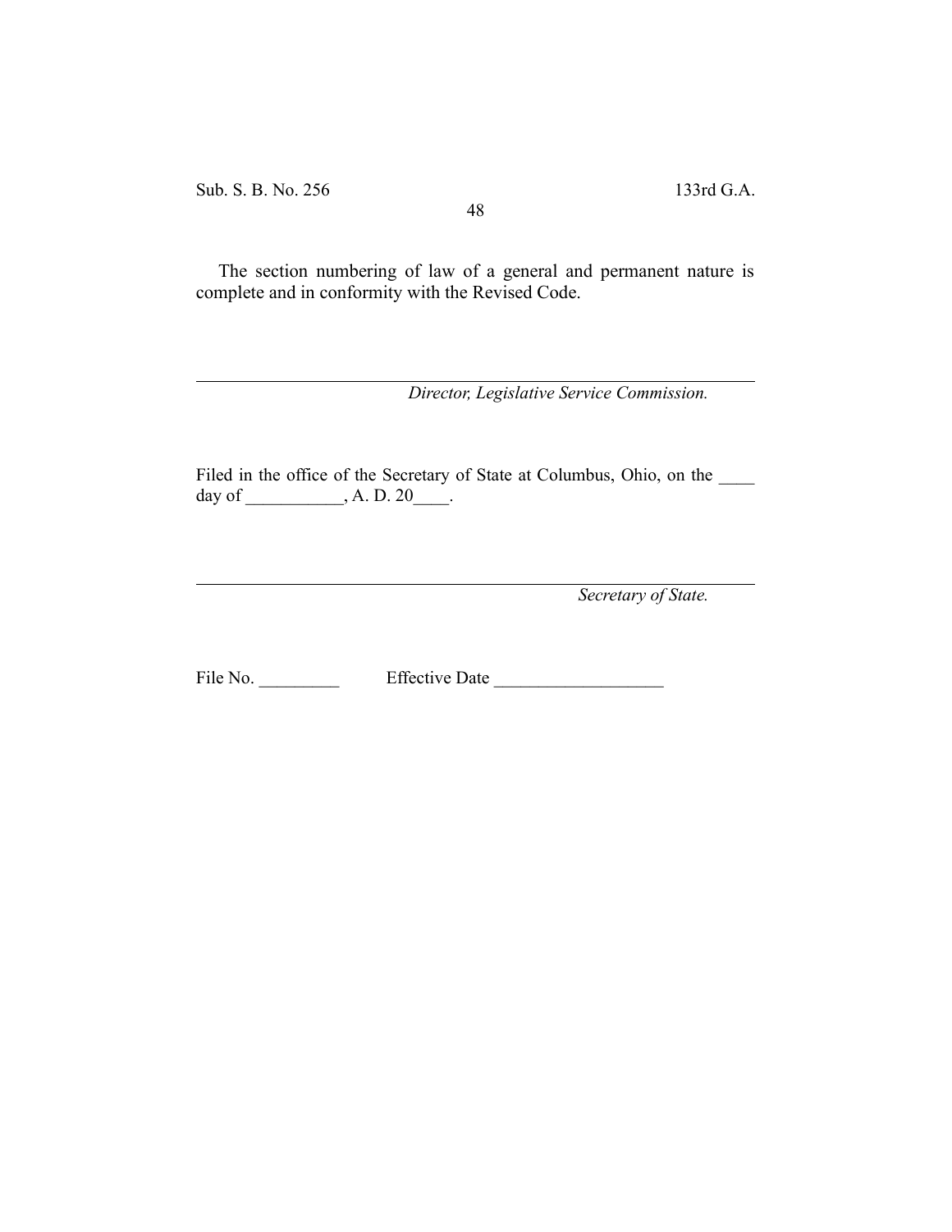The section numbering of law of a general and permanent nature is complete and in conformity with the Revised Code.

\_\_\_\_\_\_\_\_\_\_\_\_\_\_\_\_\_\_\_\_\_\_\_\_\_\_\_\_\_\_\_\_\_\_\_\_\_\_\_\_\_\_\_\_\_\_\_\_\_\_\_\_\_\_\_\_\_\_\_\_\_\_\_\_

*Director, Legislative Service Commission.*

Filed in the office of the Secretary of State at Columbus, Ohio, on the ____ day of ___________, A. D. 20____.

\_\_\_\_\_\_\_\_\_\_\_\_\_\_\_\_\_\_\_\_\_\_\_\_\_\_\_\_\_\_\_\_\_\_\_\_\_\_\_\_\_\_\_\_\_\_\_\_\_\_\_\_\_\_\_\_\_\_\_\_\_\_\_\_

*Secretary of State.*

File No. _________ Effective Date ___________________